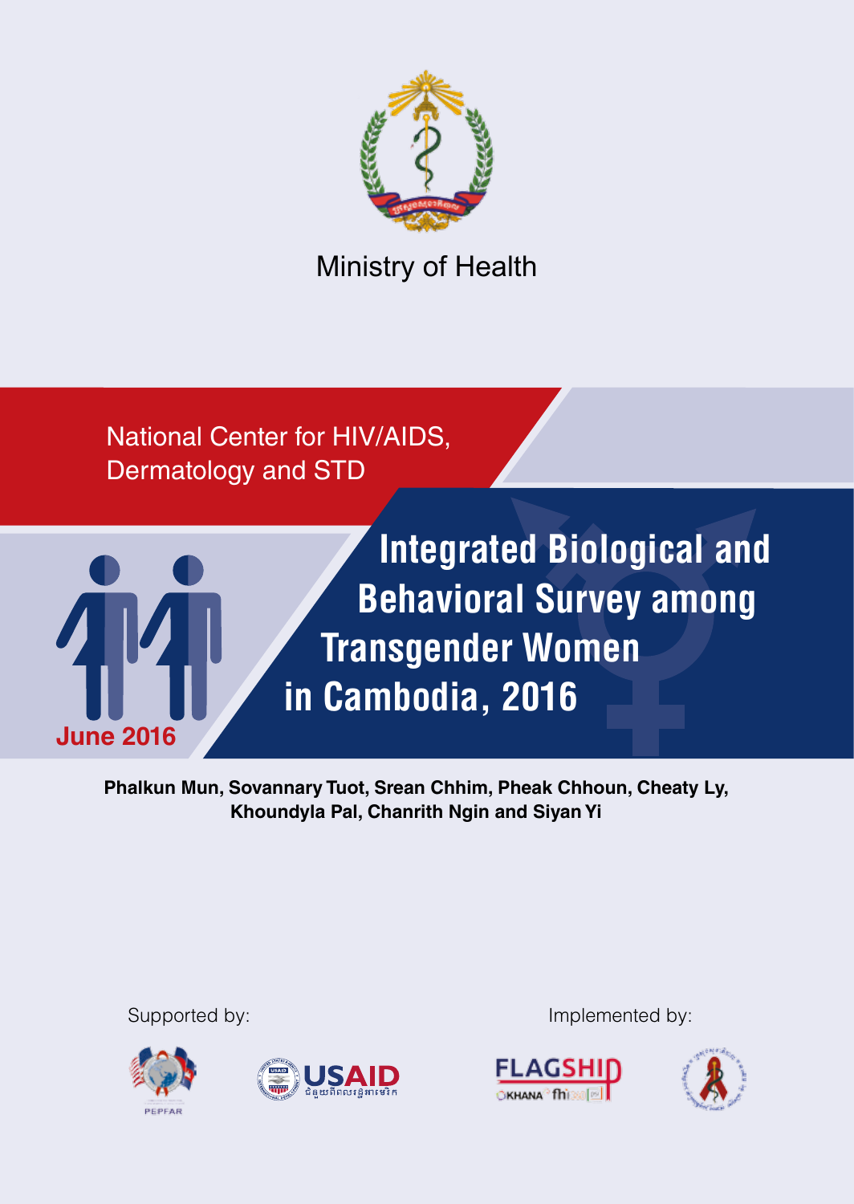Ministry of Health

National Center for HIV/AIDS, Dermatology and STD

# Integrated Biological and Behavioral Survey among Transgender Women in Cambodia, 2016

June 2016

**Phalkun Mun, Sovannary Tuot, Srean Chhim, Pheak Chhoun, Cheaty Ly, Khoundyla Pal, Chanrith Ngin and Siyan Yi**

Supported by:

Implemented by: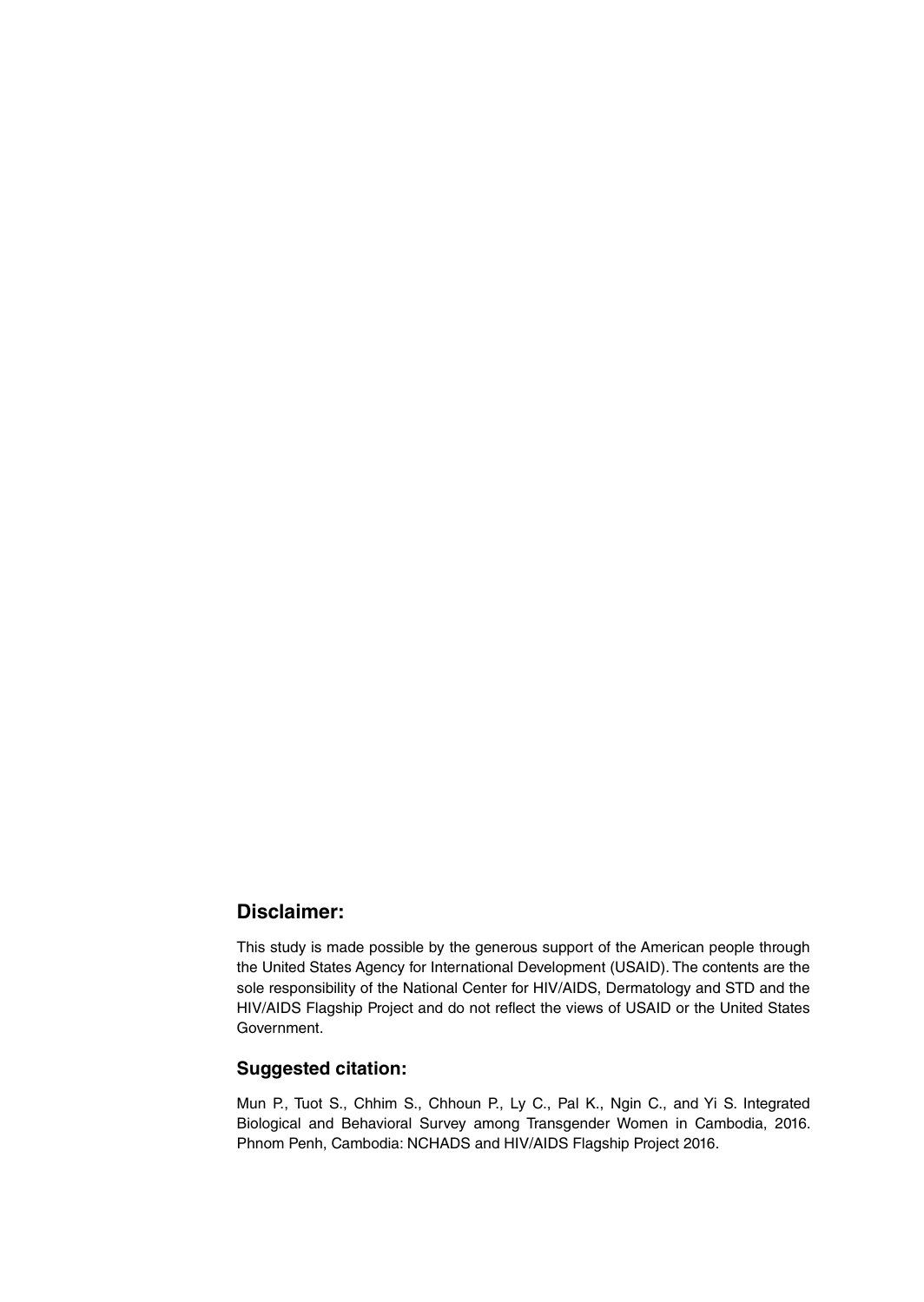## Disclaimer:

This study is made possible by the generous support of the American people through the United States Agency for International Development (USAID). The contents are the sole responsibility of the National Center for HIV/AIDS, Dermatology and STD and the HIV/AIDS Flagship Project and do not reflect the views of USAID or the United States Government.

## Suggested citation:

Mun P., Tuot S., Chhim S., Chhoun P., Ly C., Pal K., Ngin C., and Yi S. Integrated Biological and Behavioral Survey among Transgender Women in Cambodia, 2016. Phnom Penh, Cambodia: NCHADS and HIV/AIDS Flagship Project 2016.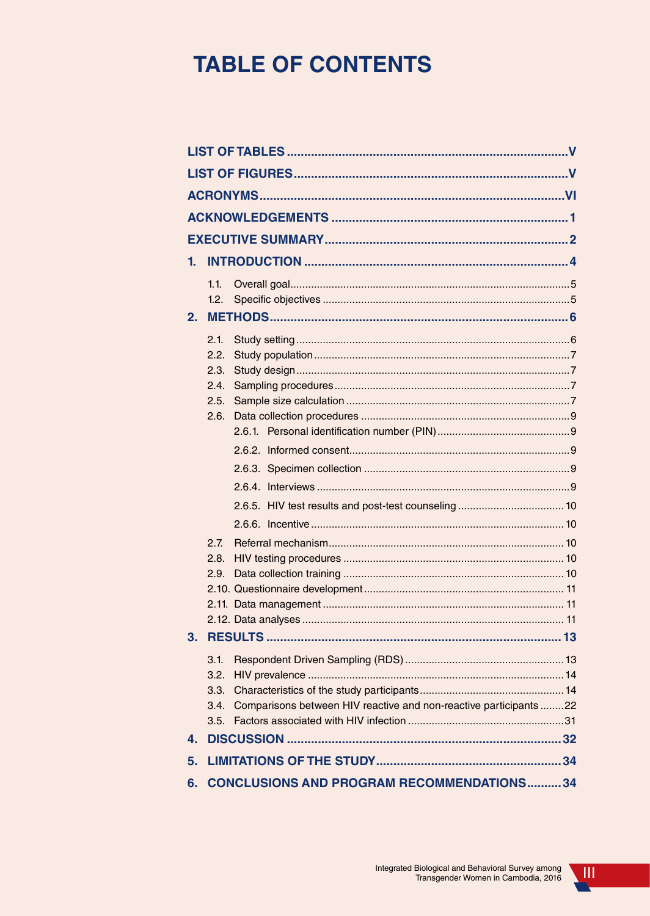# TABLE OF CONTENTS

- LIST OF TABLES ..... V
- LIST OF FIGURES ..... V
- ACRONYMS ..... VI
- ACKNOWLEDGEMENTS ..... 1
- EXECUTIVE SUMMARY ..... 2
- 1. INTRODUCTION ..... 4
  - 1.1. Overall goal ..... 5
  - 1.2. Specific objectives ..... 5
- 2. METHODS ..... 6
  - 2.1. Study setting ..... 6
  - 2.2. Study population ..... 7
  - 2.3. Study design ..... 7
  - 2.4. Sampling procedures ..... 7
  - 2.5. Sample size calculation ..... 7
  - 2.6. Data collection procedures ..... 9
    - 2.6.1. Personal identification number (PIN) ..... 9
    - 2.6.2. Informed consent ..... 9
    - 2.6.3. Specimen collection ..... 9
    - 2.6.4. Interviews ..... 9
    - 2.6.5. HIV test results and post-test counseling ..... 10
    - 2.6.6. Incentive ..... 10
  - 2.7. Referral mechanism ..... 10
  - 2.8. HIV testing procedures ..... 10
  - 2.9. Data collection training ..... 10
  - 2.10. Questionnaire development ..... 11
  - 2.11. Data management ..... 11
  - 2.12. Data analyses ..... 11
- 3. RESULTS ..... 13
  - 3.1. Respondent Driven Sampling (RDS) ..... 13
  - 3.2. HIV prevalence ..... 14
  - 3.3. Characteristics of the study participants ..... 14
  - 3.4. Comparisons between HIV reactive and non-reactive participants ..... 22
  - 3.5. Factors associated with HIV infection ..... 31
- 4. DISCUSSION ..... 32
- 5. LIMITATIONS OF THE STUDY ..... 34
- 6. CONCLUSIONS AND PROGRAM RECOMMENDATIONS ..... 34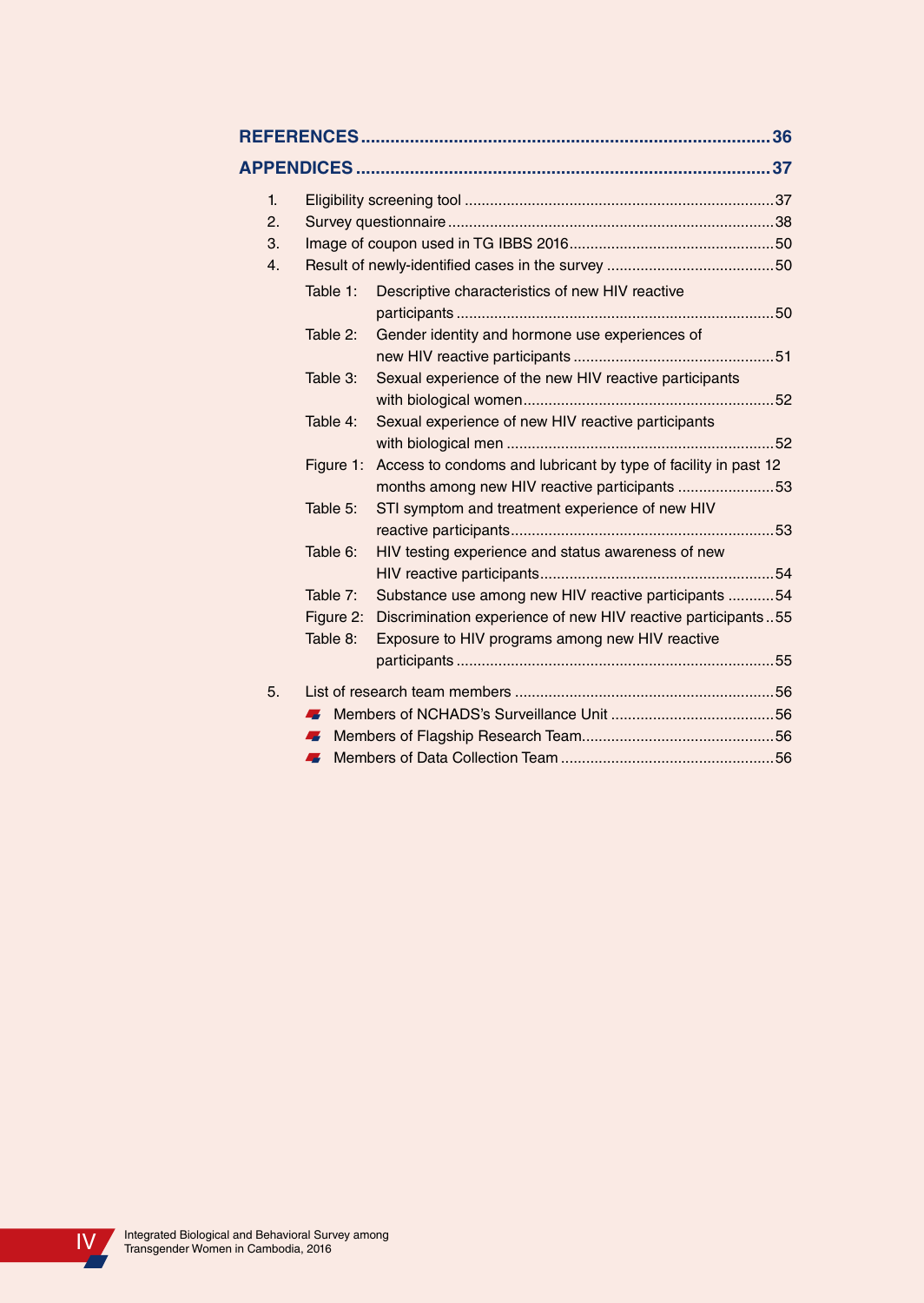**REFERENCES** ........................................................................................ **36**

**APPENDICES** ........................................................................................ **37**

1. Eligibility screening tool ........................................................................ 37
2. Survey questionnaire ............................................................................. 38
3. Image of coupon used in TG IBBS 2016 ................................................ 50
4. Result of newly-identified cases in the survey ........................................ 50
   - Table 1: Descriptive characteristics of new HIV reactive participants ........................................................................... 50
   - Table 2: Gender identity and hormone use experiences of new HIV reactive participants ................................................ 51
   - Table 3: Sexual experience of the new HIV reactive participants with biological women ........................................................... 52
   - Table 4: Sexual experience of new HIV reactive participants with biological men ............................................................... 52
   - Figure 1: Access to condoms and lubricant by type of facility in past 12 months among new HIV reactive participants ....................... 53
   - Table 5: STI symptom and treatment experience of new HIV reactive participants .............................................................. 53
   - Table 6: HIV testing experience and status awareness of new HIV reactive participants ...................................................... 54
   - Table 7: Substance use among new HIV reactive participants ........... 54
   - Figure 2: Discrimination experience of new HIV reactive participants .. 55
   - Table 8: Exposure to HIV programs among new HIV reactive participants ........................................................................... 55
5. List of research team members ............................................................. 56
   - Members of NCHADS's Surveillance Unit ....................................... 56
   - Members of Flagship Research Team .............................................. 56
   - Members of Data Collection Team .................................................. 56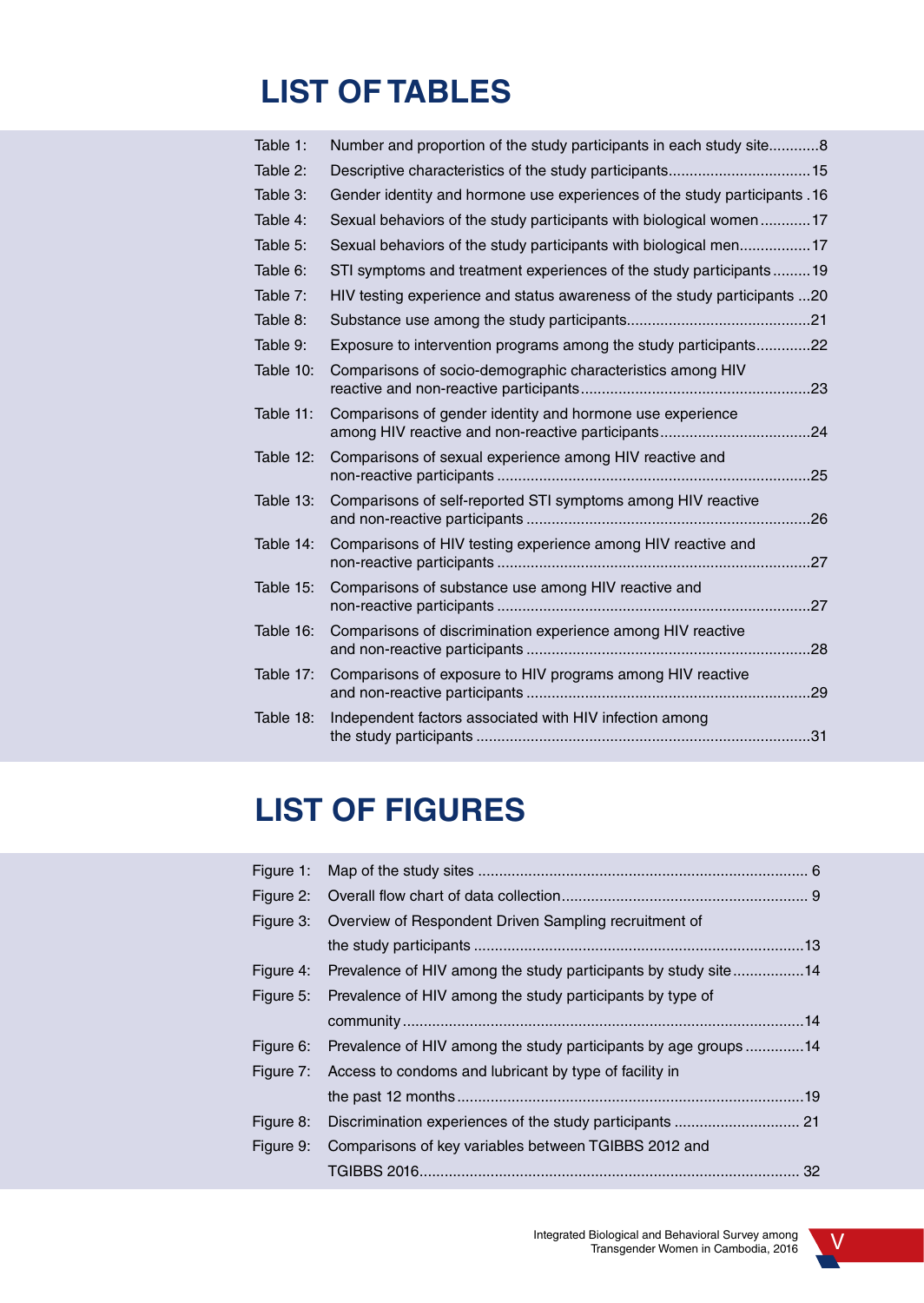# LIST OF TABLES

| | | |
|---|---|---|
| Table 1: | Number and proportion of the study participants in each study site | 8 |
| Table 2: | Descriptive characteristics of the study participants | 15 |
| Table 3: | Gender identity and hormone use experiences of the study participants | 16 |
| Table 4: | Sexual behaviors of the study participants with biological women | 17 |
| Table 5: | Sexual behaviors of the study participants with biological men | 17 |
| Table 6: | STI symptoms and treatment experiences of the study participants | 19 |
| Table 7: | HIV testing experience and status awareness of the study participants | 20 |
| Table 8: | Substance use among the study participants | 21 |
| Table 9: | Exposure to intervention programs among the study participants | 22 |
| Table 10: | Comparisons of socio-demographic characteristics among HIV reactive and non-reactive participants | 23 |
| Table 11: | Comparisons of gender identity and hormone use experience among HIV reactive and non-reactive participants | 24 |
| Table 12: | Comparisons of sexual experience among HIV reactive and non-reactive participants | 25 |
| Table 13: | Comparisons of self-reported STI symptoms among HIV reactive and non-reactive participants | 26 |
| Table 14: | Comparisons of HIV testing experience among HIV reactive and non-reactive participants | 27 |
| Table 15: | Comparisons of substance use among HIV reactive and non-reactive participants | 27 |
| Table 16: | Comparisons of discrimination experience among HIV reactive and non-reactive participants | 28 |
| Table 17: | Comparisons of exposure to HIV programs among HIV reactive and non-reactive participants | 29 |
| Table 18: | Independent factors associated with HIV infection among the study participants | 31 |

# LIST OF FIGURES

| | | |
|---|---|---|
| Figure 1: | Map of the study sites | 6 |
| Figure 2: | Overall flow chart of data collection | 9 |
| Figure 3: | Overview of Respondent Driven Sampling recruitment of the study participants | 13 |
| Figure 4: | Prevalence of HIV among the study participants by study site | 14 |
| Figure 5: | Prevalence of HIV among the study participants by type of community | 14 |
| Figure 6: | Prevalence of HIV among the study participants by age groups | 14 |
| Figure 7: | Access to condoms and lubricant by type of facility in the past 12 months | 19 |
| Figure 8: | Discrimination experiences of the study participants | 21 |
| Figure 9: | Comparisons of key variables between TGIBBS 2012 and TGIBBS 2016 | 32 |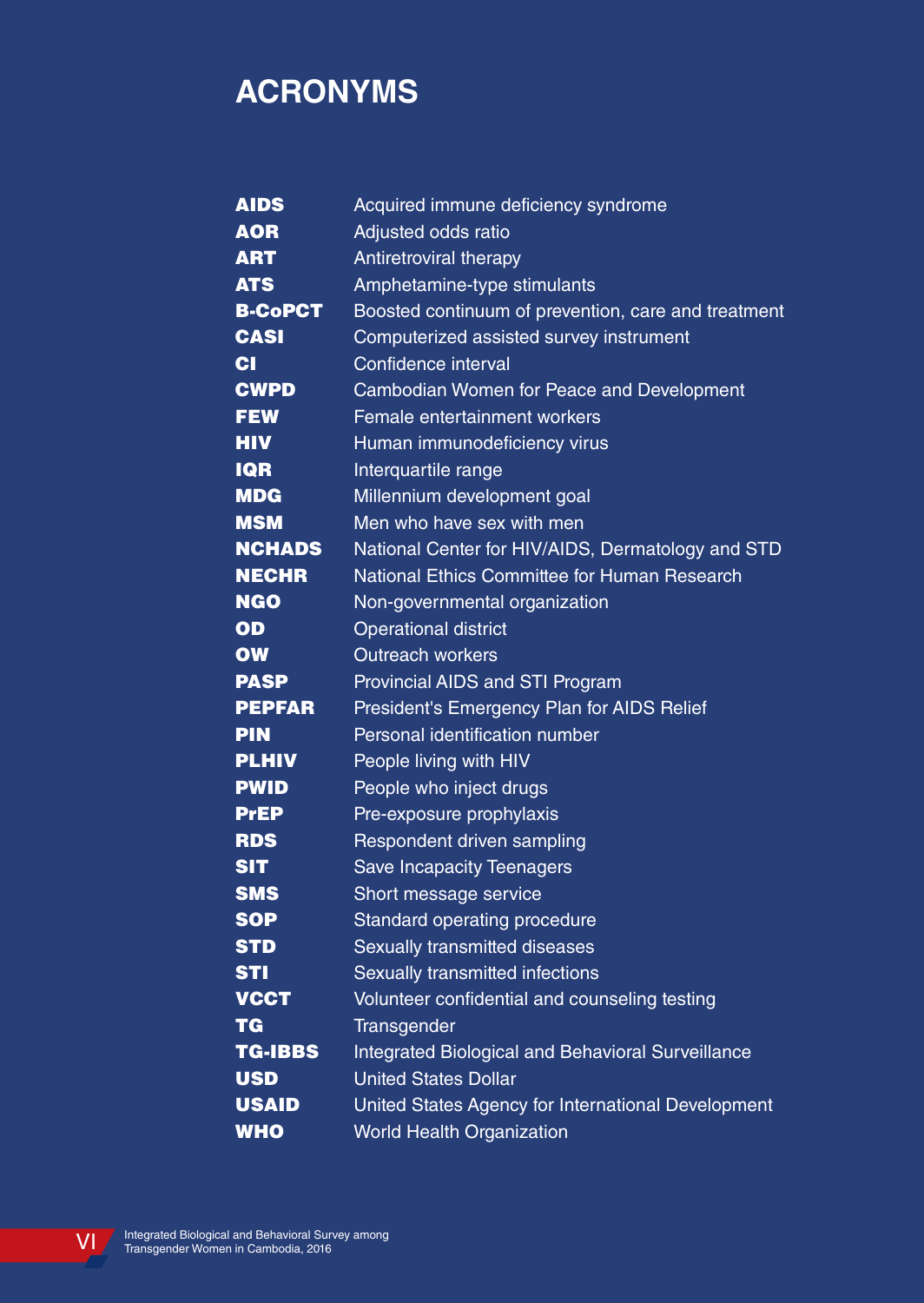# ACRONYMS

| | |
|---|---|
| **AIDS** | Acquired immune deficiency syndrome |
| **AOR** | Adjusted odds ratio |
| **ART** | Antiretroviral therapy |
| **ATS** | Amphetamine-type stimulants |
| **B-CoPCT** | Boosted continuum of prevention, care and treatment |
| **CASI** | Computerized assisted survey instrument |
| **CI** | Confidence interval |
| **CWPD** | Cambodian Women for Peace and Development |
| **FEW** | Female entertainment workers |
| **HIV** | Human immunodeficiency virus |
| **IQR** | Interquartile range |
| **MDG** | Millennium development goal |
| **MSM** | Men who have sex with men |
| **NCHADS** | National Center for HIV/AIDS, Dermatology and STD |
| **NECHR** | National Ethics Committee for Human Research |
| **NGO** | Non-governmental organization |
| **OD** | Operational district |
| **OW** | Outreach workers |
| **PASP** | Provincial AIDS and STI Program |
| **PEPFAR** | President's Emergency Plan for AIDS Relief |
| **PIN** | Personal identification number |
| **PLHIV** | People living with HIV |
| **PWID** | People who inject drugs |
| **PrEP** | Pre-exposure prophylaxis |
| **RDS** | Respondent driven sampling |
| **SIT** | Save Incapacity Teenagers |
| **SMS** | Short message service |
| **SOP** | Standard operating procedure |
| **STD** | Sexually transmitted diseases |
| **STI** | Sexually transmitted infections |
| **VCCT** | Volunteer confidential and counseling testing |
| **TG** | Transgender |
| **TG-IBBS** | Integrated Biological and Behavioral Surveillance |
| **USD** | United States Dollar |
| **USAID** | United States Agency for International Development |
| **WHO** | World Health Organization |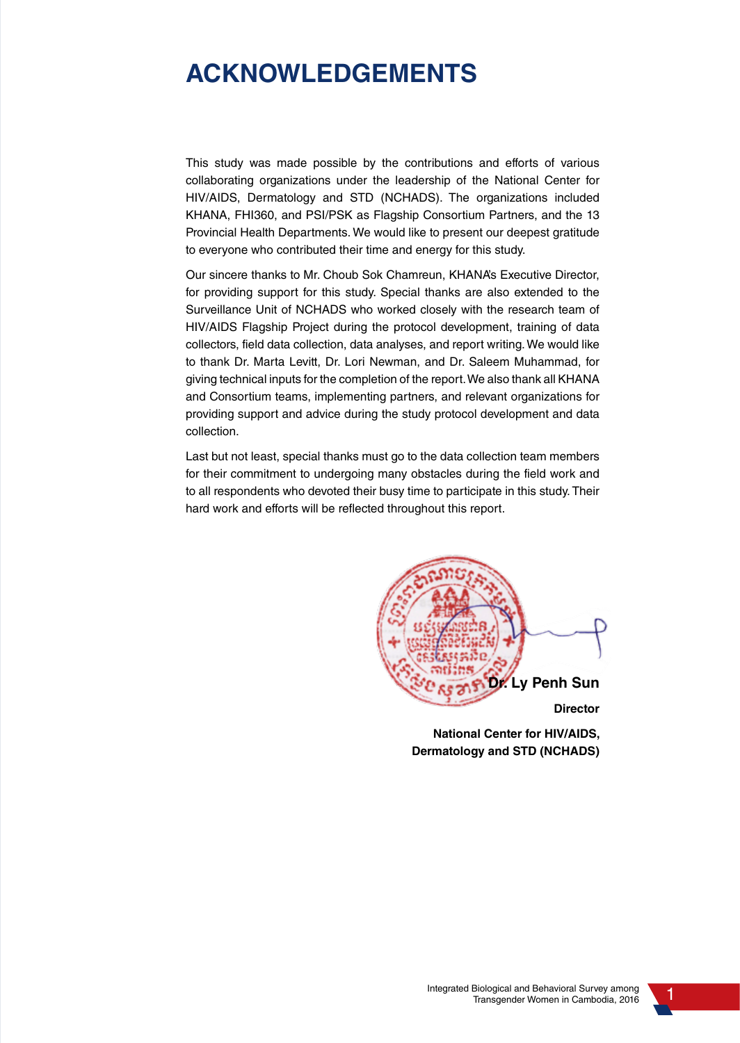# ACKNOWLEDGEMENTS

This study was made possible by the contributions and efforts of various collaborating organizations under the leadership of the National Center for HIV/AIDS, Dermatology and STD (NCHADS). The organizations included KHANA, FHI360, and PSI/PSK as Flagship Consortium Partners, and the 13 Provincial Health Departments. We would like to present our deepest gratitude to everyone who contributed their time and energy for this study.

Our sincere thanks to Mr. Choub Sok Chamreun, KHANA's Executive Director, for providing support for this study. Special thanks are also extended to the Surveillance Unit of NCHADS who worked closely with the research team of HIV/AIDS Flagship Project during the protocol development, training of data collectors, field data collection, data analyses, and report writing. We would like to thank Dr. Marta Levitt, Dr. Lori Newman, and Dr. Saleem Muhammad, for giving technical inputs for the completion of the report. We also thank all KHANA and Consortium teams, implementing partners, and relevant organizations for providing support and advice during the study protocol development and data collection.

Last but not least, special thanks must go to the data collection team members for their commitment to undergoing many obstacles during the field work and to all respondents who devoted their busy time to participate in this study. Their hard work and efforts will be reflected throughout this report.

**Dr. Ly Penh Sun**

**Director**

**National Center for HIV/AIDS, Dermatology and STD (NCHADS)**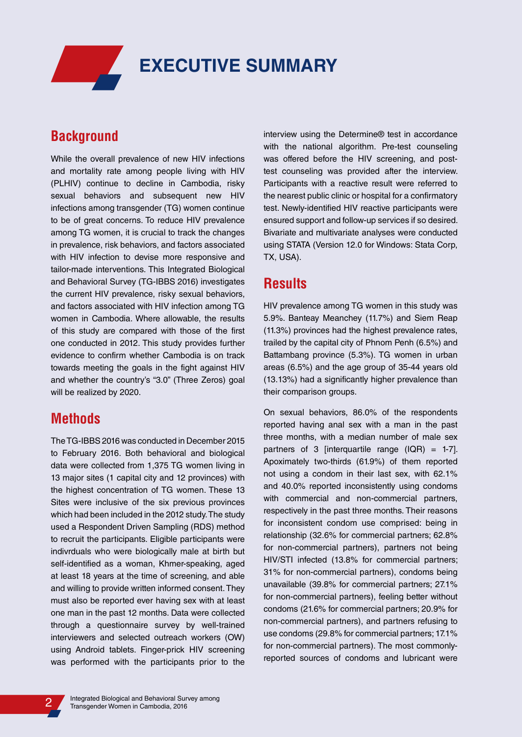# EXECUTIVE SUMMARY

## Background

While the overall prevalence of new HIV infections and mortality rate among people living with HIV (PLHIV) continue to decline in Cambodia, risky sexual behaviors and subsequent new HIV infections among transgender (TG) women continue to be of great concerns. To reduce HIV prevalence among TG women, it is crucial to track the changes in prevalence, risk behaviors, and factors associated with HIV infection to devise more responsive and tailor-made interventions. This Integrated Biological and Behavioral Survey (TG-IBBS 2016) investigates the current HIV prevalence, risky sexual behaviors, and factors associated with HIV infection among TG women in Cambodia. Where allowable, the results of this study are compared with those of the first one conducted in 2012. This study provides further evidence to confirm whether Cambodia is on track towards meeting the goals in the fight against HIV and whether the country's "3.0" (Three Zeros) goal will be realized by 2020.

## Methods

The TG-IBBS 2016 was conducted in December 2015 to February 2016. Both behavioral and biological data were collected from 1,375 TG women living in 13 major sites (1 capital city and 12 provinces) with the highest concentration of TG women. These 13 Sites were inclusive of the six previous provinces which had been included in the 2012 study. The study used a Respondent Driven Sampling (RDS) method to recruit the participants. Eligible participants were indivrduals who were biologically male at birth but self-identified as a woman, Khmer-speaking, aged at least 18 years at the time of screening, and able and willing to provide written informed consent. They must also be reported ever having sex with at least one man in the past 12 months. Data were collected through a questionnaire survey by well-trained interviewers and selected outreach workers (OW) using Android tablets. Finger-prick HIV screening was performed with the participants prior to the interview using the Determine® test in accordance with the national algorithm. Pre-test counseling was offered before the HIV screening, and post-test counseling was provided after the interview. Participants with a reactive result were referred to the nearest public clinic or hospital for a confirmatory test. Newly-identified HIV reactive participants were ensured support and follow-up services if so desired. Bivariate and multivariate analyses were conducted using STATA (Version 12.0 for Windows: Stata Corp, TX, USA).

## Results

HIV prevalence among TG women in this study was 5.9%. Banteay Meanchey (11.7%) and Siem Reap (11.3%) provinces had the highest prevalence rates, trailed by the capital city of Phnom Penh (6.5%) and Battambang province (5.3%). TG women in urban areas (6.5%) and the age group of 35-44 years old (13.13%) had a significantly higher prevalence than their comparison groups.

On sexual behaviors, 86.0% of the respondents reported having anal sex with a man in the past three months, with a median number of male sex partners of 3 [interquartile range (IQR) = 1-7]. Apoximately two-thirds (61.9%) of them reported not using a condom in their last sex, with 62.1% and 40.0% reported inconsistently using condoms with commercial and non-commercial partners, respectively in the past three months. Their reasons for inconsistent condom use comprised: being in relationship (32.6% for commercial partners; 62.8% for non-commercial partners), partners not being HIV/STI infected (13.8% for commercial partners; 31% for non-commercial partners), condoms being unavailable (39.8% for commercial partners; 27.1% for non-commercial partners), feeling better without condoms (21.6% for commercial partners; 20.9% for non-commercial partners), and partners refusing to use condoms (29.8% for commercial partners; 17.1% for non-commercial partners). The most commonly-reported sources of condoms and lubricant were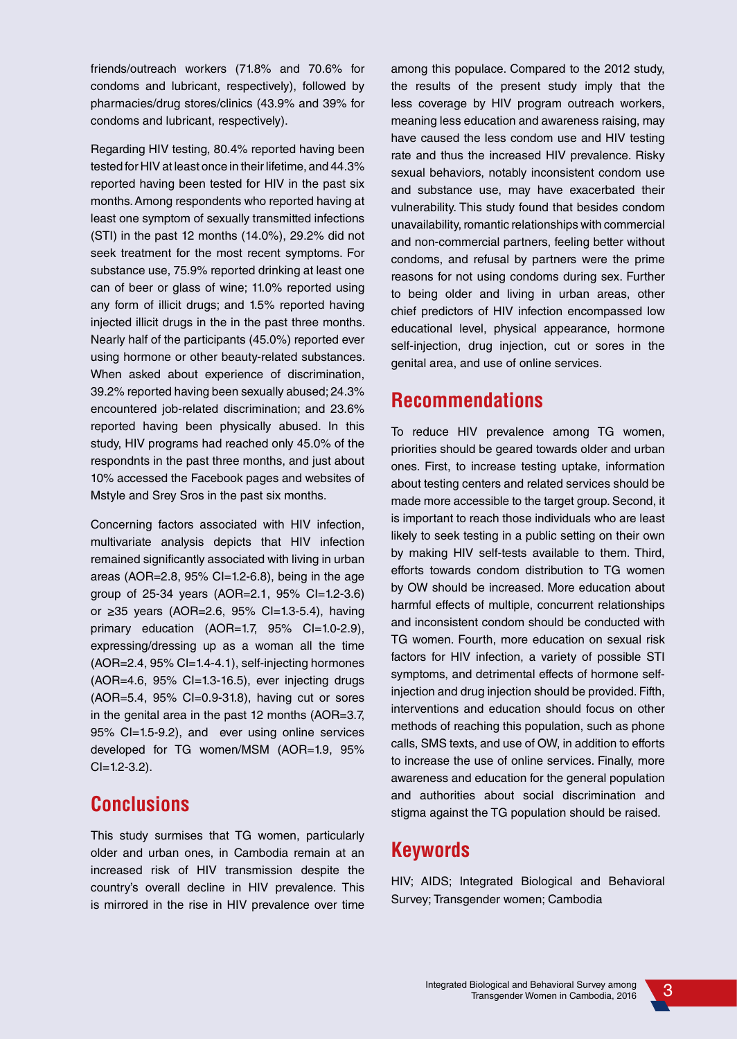friends/outreach workers (71.8% and 70.6% for condoms and lubricant, respectively), followed by pharmacies/drug stores/clinics (43.9% and 39% for condoms and lubricant, respectively).

Regarding HIV testing, 80.4% reported having been tested for HIV at least once in their lifetime, and 44.3% reported having been tested for HIV in the past six months. Among respondents who reported having at least one symptom of sexually transmitted infections (STI) in the past 12 months (14.0%), 29.2% did not seek treatment for the most recent symptoms. For substance use, 75.9% reported drinking at least one can of beer or glass of wine; 11.0% reported using any form of illicit drugs; and 1.5% reported having injected illicit drugs in the in the past three months. Nearly half of the participants (45.0%) reported ever using hormone or other beauty-related substances. When asked about experience of discrimination, 39.2% reported having been sexually abused; 24.3% encountered job-related discrimination; and 23.6% reported having been physically abused. In this study, HIV programs had reached only 45.0% of the respondnts in the past three months, and just about 10% accessed the Facebook pages and websites of Mstyle and Srey Sros in the past six months.

Concerning factors associated with HIV infection, multivariate analysis depicts that HIV infection remained significantly associated with living in urban areas (AOR=2.8, 95% CI=1.2-6.8), being in the age group of 25-34 years (AOR=2.1, 95% CI=1.2-3.6) or ≥35 years (AOR=2.6, 95% CI=1.3-5.4), having primary education (AOR=1.7, 95% CI=1.0-2.9), expressing/dressing up as a woman all the time (AOR=2.4, 95% CI=1.4-4.1), self-injecting hormones (AOR=4.6, 95% CI=1.3-16.5), ever injecting drugs (AOR=5.4, 95% CI=0.9-31.8), having cut or sores in the genital area in the past 12 months (AOR=3.7, 95% CI=1.5-9.2), and ever using online services developed for TG women/MSM (AOR=1.9, 95% CI=1.2-3.2).

## Conclusions

This study surmises that TG women, particularly older and urban ones, in Cambodia remain at an increased risk of HIV transmission despite the country's overall decline in HIV prevalence. This is mirrored in the rise in HIV prevalence over time among this populace. Compared to the 2012 study, the results of the present study imply that the less coverage by HIV program outreach workers, meaning less education and awareness raising, may have caused the less condom use and HIV testing rate and thus the increased HIV prevalence. Risky sexual behaviors, notably inconsistent condom use and substance use, may have exacerbated their vulnerability. This study found that besides condom unavailability, romantic relationships with commercial and non-commercial partners, feeling better without condoms, and refusal by partners were the prime reasons for not using condoms during sex. Further to being older and living in urban areas, other chief predictors of HIV infection encompassed low educational level, physical appearance, hormone self-injection, drug injection, cut or sores in the genital area, and use of online services.

## Recommendations

To reduce HIV prevalence among TG women, priorities should be geared towards older and urban ones. First, to increase testing uptake, information about testing centers and related services should be made more accessible to the target group. Second, it is important to reach those individuals who are least likely to seek testing in a public setting on their own by making HIV self-tests available to them. Third, efforts towards condom distribution to TG women by OW should be increased. More education about harmful effects of multiple, concurrent relationships and inconsistent condom should be conducted with TG women. Fourth, more education on sexual risk factors for HIV infection, a variety of possible STI symptoms, and detrimental effects of hormone self-injection and drug injection should be provided. Fifth, interventions and education should focus on other methods of reaching this population, such as phone calls, SMS texts, and use of OW, in addition to efforts to increase the use of online services. Finally, more awareness and education for the general population and authorities about social discrimination and stigma against the TG population should be raised.

## Keywords

HIV; AIDS; Integrated Biological and Behavioral Survey; Transgender women; Cambodia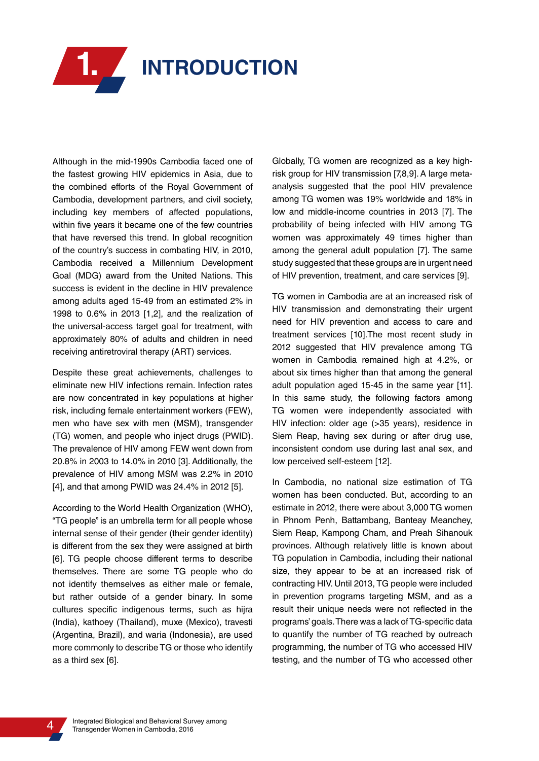# 1. INTRODUCTION

Although in the mid-1990s Cambodia faced one of the fastest growing HIV epidemics in Asia, due to the combined efforts of the Royal Government of Cambodia, development partners, and civil society, including key members of affected populations, within five years it became one of the few countries that have reversed this trend. In global recognition of the country's success in combating HIV, in 2010, Cambodia received a Millennium Development Goal (MDG) award from the United Nations. This success is evident in the decline in HIV prevalence among adults aged 15-49 from an estimated 2% in 1998 to 0.6% in 2013 [1,2], and the realization of the universal-access target goal for treatment, with approximately 80% of adults and children in need receiving antiretroviral therapy (ART) services.

Despite these great achievements, challenges to eliminate new HIV infections remain. Infection rates are now concentrated in key populations at higher risk, including female entertainment workers (FEW), men who have sex with men (MSM), transgender (TG) women, and people who inject drugs (PWID). The prevalence of HIV among FEW went down from 20.8% in 2003 to 14.0% in 2010 [3]. Additionally, the prevalence of HIV among MSM was 2.2% in 2010 [4], and that among PWID was 24.4% in 2012 [5].

According to the World Health Organization (WHO), "TG people" is an umbrella term for all people whose internal sense of their gender (their gender identity) is different from the sex they were assigned at birth [6]. TG people choose different terms to describe themselves. There are some TG people who do not identify themselves as either male or female, but rather outside of a gender binary. In some cultures specific indigenous terms, such as hijra (India), kathoey (Thailand), muxe (Mexico), travesti (Argentina, Brazil), and waria (Indonesia), are used more commonly to describe TG or those who identify as a third sex [6].

Globally, TG women are recognized as a key high-risk group for HIV transmission [7,8,9]. A large meta-analysis suggested that the pool HIV prevalence among TG women was 19% worldwide and 18% in low and middle-income countries in 2013 [7]. The probability of being infected with HIV among TG women was approximately 49 times higher than among the general adult population [7]. The same study suggested that these groups are in urgent need of HIV prevention, treatment, and care services [9].

TG women in Cambodia are at an increased risk of HIV transmission and demonstrating their urgent need for HIV prevention and access to care and treatment services [10]. The most recent study in 2012 suggested that HIV prevalence among TG women in Cambodia remained high at 4.2%, or about six times higher than that among the general adult population aged 15-45 in the same year [11]. In this same study, the following factors among TG women were independently associated with HIV infection: older age (>35 years), residence in Siem Reap, having sex during or after drug use, inconsistent condom use during last anal sex, and low perceived self-esteem [12].

In Cambodia, no national size estimation of TG women has been conducted. But, according to an estimate in 2012, there were about 3,000 TG women in Phnom Penh, Battambang, Banteay Meanchey, Siem Reap, Kampong Cham, and Preah Sihanouk provinces. Although relatively little is known about TG population in Cambodia, including their national size, they appear to be at an increased risk of contracting HIV. Until 2013, TG people were included in prevention programs targeting MSM, and as a result their unique needs were not reflected in the programs' goals. There was a lack of TG-specific data to quantify the number of TG reached by outreach programming, the number of TG who accessed HIV testing, and the number of TG who accessed other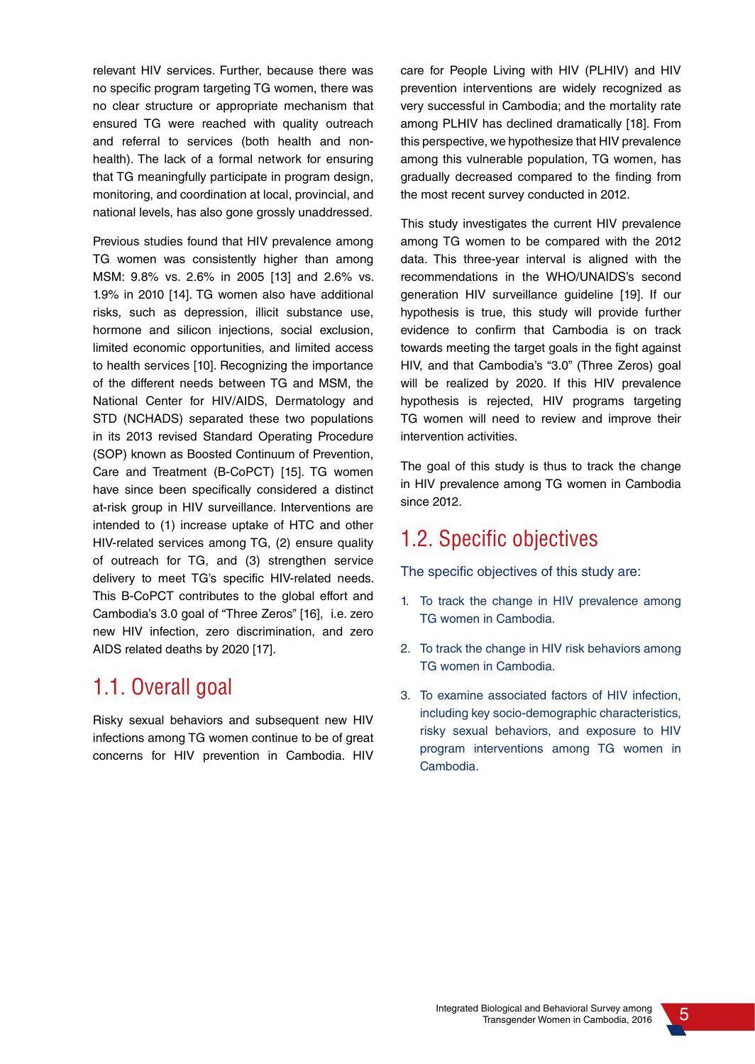relevant HIV services. Further, because there was no specific program targeting TG women, there was no clear structure or appropriate mechanism that ensured TG were reached with quality outreach and referral to services (both health and non-health). The lack of a formal network for ensuring that TG meaningfully participate in program design, monitoring, and coordination at local, provincial, and national levels, has also gone grossly unaddressed.

Previous studies found that HIV prevalence among TG women was consistently higher than among MSM: 9.8% vs. 2.6% in 2005 [13] and 2.6% vs. 1.9% in 2010 [14]. TG women also have additional risks, such as depression, illicit substance use, hormone and silicon injections, social exclusion, limited economic opportunities, and limited access to health services [10]. Recognizing the importance of the different needs between TG and MSM, the National Center for HIV/AIDS, Dermatology and STD (NCHADS) separated these two populations in its 2013 revised Standard Operating Procedure (SOP) known as Boosted Continuum of Prevention, Care and Treatment (B-CoPCT) [15]. TG women have since been specifically considered a distinct at-risk group in HIV surveillance. Interventions are intended to (1) increase uptake of HTC and other HIV-related services among TG, (2) ensure quality of outreach for TG, and (3) strengthen service delivery to meet TG's specific HIV-related needs. This B-CoPCT contributes to the global effort and Cambodia's 3.0 goal of "Three Zeros" [16], i.e. zero new HIV infection, zero discrimination, and zero AIDS related deaths by 2020 [17].

## 1.1. Overall goal

Risky sexual behaviors and subsequent new HIV infections among TG women continue to be of great concerns for HIV prevention in Cambodia. HIV care for People Living with HIV (PLHIV) and HIV prevention interventions are widely recognized as very successful in Cambodia; and the mortality rate among PLHIV has declined dramatically [18]. From this perspective, we hypothesize that HIV prevalence among this vulnerable population, TG women, has gradually decreased compared to the finding from the most recent survey conducted in 2012.

This study investigates the current HIV prevalence among TG women to be compared with the 2012 data. This three-year interval is aligned with the recommendations in the WHO/UNAIDS's second generation HIV surveillance guideline [19]. If our hypothesis is true, this study will provide further evidence to confirm that Cambodia is on track towards meeting the target goals in the fight against HIV, and that Cambodia's "3.0" (Three Zeros) goal will be realized by 2020. If this HIV prevalence hypothesis is rejected, HIV programs targeting TG women will need to review and improve their intervention activities.

The goal of this study is thus to track the change in HIV prevalence among TG women in Cambodia since 2012.

## 1.2. Specific objectives

The specific objectives of this study are:

1. To track the change in HIV prevalence among TG women in Cambodia.
2. To track the change in HIV risk behaviors among TG women in Cambodia.
3. To examine associated factors of HIV infection, including key socio-demographic characteristics, risky sexual behaviors, and exposure to HIV program interventions among TG women in Cambodia.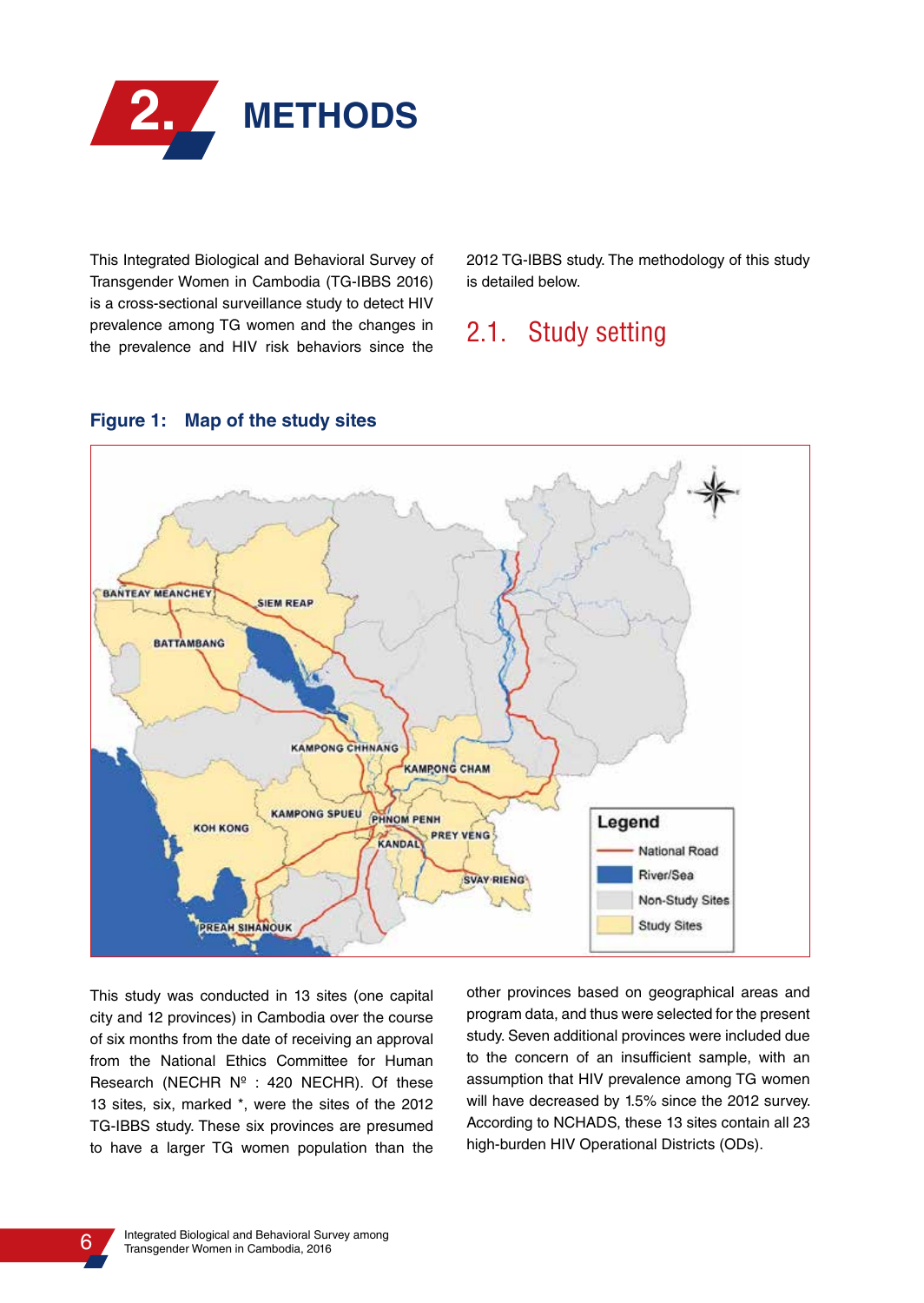# 2. METHODS

This Integrated Biological and Behavioral Survey of Transgender Women in Cambodia (TG-IBBS 2016) is a cross-sectional surveillance study to detect HIV prevalence among TG women and the changes in the prevalence and HIV risk behaviors since the 2012 TG-IBBS study. The methodology of this study is detailed below.

## 2.1. Study setting

**Figure 1: Map of the study sites**

This study was conducted in 13 sites (one capital city and 12 provinces) in Cambodia over the course of six months from the date of receiving an approval from the National Ethics Committee for Human Research (NECHR Nº : 420 NECHR). Of these 13 sites, six, marked *, were the sites of the 2012 TG-IBBS study. These six provinces are presumed to have a larger TG women population than the other provinces based on geographical areas and program data, and thus were selected for the present study. Seven additional provinces were included due to the concern of an insufficient sample, with an assumption that HIV prevalence among TG women will have decreased by 1.5% since the 2012 survey. According to NCHADS, these 13 sites contain all 23 high-burden HIV Operational Districts (ODs).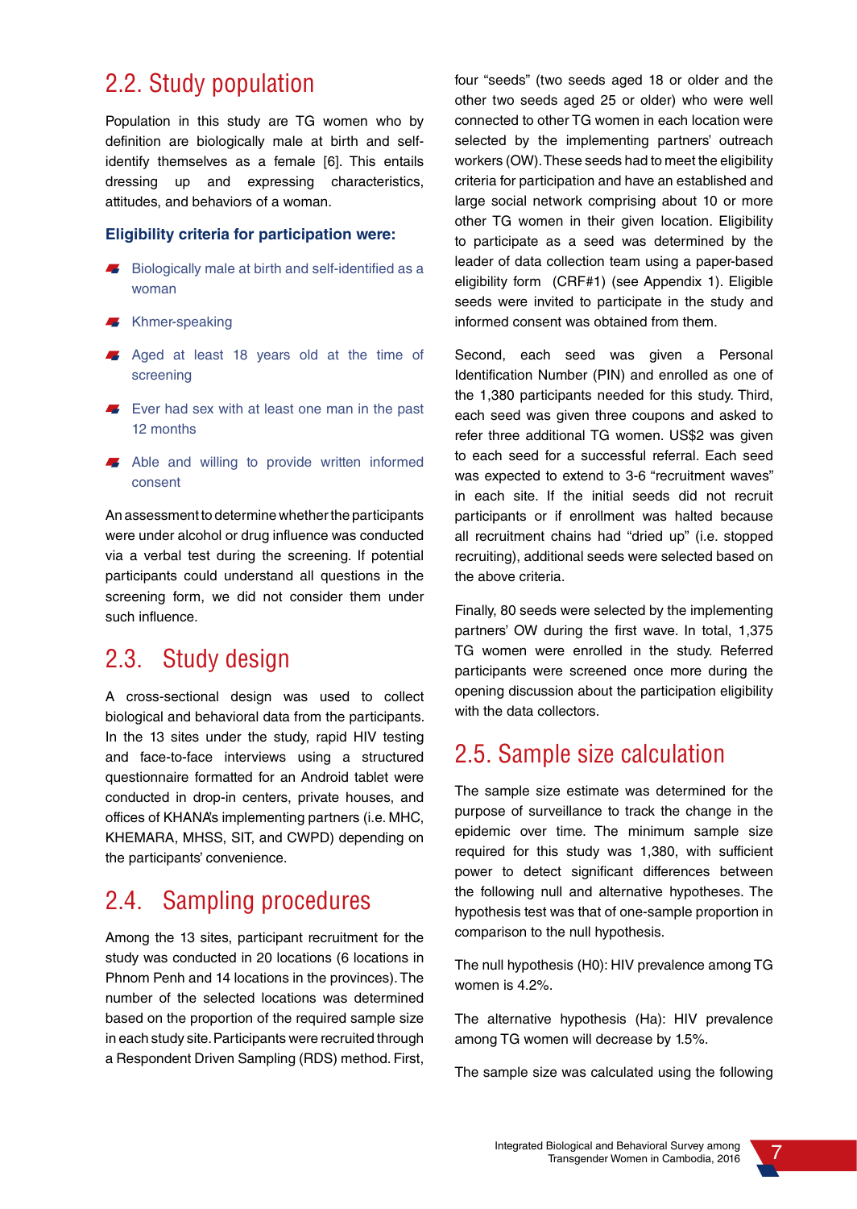## 2.2. Study population

Population in this study are TG women who by definition are biologically male at birth and self-identify themselves as a female [6]. This entails dressing up and expressing characteristics, attitudes, and behaviors of a woman.

### Eligibility criteria for participation were:

- Biologically male at birth and self-identified as a woman
- Khmer-speaking
- Aged at least 18 years old at the time of screening
- Ever had sex with at least one man in the past 12 months
- Able and willing to provide written informed consent

An assessment to determine whether the participants were under alcohol or drug influence was conducted via a verbal test during the screening. If potential participants could understand all questions in the screening form, we did not consider them under such influence.

## 2.3. Study design

A cross-sectional design was used to collect biological and behavioral data from the participants. In the 13 sites under the study, rapid HIV testing and face-to-face interviews using a structured questionnaire formatted for an Android tablet were conducted in drop-in centers, private houses, and offices of KHANA's implementing partners (i.e. MHC, KHEMARA, MHSS, SIT, and CWPD) depending on the participants' convenience.

## 2.4. Sampling procedures

Among the 13 sites, participant recruitment for the study was conducted in 20 locations (6 locations in Phnom Penh and 14 locations in the provinces). The number of the selected locations was determined based on the proportion of the required sample size in each study site. Participants were recruited through a Respondent Driven Sampling (RDS) method. First, four "seeds" (two seeds aged 18 or older and the other two seeds aged 25 or older) who were well connected to other TG women in each location were selected by the implementing partners' outreach workers (OW). These seeds had to meet the eligibility criteria for participation and have an established and large social network comprising about 10 or more other TG women in their given location. Eligibility to participate as a seed was determined by the leader of data collection team using a paper-based eligibility form (CRF#1) (see Appendix 1). Eligible seeds were invited to participate in the study and informed consent was obtained from them.

Second, each seed was given a Personal Identification Number (PIN) and enrolled as one of the 1,380 participants needed for this study. Third, each seed was given three coupons and asked to refer three additional TG women. US$2 was given to each seed for a successful referral. Each seed was expected to extend to 3-6 "recruitment waves" in each site. If the initial seeds did not recruit participants or if enrollment was halted because all recruitment chains had "dried up" (i.e. stopped recruiting), additional seeds were selected based on the above criteria.

Finally, 80 seeds were selected by the implementing partners' OW during the first wave. In total, 1,375 TG women were enrolled in the study. Referred participants were screened once more during the opening discussion about the participation eligibility with the data collectors.

## 2.5. Sample size calculation

The sample size estimate was determined for the purpose of surveillance to track the change in the epidemic over time. The minimum sample size required for this study was 1,380, with sufficient power to detect significant differences between the following null and alternative hypotheses. The hypothesis test was that of one-sample proportion in comparison to the null hypothesis.

The null hypothesis (H0): HIV prevalence among TG women is 4.2%.

The alternative hypothesis (Ha): HIV prevalence among TG women will decrease by 1.5%.

The sample size was calculated using the following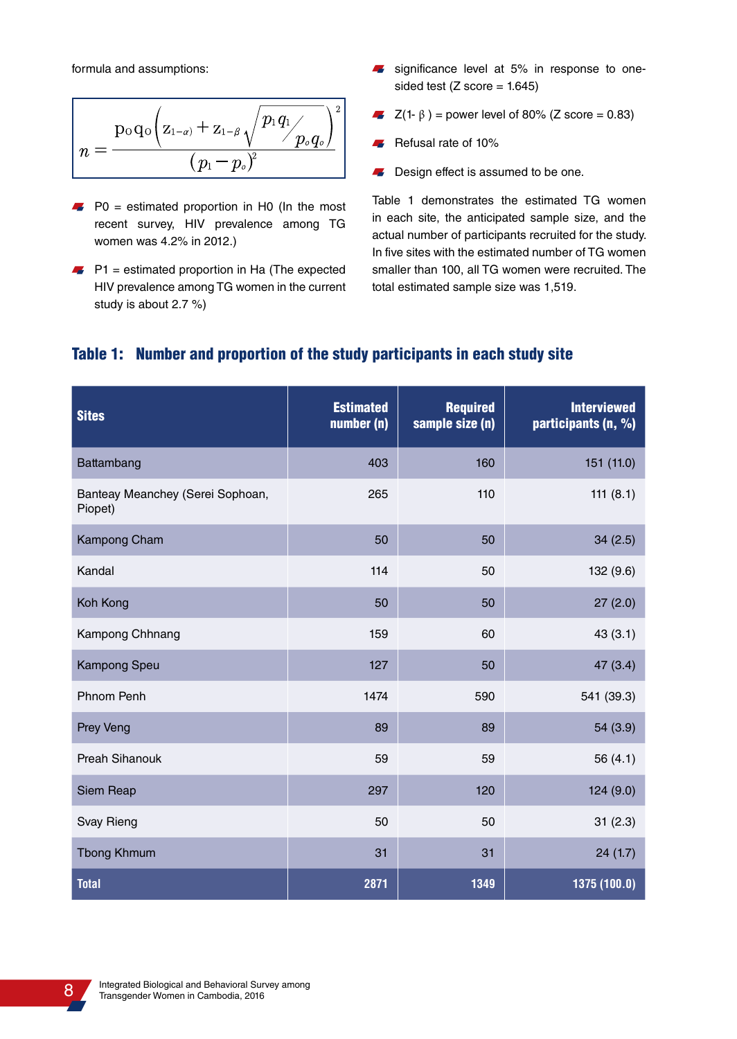formula and assumptions:

$$n = \frac{p_O q_O \left( z_{1-\alpha)} + z_{1-\beta} \sqrt{p_1 q_1 / p_o q_o} \right)^2}{(p_1 - p_o)^2}$$

- P0 = estimated proportion in H0 (In the most recent survey, HIV prevalence among TG women was 4.2% in 2012.)
- P1 = estimated proportion in Ha (The expected HIV prevalence among TG women in the current study is about 2.7 %)
- significance level at 5% in response to one-sided test (Z score = 1.645)
- Z(1- β ) = power level of 80% (Z score = 0.83)
- Refusal rate of 10%
- Design effect is assumed to be one.

Table 1 demonstrates the estimated TG women in each site, the anticipated sample size, and the actual number of participants recruited for the study. In five sites with the estimated number of TG women smaller than 100, all TG women were recruited. The total estimated sample size was 1,519.

### Table 1: Number and proportion of the study participants in each study site

| Sites | Estimated number (n) | Required sample size (n) | Interviewed participants (n, %) |
|---|---|---|---|
| Battambang | 403 | 160 | 151 (11.0) |
| Banteay Meanchey (Serei Sophoan, Piopet) | 265 | 110 | 111 (8.1) |
| Kampong Cham | 50 | 50 | 34 (2.5) |
| Kandal | 114 | 50 | 132 (9.6) |
| Koh Kong | 50 | 50 | 27 (2.0) |
| Kampong Chhnang | 159 | 60 | 43 (3.1) |
| Kampong Speu | 127 | 50 | 47 (3.4) |
| Phnom Penh | 1474 | 590 | 541 (39.3) |
| Prey Veng | 89 | 89 | 54 (3.9) |
| Preah Sihanouk | 59 | 59 | 56 (4.1) |
| Siem Reap | 297 | 120 | 124 (9.0) |
| Svay Rieng | 50 | 50 | 31 (2.3) |
| Tbong Khmum | 31 | 31 | 24 (1.7) |
| **Total** | **2871** | **1349** | **1375 (100.0)** |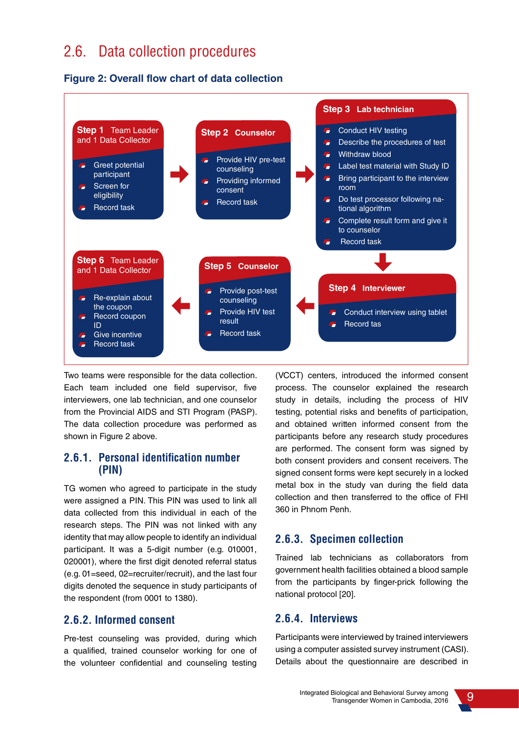## 2.6. Data collection procedures

**Figure 2: Overall flow chart of data collection**

**Step 1** Team Leader and 1 Data Collector
- Greet potential participant
- Screen for eligibility
- Record task

**Step 2** Counselor
- Provide HIV pre-test counseling
- Providing informed consent
- Record task

**Step 3** Lab technician
- Conduct HIV testing
- Describe the procedures of test
- Withdraw blood
- Label test material with Study ID
- Bring participant to the interview room
- Do test processor following national algorithm
- Complete result form and give it to counselor
- Record task

**Step 4** Interviewer
- Conduct interview using tablet
- Record tas

**Step 5** Counselor
- Provide post-test counseling
- Provide HIV test result
- Record task

**Step 6** Team Leader and 1 Data Collector
- Re-explain about the coupon
- Record coupon ID
- Give incentive
- Record task

Two teams were responsible for the data collection. Each team included one field supervisor, five interviewers, one lab technician, and one counselor from the Provincial AIDS and STI Program (PASP). The data collection procedure was performed as shown in Figure 2 above.

### 2.6.1. Personal identification number (PIN)

TG women who agreed to participate in the study were assigned a PIN. This PIN was used to link all data collected from this individual in each of the research steps. The PIN was not linked with any identity that may allow people to identify an individual participant. It was a 5-digit number (e.g. 010001, 020001), where the first digit denoted referral status (e.g. 01=seed, 02=recruiter/recruit), and the last four digits denoted the sequence in study participants of the respondent (from 0001 to 1380).

### 2.6.2. Informed consent

Pre-test counseling was provided, during which a qualified, trained counselor working for one of the volunteer confidential and counseling testing (VCCT) centers, introduced the informed consent process. The counselor explained the research study in details, including the process of HIV testing, potential risks and benefits of participation, and obtained written informed consent from the participants before any research study procedures are performed. The consent form was signed by both consent providers and consent receivers. The signed consent forms were kept securely in a locked metal box in the study van during the field data collection and then transferred to the office of FHI 360 in Phnom Penh.

### 2.6.3. Specimen collection

Trained lab technicians as collaborators from government health facilities obtained a blood sample from the participants by finger-prick following the national protocol [20].

### 2.6.4. Interviews

Participants were interviewed by trained interviewers using a computer assisted survey instrument (CASI). Details about the questionnaire are described in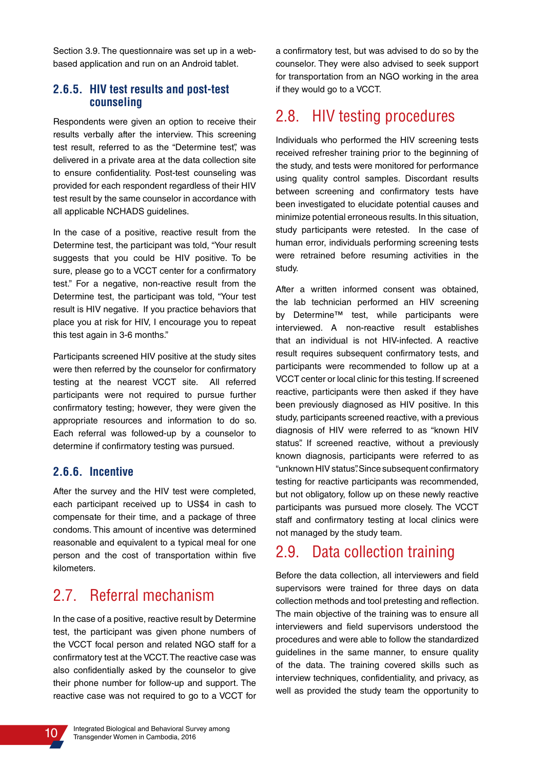Section 3.9. The questionnaire was set up in a web-based application and run on an Android tablet.

### 2.6.5. HIV test results and post-test counseling

Respondents were given an option to receive their results verbally after the interview. This screening test result, referred to as the "Determine test", was delivered in a private area at the data collection site to ensure confidentiality. Post-test counseling was provided for each respondent regardless of their HIV test result by the same counselor in accordance with all applicable NCHADS guidelines.

In the case of a positive, reactive result from the Determine test, the participant was told, "Your result suggests that you could be HIV positive. To be sure, please go to a VCCT center for a confirmatory test." For a negative, non-reactive result from the Determine test, the participant was told, "Your test result is HIV negative. If you practice behaviors that place you at risk for HIV, I encourage you to repeat this test again in 3-6 months."

Participants screened HIV positive at the study sites were then referred by the counselor for confirmatory testing at the nearest VCCT site. All referred participants were not required to pursue further confirmatory testing; however, they were given the appropriate resources and information to do so. Each referral was followed-up by a counselor to determine if confirmatory testing was pursued.

### 2.6.6. Incentive

After the survey and the HIV test were completed, each participant received up to US$4 in cash to compensate for their time, and a package of three condoms. This amount of incentive was determined reasonable and equivalent to a typical meal for one person and the cost of transportation within five kilometers.

## 2.7. Referral mechanism

In the case of a positive, reactive result by Determine test, the participant was given phone numbers of the VCCT focal person and related NGO staff for a confirmatory test at the VCCT. The reactive case was also confidentially asked by the counselor to give their phone number for follow-up and support. The reactive case was not required to go to a VCCT for a confirmatory test, but was advised to do so by the counselor. They were also advised to seek support for transportation from an NGO working in the area if they would go to a VCCT.

## 2.8. HIV testing procedures

Individuals who performed the HIV screening tests received refresher training prior to the beginning of the study, and tests were monitored for performance using quality control samples. Discordant results between screening and confirmatory tests have been investigated to elucidate potential causes and minimize potential erroneous results. In this situation, study participants were retested. In the case of human error, individuals performing screening tests were retrained before resuming activities in the study.

After a written informed consent was obtained, the lab technician performed an HIV screening by Determine™ test, while participants were interviewed. A non-reactive result establishes that an individual is not HIV-infected. A reactive result requires subsequent confirmatory tests, and participants were recommended to follow up at a VCCT center or local clinic for this testing. If screened reactive, participants were then asked if they have been previously diagnosed as HIV positive. In this study, participants screened reactive, with a previous diagnosis of HIV were referred to as "known HIV status". If screened reactive, without a previously known diagnosis, participants were referred to as "unknown HIV status". Since subsequent confirmatory testing for reactive participants was recommended, but not obligatory, follow up on these newly reactive participants was pursued more closely. The VCCT staff and confirmatory testing at local clinics were not managed by the study team.

## 2.9. Data collection training

Before the data collection, all interviewers and field supervisors were trained for three days on data collection methods and tool pretesting and reflection. The main objective of the training was to ensure all interviewers and field supervisors understood the procedures and were able to follow the standardized guidelines in the same manner, to ensure quality of the data. The training covered skills such as interview techniques, confidentiality, and privacy, as well as provided the study team the opportunity to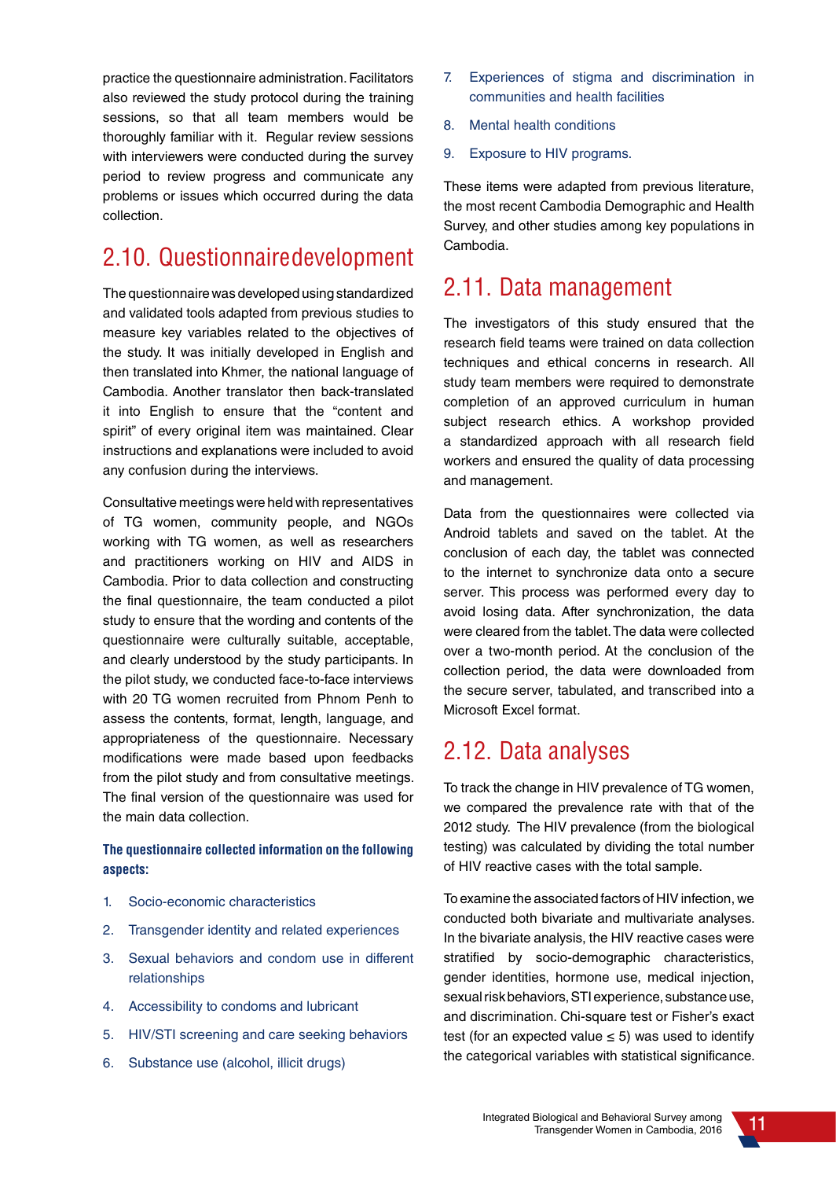practice the questionnaire administration. Facilitators also reviewed the study protocol during the training sessions, so that all team members would be thoroughly familiar with it. Regular review sessions with interviewers were conducted during the survey period to review progress and communicate any problems or issues which occurred during the data collection.

## 2.10. Questionnaire development

The questionnaire was developed using standardized and validated tools adapted from previous studies to measure key variables related to the objectives of the study. It was initially developed in English and then translated into Khmer, the national language of Cambodia. Another translator then back-translated it into English to ensure that the "content and spirit" of every original item was maintained. Clear instructions and explanations were included to avoid any confusion during the interviews.

Consultative meetings were held with representatives of TG women, community people, and NGOs working with TG women, as well as researchers and practitioners working on HIV and AIDS in Cambodia. Prior to data collection and constructing the final questionnaire, the team conducted a pilot study to ensure that the wording and contents of the questionnaire were culturally suitable, acceptable, and clearly understood by the study participants. In the pilot study, we conducted face-to-face interviews with 20 TG women recruited from Phnom Penh to assess the contents, format, length, language, and appropriateness of the questionnaire. Necessary modifications were made based upon feedbacks from the pilot study and from consultative meetings. The final version of the questionnaire was used for the main data collection.

**The questionnaire collected information on the following aspects:**

1. Socio-economic characteristics
2. Transgender identity and related experiences
3. Sexual behaviors and condom use in different relationships
4. Accessibility to condoms and lubricant
5. HIV/STI screening and care seeking behaviors
6. Substance use (alcohol, illicit drugs)
7. Experiences of stigma and discrimination in communities and health facilities
8. Mental health conditions
9. Exposure to HIV programs.

These items were adapted from previous literature, the most recent Cambodia Demographic and Health Survey, and other studies among key populations in Cambodia.

## 2.11. Data management

The investigators of this study ensured that the research field teams were trained on data collection techniques and ethical concerns in research. All study team members were required to demonstrate completion of an approved curriculum in human subject research ethics. A workshop provided a standardized approach with all research field workers and ensured the quality of data processing and management.

Data from the questionnaires were collected via Android tablets and saved on the tablet. At the conclusion of each day, the tablet was connected to the internet to synchronize data onto a secure server. This process was performed every day to avoid losing data. After synchronization, the data were cleared from the tablet. The data were collected over a two-month period. At the conclusion of the collection period, the data were downloaded from the secure server, tabulated, and transcribed into a Microsoft Excel format.

## 2.12. Data analyses

To track the change in HIV prevalence of TG women, we compared the prevalence rate with that of the 2012 study. The HIV prevalence (from the biological testing) was calculated by dividing the total number of HIV reactive cases with the total sample.

To examine the associated factors of HIV infection, we conducted both bivariate and multivariate analyses. In the bivariate analysis, the HIV reactive cases were stratified by socio-demographic characteristics, gender identities, hormone use, medical injection, sexual risk behaviors, STI experience, substance use, and discrimination. Chi-square test or Fisher's exact test (for an expected value $\leq 5$) was used to identify the categorical variables with statistical significance.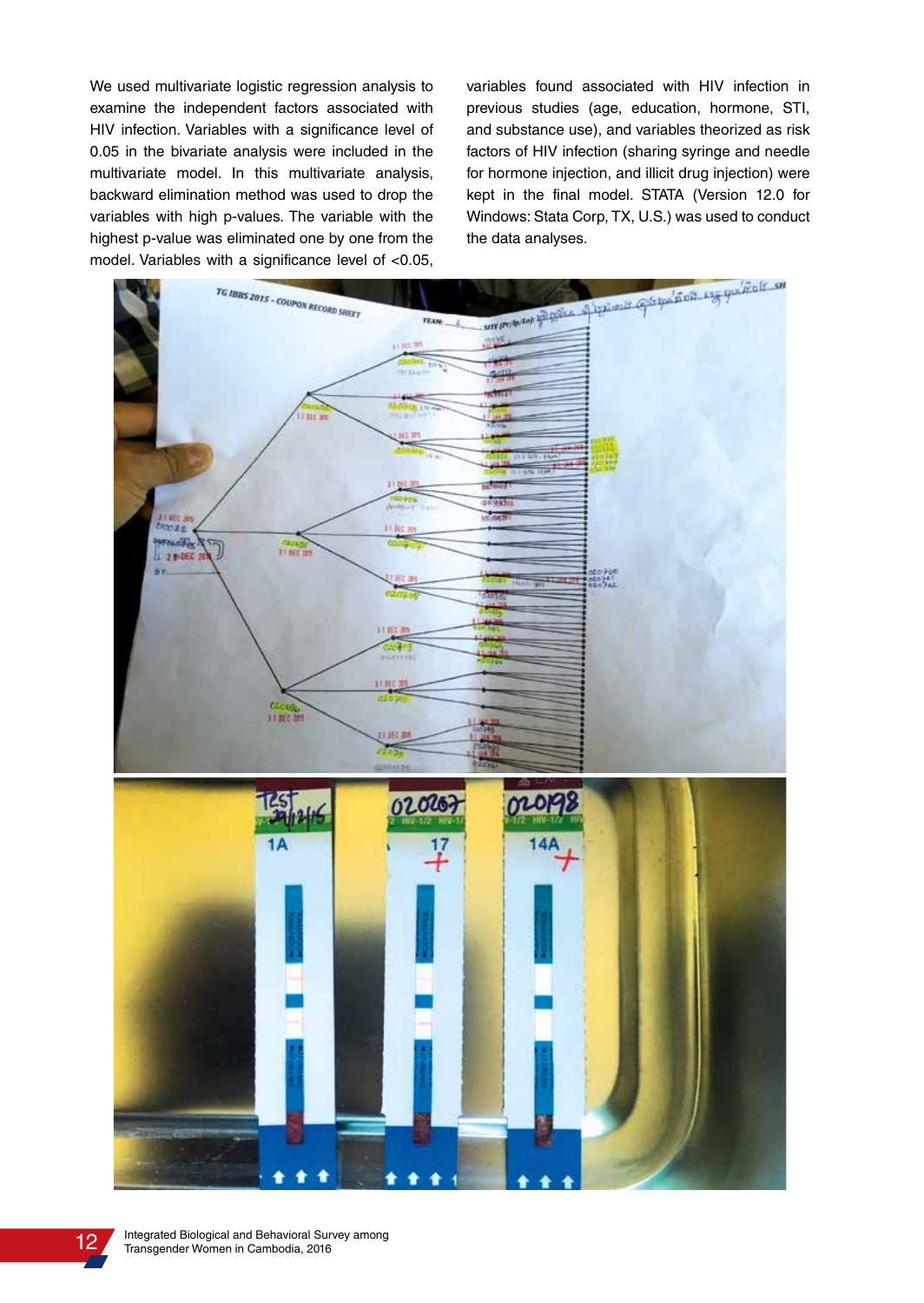We used multivariate logistic regression analysis to examine the independent factors associated with HIV infection. Variables with a significance level of 0.05 in the bivariate analysis were included in the multivariate model. In this multivariate analysis, backward elimination method was used to drop the variables with high p-values. The variable with the highest p-value was eliminated one by one from the model. Variables with a significance level of <0.05, variables found associated with HIV infection in previous studies (age, education, hormone, STI, and substance use), and variables theorized as risk factors of HIV infection (sharing syringe and needle for hormone injection, and illicit drug injection) were kept in the final model. STATA (Version 12.0 for Windows: Stata Corp, TX, U.S.) was used to conduct the data analyses.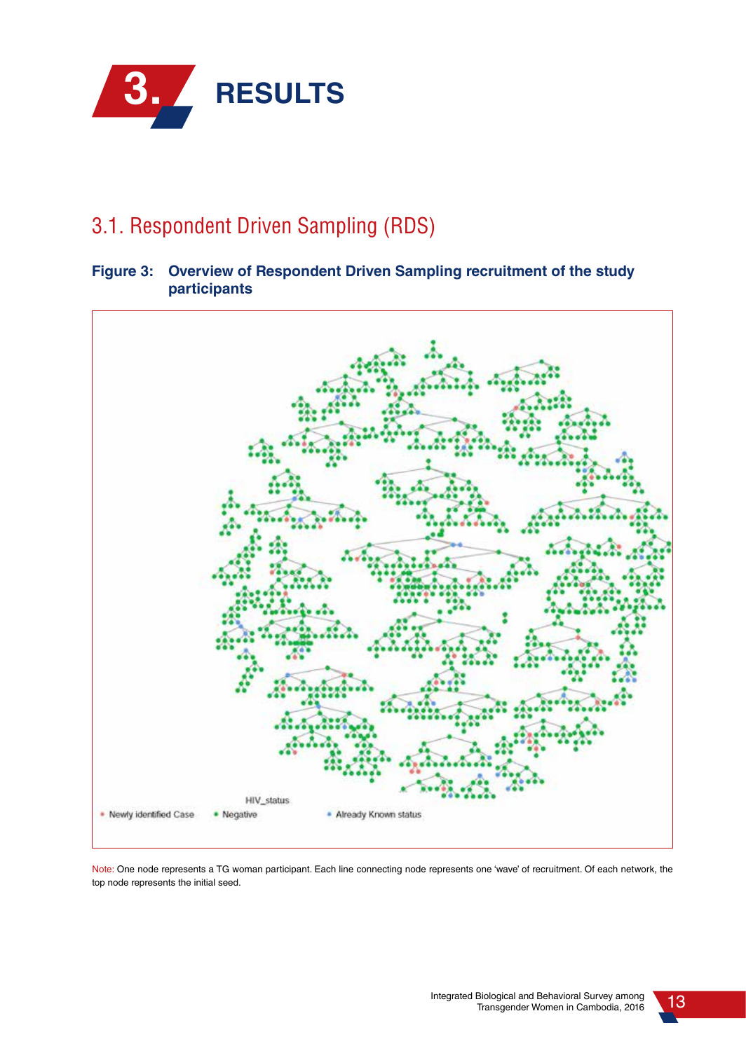# 3. RESULTS

## 3.1. Respondent Driven Sampling (RDS)

**Figure 3: Overview of Respondent Driven Sampling recruitment of the study participants**

HIV_status

• Newly identified Case • Negative • Already Known status

Note: One node represents a TG woman participant. Each line connecting node represents one 'wave' of recruitment. Of each network, the top node represents the initial seed.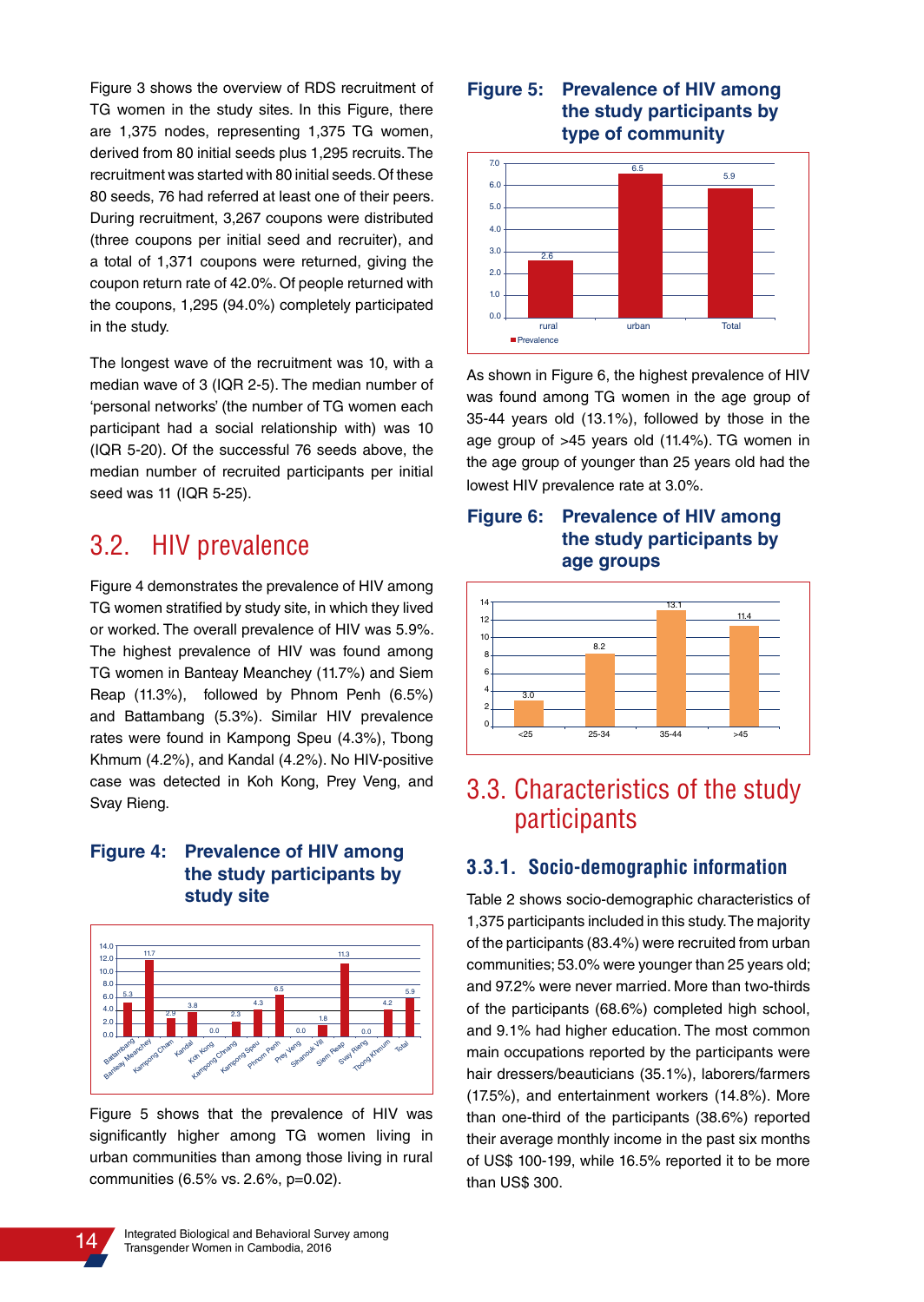Figure 3 shows the overview of RDS recruitment of TG women in the study sites. In this Figure, there are 1,375 nodes, representing 1,375 TG women, derived from 80 initial seeds plus 1,295 recruits. The recruitment was started with 80 initial seeds. Of these 80 seeds, 76 had referred at least one of their peers. During recruitment, 3,267 coupons were distributed (three coupons per initial seed and recruiter), and a total of 1,371 coupons were returned, giving the coupon return rate of 42.0%. Of people returned with the coupons, 1,295 (94.0%) completely participated in the study.

The longest wave of the recruitment was 10, with a median wave of 3 (IQR 2-5). The median number of 'personal networks' (the number of TG women each participant had a social relationship with) was 10 (IQR 5-20). Of the successful 76 seeds above, the median number of recruited participants per initial seed was 11 (IQR 5-25).

## 3.2. HIV prevalence

Figure 4 demonstrates the prevalence of HIV among TG women stratified by study site, in which they lived or worked. The overall prevalence of HIV was 5.9%. The highest prevalence of HIV was found among TG women in Banteay Meanchey (11.7%) and Siem Reap (11.3%), followed by Phnom Penh (6.5%) and Battambang (5.3%). Similar HIV prevalence rates were found in Kampong Speu (4.3%), Tbong Khmum (4.2%), and Kandal (4.2%). No HIV-positive case was detected in Koh Kong, Prey Veng, and Svay Rieng.

**Figure 4: Prevalence of HIV among the study participants by study site**

| Study site | Prevalence |
|---|---|
| Battambang | 5.3 |
| Banteay Meanchey | 11.7 |
| Kampong Cham | 2.9 |
| Kandal | 3.8 |
| Koh Kong | 0.0 |
| Kampong Chhnang | 2.3 |
| Kampong Speu | 4.3 |
| Phnom Penh | 6.5 |
| Prey Veng | 0.0 |
| Sihanouk Vill | 1.8 |
| Siem Reap | 11.3 |
| Svay Rieng | 0.0 |
| Tbong Khmum | 4.2 |
| Total | 5.9 |

Figure 5 shows that the prevalence of HIV was significantly higher among TG women living in urban communities than among those living in rural communities (6.5% vs. 2.6%, p=0.02).

**Figure 5: Prevalence of HIV among the study participants by type of community**

| Community | Prevalence |
|---|---|
| rural | 2.6 |
| urban | 6.5 |
| Total | 5.9 |

As shown in Figure 6, the highest prevalence of HIV was found among TG women in the age group of 35-44 years old (13.1%), followed by those in the age group of >45 years old (11.4%). TG women in the age group of younger than 25 years old had the lowest HIV prevalence rate at 3.0%.

**Figure 6: Prevalence of HIV among the study participants by age groups**

| Age group | Prevalence |
|---|---|
| <25 | 3.0 |
| 25-34 | 8.2 |
| 35-44 | 13.1 |
| >45 | 11.4 |

## 3.3. Characteristics of the study participants

### 3.3.1. Socio-demographic information

Table 2 shows socio-demographic characteristics of 1,375 participants included in this study. The majority of the participants (83.4%) were recruited from urban communities; 53.0% were younger than 25 years old; and 97.2% were never married. More than two-thirds of the participants (68.6%) completed high school, and 9.1% had higher education. The most common main occupations reported by the participants were hair dressers/beauticians (35.1%), laborers/farmers (17.5%), and entertainment workers (14.8%). More than one-third of the participants (38.6%) reported their average monthly income in the past six months of US$ 100-199, while 16.5% reported it to be more than US$ 300.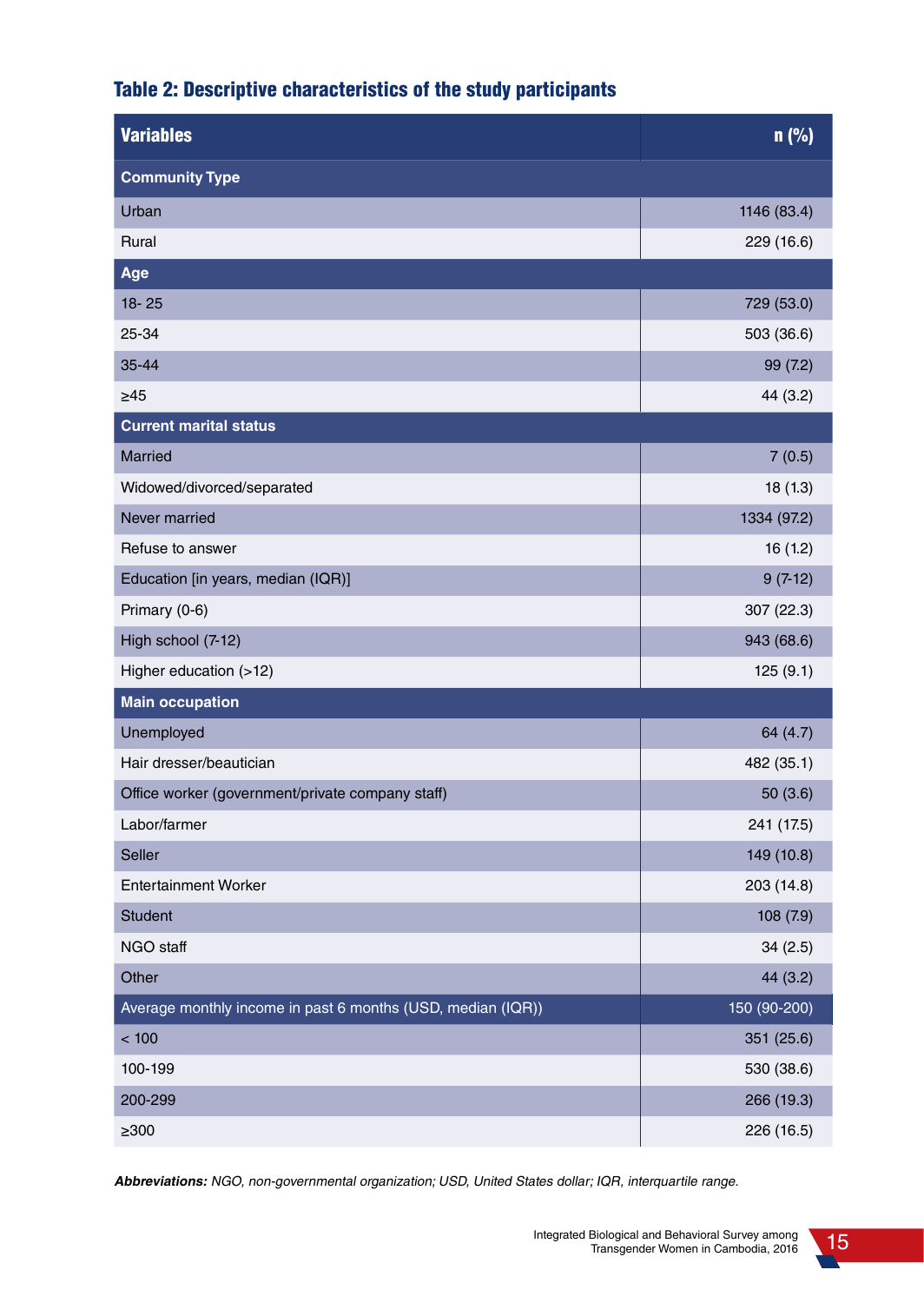### Table 2: Descriptive characteristics of the study participants

| Variables | n (%) |
|---|---|
| **Community Type** | |
| Urban | 1146 (83.4) |
| Rural | 229 (16.6) |
| **Age** | |
| 18- 25 | 729 (53.0) |
| 25-34 | 503 (36.6) |
| 35-44 | 99 (7.2) |
| ≥45 | 44 (3.2) |
| **Current marital status** | |
| Married | 7 (0.5) |
| Widowed/divorced/separated | 18 (1.3) |
| Never married | 1334 (97.2) |
| Refuse to answer | 16 (1.2) |
| Education [in years, median (IQR)] | 9 (7-12) |
| Primary (0-6) | 307 (22.3) |
| High school (7-12) | 943 (68.6) |
| Higher education (>12) | 125 (9.1) |
| **Main occupation** | |
| Unemployed | 64 (4.7) |
| Hair dresser/beautician | 482 (35.1) |
| Office worker (government/private company staff) | 50 (3.6) |
| Labor/farmer | 241 (17.5) |
| Seller | 149 (10.8) |
| Entertainment Worker | 203 (14.8) |
| Student | 108 (7.9) |
| NGO staff | 34 (2.5) |
| Other | 44 (3.2) |
| Average monthly income in past 6 months (USD, median (IQR)) | 150 (90-200) |
| < 100 | 351 (25.6) |
| 100-199 | 530 (38.6) |
| 200-299 | 266 (19.3) |
| ≥300 | 226 (16.5) |

***Abbreviations:*** *NGO, non-governmental organization; USD, United States dollar; IQR, interquartile range.*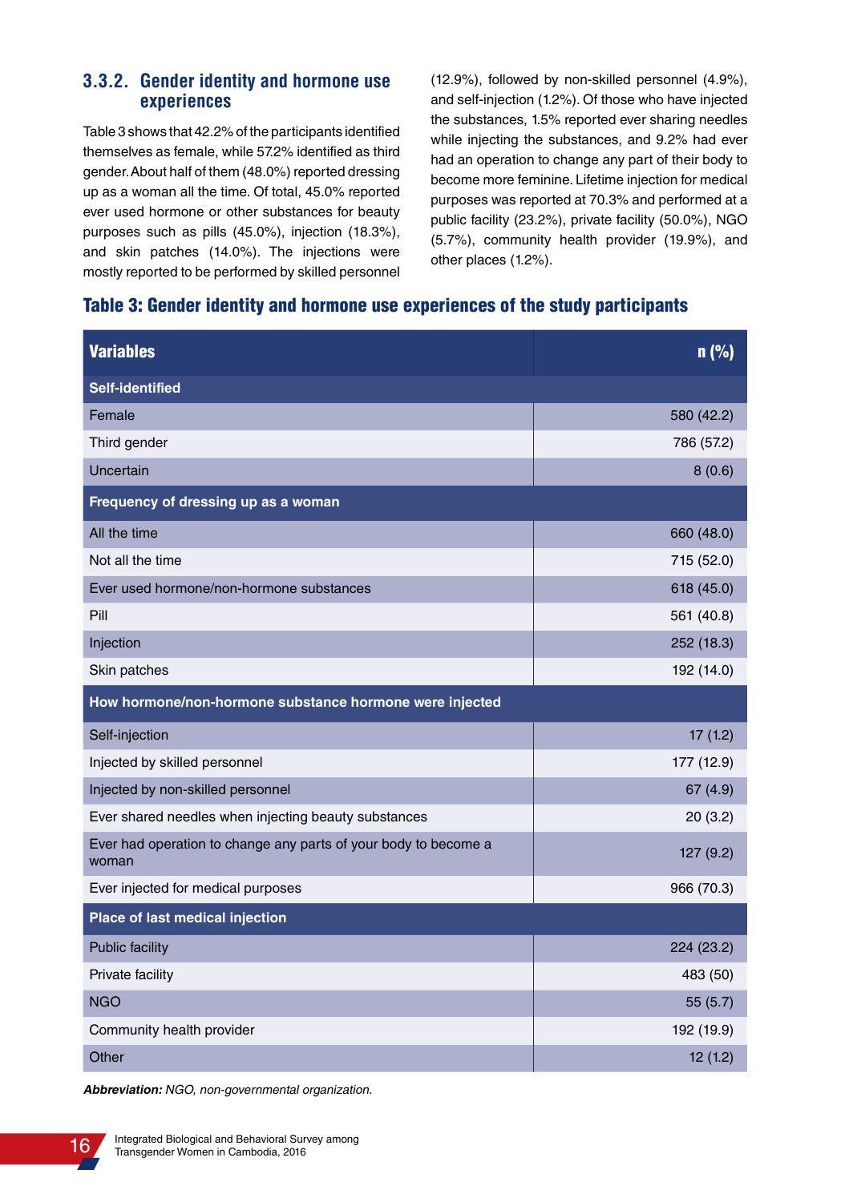### 3.3.2. Gender identity and hormone use experiences

Table 3 shows that 42.2% of the participants identified themselves as female, while 57.2% identified as third gender. About half of them (48.0%) reported dressing up as a woman all the time. Of total, 45.0% reported ever used hormone or other substances for beauty purposes such as pills (45.0%), injection (18.3%), and skin patches (14.0%). The injections were mostly reported to be performed by skilled personnel (12.9%), followed by non-skilled personnel (4.9%), and self-injection (1.2%). Of those who have injected the substances, 1.5% reported ever sharing needles while injecting the substances, and 9.2% had ever had an operation to change any part of their body to become more feminine. Lifetime injection for medical purposes was reported at 70.3% and performed at a public facility (23.2%), private facility (50.0%), NGO (5.7%), community health provider (19.9%), and other places (1.2%).

**Table 3: Gender identity and hormone use experiences of the study participants**

| Variables | n (%) |
|---|---|
| **Self-identified** | |
| Female | 580 (42.2) |
| Third gender | 786 (57.2) |
| Uncertain | 8 (0.6) |
| **Frequency of dressing up as a woman** | |
| All the time | 660 (48.0) |
| Not all the time | 715 (52.0) |
| Ever used hormone/non-hormone substances | 618 (45.0) |
| Pill | 561 (40.8) |
| Injection | 252 (18.3) |
| Skin patches | 192 (14.0) |
| **How hormone/non-hormone substance hormone were injected** | |
| Self-injection | 17 (1.2) |
| Injected by skilled personnel | 177 (12.9) |
| Injected by non-skilled personnel | 67 (4.9) |
| Ever shared needles when injecting beauty substances | 20 (3.2) |
| Ever had operation to change any parts of your body to become a woman | 127 (9.2) |
| Ever injected for medical purposes | 966 (70.3) |
| **Place of last medical injection** | |
| Public facility | 224 (23.2) |
| Private facility | 483 (50) |
| NGO | 55 (5.7) |
| Community health provider | 192 (19.9) |
| Other | 12 (1.2) |

***Abbreviation:*** *NGO, non-governmental organization.*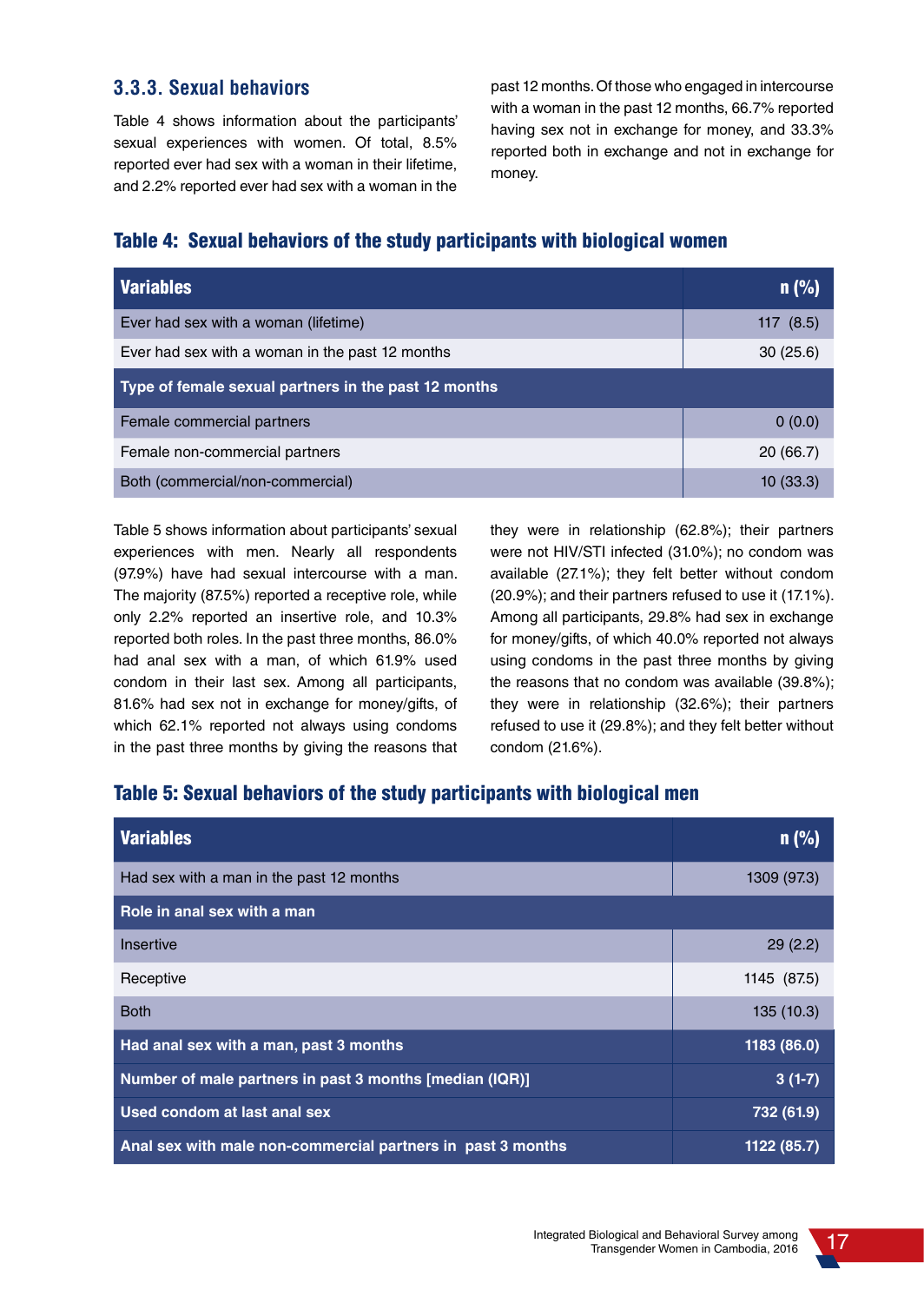### 3.3.3. Sexual behaviors

Table 4 shows information about the participants' sexual experiences with women. Of total, 8.5% reported ever had sex with a woman in their lifetime, and 2.2% reported ever had sex with a woman in the past 12 months. Of those who engaged in intercourse with a woman in the past 12 months, 66.7% reported having sex not in exchange for money, and 33.3% reported both in exchange and not in exchange for money.

**Table 4: Sexual behaviors of the study participants with biological women**

| Variables | n (%) |
|---|---|
| Ever had sex with a woman (lifetime) | 117 (8.5) |
| Ever had sex with a woman in the past 12 months | 30 (25.6) |
| **Type of female sexual partners in the past 12 months** | |
| Female commercial partners | 0 (0.0) |
| Female non-commercial partners | 20 (66.7) |
| Both (commercial/non-commercial) | 10 (33.3) |

Table 5 shows information about participants' sexual experiences with men. Nearly all respondents (97.9%) have had sexual intercourse with a man. The majority (87.5%) reported a receptive role, while only 2.2% reported an insertive role, and 10.3% reported both roles. In the past three months, 86.0% had anal sex with a man, of which 61.9% used condom in their last sex. Among all participants, 81.6% had sex not in exchange for money/gifts, of which 62.1% reported not always using condoms in the past three months by giving the reasons that they were in relationship (62.8%); their partners were not HIV/STI infected (31.0%); no condom was available (27.1%); they felt better without condom (20.9%); and their partners refused to use it (17.1%). Among all participants, 29.8% had sex in exchange for money/gifts, of which 40.0% reported not always using condoms in the past three months by giving the reasons that no condom was available (39.8%); they were in relationship (32.6%); their partners refused to use it (29.8%); and they felt better without condom (21.6%).

**Table 5: Sexual behaviors of the study participants with biological men**

| Variables | n (%) |
|---|---|
| Had sex with a man in the past 12 months | 1309 (97.3) |
| **Role in anal sex with a man** | |
| Insertive | 29 (2.2) |
| Receptive | 1145 (87.5) |
| Both | 135 (10.3) |
| **Had anal sex with a man, past 3 months** | **1183 (86.0)** |
| **Number of male partners in past 3 months [median (IQR)]** | **3 (1-7)** |
| **Used condom at last anal sex** | **732 (61.9)** |
| **Anal sex with male non-commercial partners in past 3 months** | **1122 (85.7)** |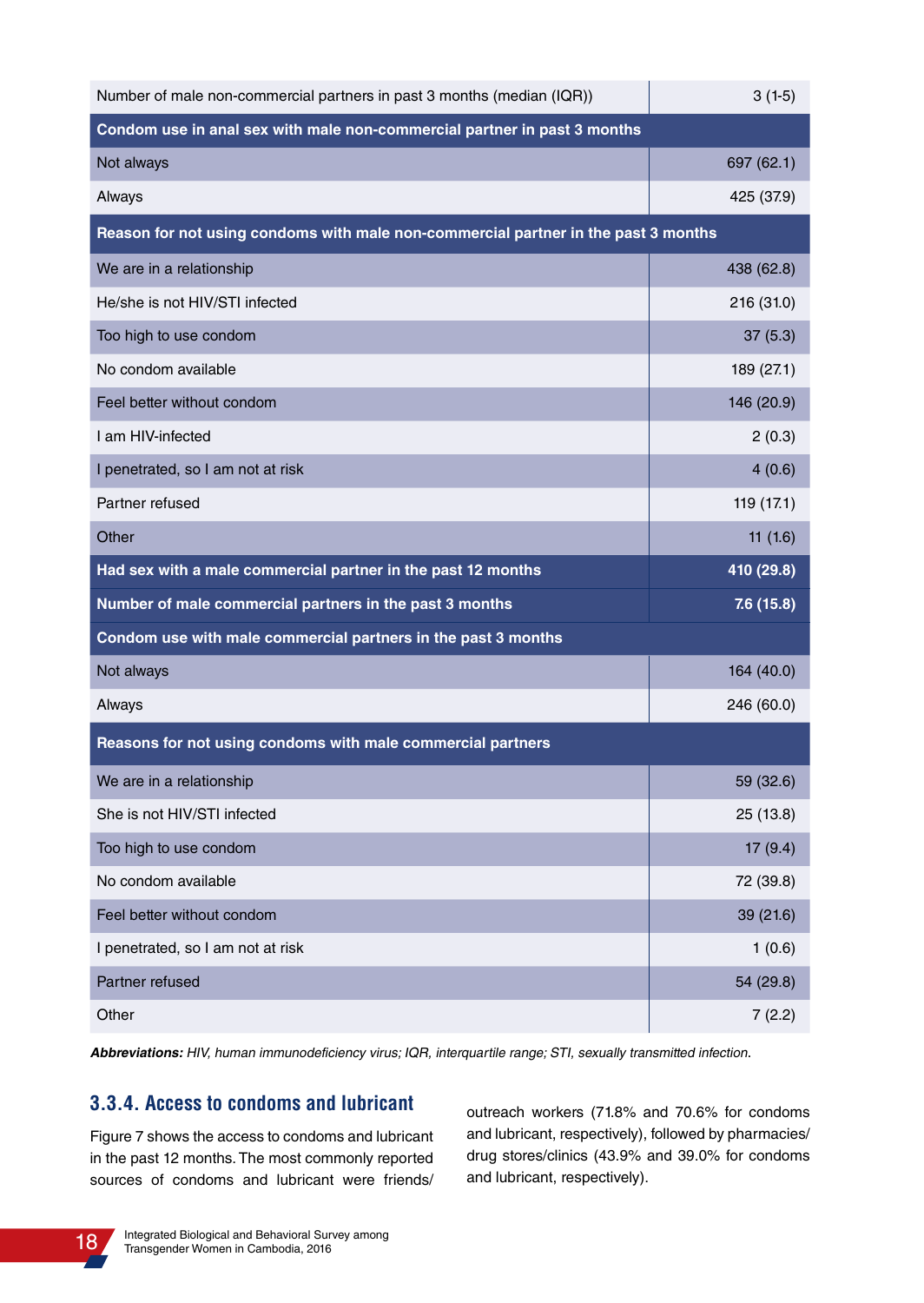| | |
|---|---|
| Number of male non-commercial partners in past 3 months (median (IQR)) | 3 (1-5) |
| **Condom use in anal sex with male non-commercial partner in past 3 months** | |
| Not always | 697 (62.1) |
| Always | 425 (37.9) |
| **Reason for not using condoms with male non-commercial partner in the past 3 months** | |
| We are in a relationship | 438 (62.8) |
| He/she is not HIV/STI infected | 216 (31.0) |
| Too high to use condom | 37 (5.3) |
| No condom available | 189 (27.1) |
| Feel better without condom | 146 (20.9) |
| I am HIV-infected | 2 (0.3) |
| I penetrated, so I am not at risk | 4 (0.6) |
| Partner refused | 119 (17.1) |
| Other | 11 (1.6) |
| **Had sex with a male commercial partner in the past 12 months** | **410 (29.8)** |
| **Number of male commercial partners in the past 3 months** | **7.6 (15.8)** |
| **Condom use with male commercial partners in the past 3 months** | |
| Not always | 164 (40.0) |
| Always | 246 (60.0) |
| **Reasons for not using condoms with male commercial partners** | |
| We are in a relationship | 59 (32.6) |
| She is not HIV/STI infected | 25 (13.8) |
| Too high to use condom | 17 (9.4) |
| No condom available | 72 (39.8) |
| Feel better without condom | 39 (21.6) |
| I penetrated, so I am not at risk | 1 (0.6) |
| Partner refused | 54 (29.8) |
| Other | 7 (2.2) |

***Abbreviations:*** *HIV, human immunodeficiency virus; IQR, interquartile range; STI, sexually transmitted infection.*

### 3.3.4. Access to condoms and lubricant

Figure 7 shows the access to condoms and lubricant in the past 12 months. The most commonly reported sources of condoms and lubricant were friends/outreach workers (71.8% and 70.6% for condoms and lubricant, respectively), followed by pharmacies/drug stores/clinics (43.9% and 39.0% for condoms and lubricant, respectively).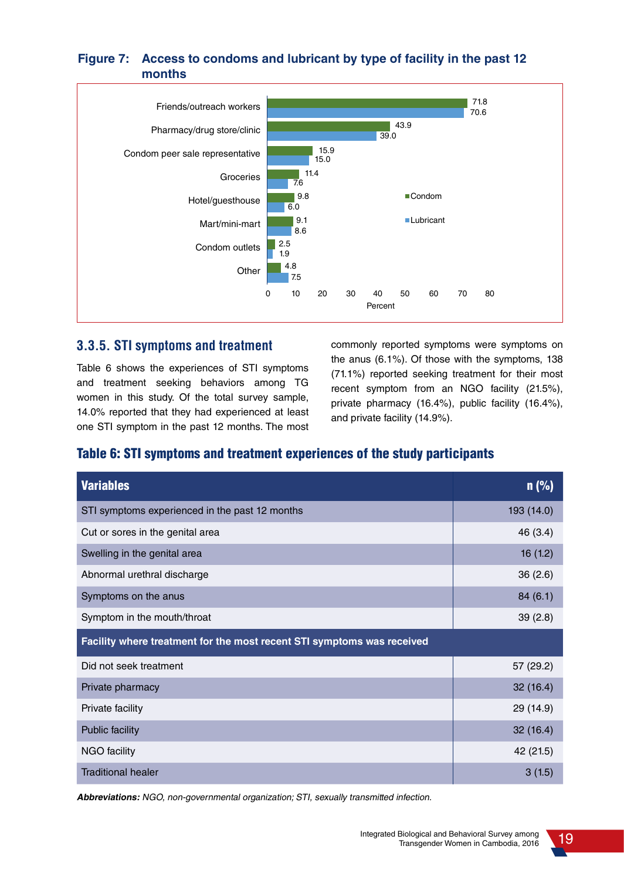**Figure 7: Access to condoms and lubricant by type of facility in the past 12 months**

| Facility | Condom | Lubricant |
|---|---|---|
| Friends/outreach workers | 71.8 | 70.6 |
| Pharmacy/drug store/clinic | 43.9 | 39.0 |
| Condom peer sale representative | 15.9 | 15.0 |
| Groceries | 11.4 | 7.6 |
| Hotel/guesthouse | 9.8 | 6.0 |
| Mart/mini-mart | 9.1 | 8.6 |
| Condom outlets | 2.5 | 1.9 |
| Other | 4.8 | 7.5 |

### 3.3.5. STI symptoms and treatment

Table 6 shows the experiences of STI symptoms and treatment seeking behaviors among TG women in this study. Of the total survey sample, 14.0% reported that they had experienced at least one STI symptom in the past 12 months. The most commonly reported symptoms were symptoms on the anus (6.1%). Of those with the symptoms, 138 (71.1%) reported seeking treatment for their most recent symptom from an NGO facility (21.5%), private pharmacy (16.4%), public facility (16.4%), and private facility (14.9%).

**Table 6: STI symptoms and treatment experiences of the study participants**

| Variables | n (%) |
|---|---|
| STI symptoms experienced in the past 12 months | 193 (14.0) |
| Cut or sores in the genital area | 46 (3.4) |
| Swelling in the genital area | 16 (1.2) |
| Abnormal urethral discharge | 36 (2.6) |
| Symptoms on the anus | 84 (6.1) |
| Symptom in the mouth/throat | 39 (2.8) |
| **Facility where treatment for the most recent STI symptoms was received** | |
| Did not seek treatment | 57 (29.2) |
| Private pharmacy | 32 (16.4) |
| Private facility | 29 (14.9) |
| Public facility | 32 (16.4) |
| NGO facility | 42 (21.5) |
| Traditional healer | 3 (1.5) |

***Abbreviations:*** *NGO, non-governmental organization; STI, sexually transmitted infection.*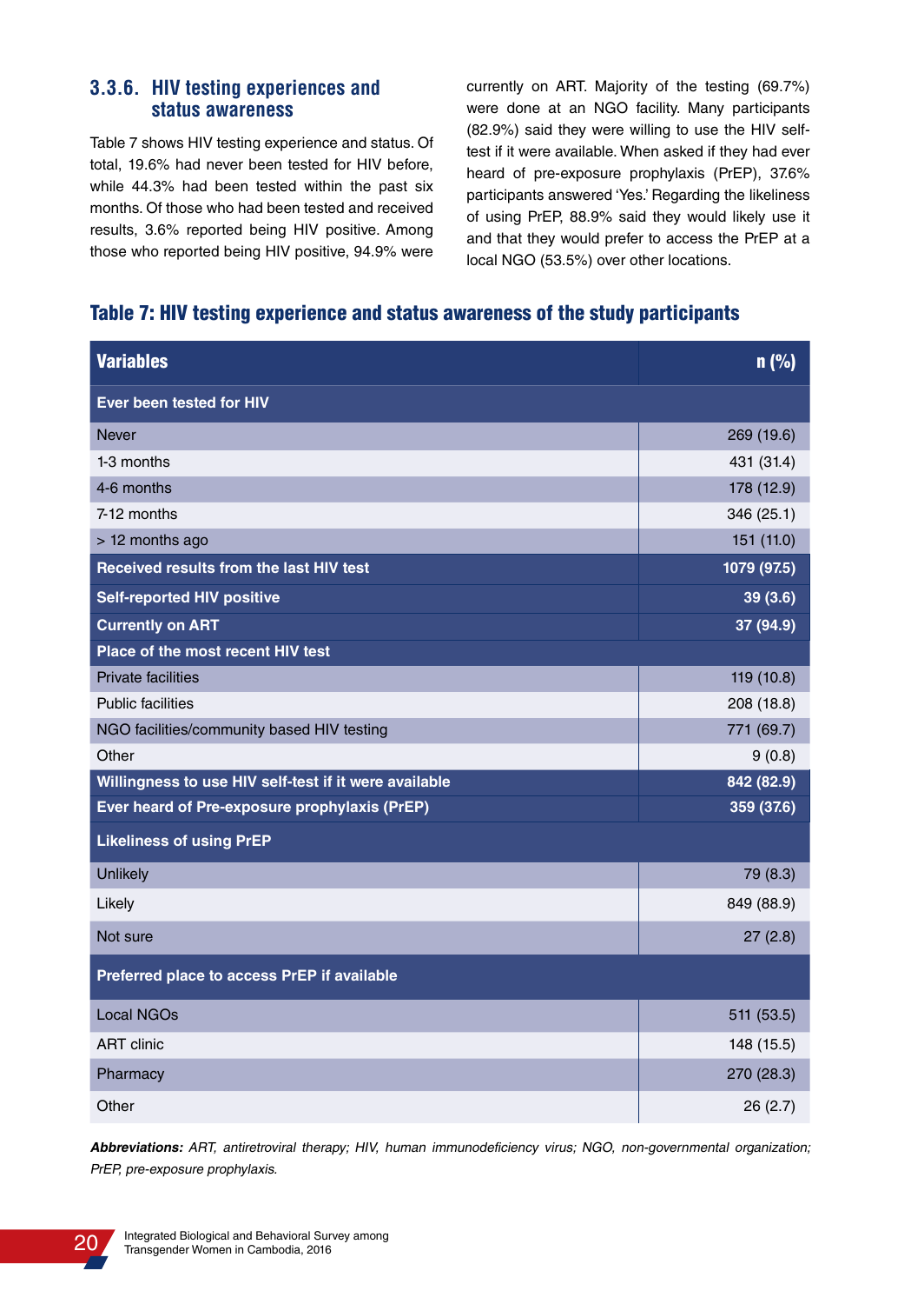### 3.3.6. HIV testing experiences and status awareness

Table 7 shows HIV testing experience and status. Of total, 19.6% had never been tested for HIV before, while 44.3% had been tested within the past six months. Of those who had been tested and received results, 3.6% reported being HIV positive. Among those who reported being HIV positive, 94.9% were currently on ART. Majority of the testing (69.7%) were done at an NGO facility. Many participants (82.9%) said they were willing to use the HIV self-test if it were available. When asked if they had ever heard of pre-exposure prophylaxis (PrEP), 37.6% participants answered 'Yes.' Regarding the likeliness of using PrEP, 88.9% said they would likely use it and that they would prefer to access the PrEP at a local NGO (53.5%) over other locations.

**Table 7: HIV testing experience and status awareness of the study participants**

| Variables | n (%) |
|---|---|
| **Ever been tested for HIV** | |
| Never | 269 (19.6) |
| 1-3 months | 431 (31.4) |
| 4-6 months | 178 (12.9) |
| 7-12 months | 346 (25.1) |
| > 12 months ago | 151 (11.0) |
| **Received results from the last HIV test** | **1079 (97.5)** |
| **Self-reported HIV positive** | **39 (3.6)** |
| **Currently on ART** | **37 (94.9)** |
| **Place of the most recent HIV test** | |
| Private facilities | 119 (10.8) |
| Public facilities | 208 (18.8) |
| NGO facilities/community based HIV testing | 771 (69.7) |
| Other | 9 (0.8) |
| **Willingness to use HIV self-test if it were available** | **842 (82.9)** |
| **Ever heard of Pre-exposure prophylaxis (PrEP)** | **359 (37.6)** |
| **Likeliness of using PrEP** | |
| Unlikely | 79 (8.3) |
| Likely | 849 (88.9) |
| Not sure | 27 (2.8) |
| **Preferred place to access PrEP if available** | |
| Local NGOs | 511 (53.5) |
| ART clinic | 148 (15.5) |
| Pharmacy | 270 (28.3) |
| Other | 26 (2.7) |

***Abbreviations:*** *ART, antiretroviral therapy; HIV, human immunodeficiency virus; NGO, non-governmental organization; PrEP, pre-exposure prophylaxis.*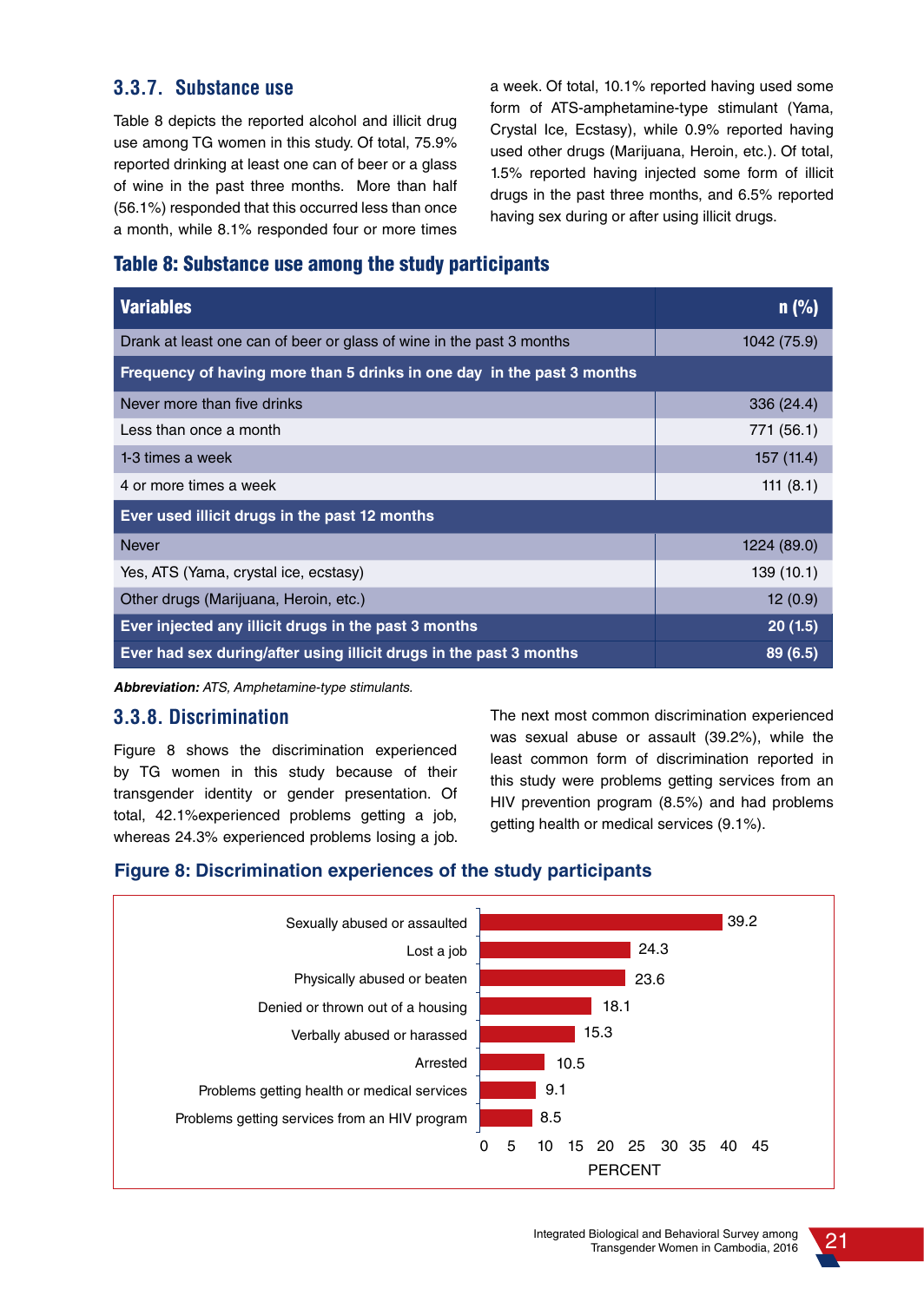### 3.3.7. Substance use

Table 8 depicts the reported alcohol and illicit drug use among TG women in this study. Of total, 75.9% reported drinking at least one can of beer or a glass of wine in the past three months. More than half (56.1%) responded that this occurred less than once a month, while 8.1% responded four or more times a week. Of total, 10.1% reported having used some form of ATS-amphetamine-type stimulant (Yama, Crystal Ice, Ecstasy), while 0.9% reported having used other drugs (Marijuana, Heroin, etc.). Of total, 1.5% reported having injected some form of illicit drugs in the past three months, and 6.5% reported having sex during or after using illicit drugs.

**Table 8: Substance use among the study participants**

| Variables | n (%) |
|---|---|
| Drank at least one can of beer or glass of wine in the past 3 months | 1042 (75.9) |
| **Frequency of having more than 5 drinks in one day in the past 3 months** | |
| Never more than five drinks | 336 (24.4) |
| Less than once a month | 771 (56.1) |
| 1-3 times a week | 157 (11.4) |
| 4 or more times a week | 111 (8.1) |
| **Ever used illicit drugs in the past 12 months** | |
| Never | 1224 (89.0) |
| Yes, ATS (Yama, crystal ice, ecstasy) | 139 (10.1) |
| Other drugs (Marijuana, Heroin, etc.) | 12 (0.9) |
| **Ever injected any illicit drugs in the past 3 months** | **20 (1.5)** |
| **Ever had sex during/after using illicit drugs in the past 3 months** | **89 (6.5)** |

***Abbreviation:*** *ATS, Amphetamine-type stimulants.*

### 3.3.8. Discrimination

Figure 8 shows the discrimination experienced by TG women in this study because of their transgender identity or gender presentation. Of total, 42.1%experienced problems getting a job, whereas 24.3% experienced problems losing a job. The next most common discrimination experienced was sexual abuse or assault (39.2%), while the least common form of discrimination reported in this study were problems getting services from an HIV prevention program (8.5%) and had problems getting health or medical services (9.1%).

**Figure 8: Discrimination experiences of the study participants**

| Experience | Percent |
|---|---|
| Sexually abused or assaulted | 39.2 |
| Lost a job | 24.3 |
| Physically abused or beaten | 23.6 |
| Denied or thrown out of a housing | 18.1 |
| Verbally abused or harassed | 15.3 |
| Arrested | 10.5 |
| Problems getting health or medical services | 9.1 |
| Problems getting services from an HIV program | 8.5 |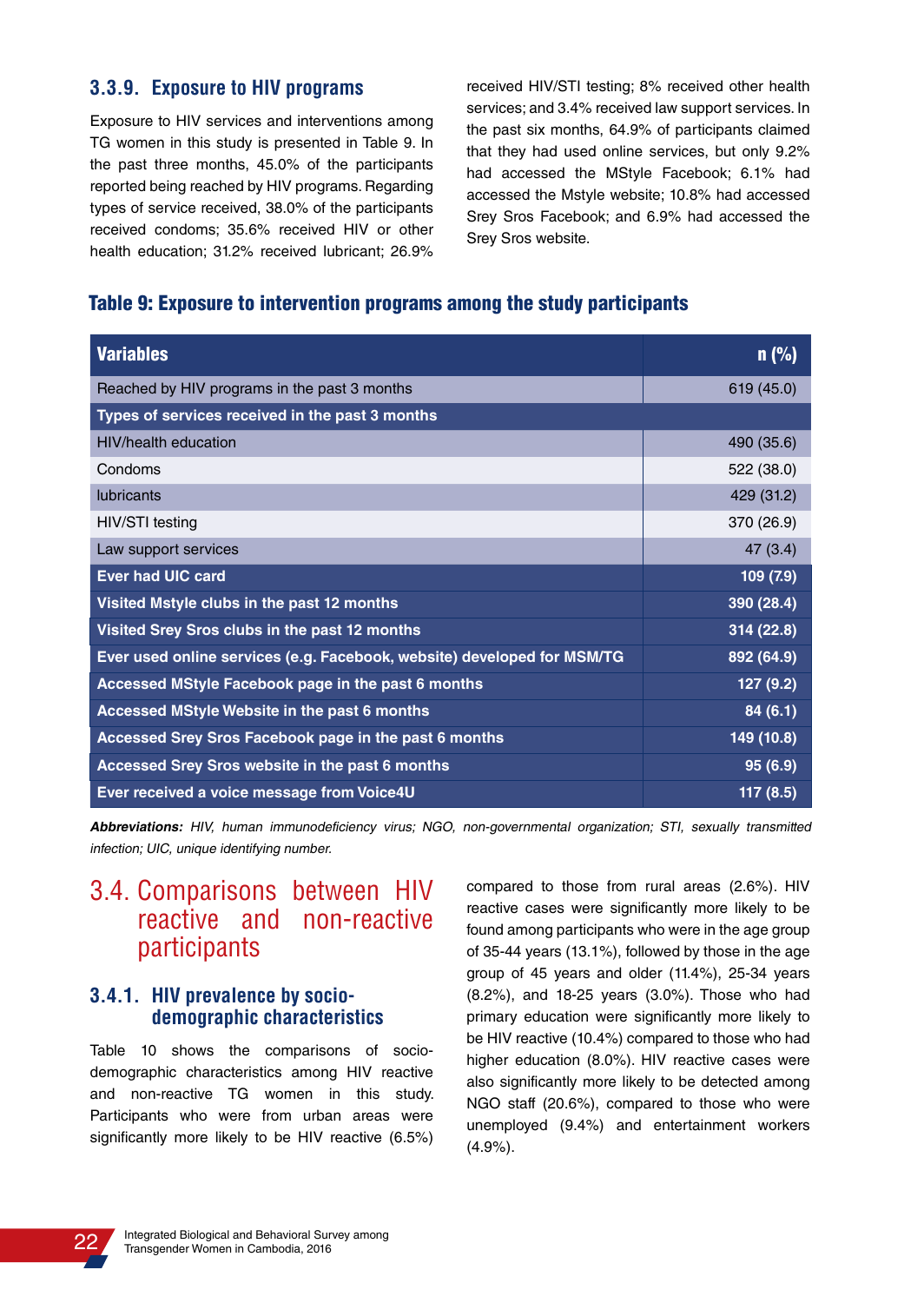### 3.3.9. Exposure to HIV programs

Exposure to HIV services and interventions among TG women in this study is presented in Table 9. In the past three months, 45.0% of the participants reported being reached by HIV programs. Regarding types of service received, 38.0% of the participants received condoms; 35.6% received HIV or other health education; 31.2% received lubricant; 26.9% received HIV/STI testing; 8% received other health services; and 3.4% received law support services. In the past six months, 64.9% of participants claimed that they had used online services, but only 9.2% had accessed the MStyle Facebook; 6.1% had accessed the Mstyle website; 10.8% had accessed Srey Sros Facebook; and 6.9% had accessed the Srey Sros website.

**Table 9: Exposure to intervention programs among the study participants**

| Variables | n (%) |
|---|---|
| Reached by HIV programs in the past 3 months | 619 (45.0) |
| **Types of services received in the past 3 months** | |
| HIV/health education | 490 (35.6) |
| Condoms | 522 (38.0) |
| lubricants | 429 (31.2) |
| HIV/STI testing | 370 (26.9) |
| Law support services | 47 (3.4) |
| **Ever had UIC card** | **109 (7.9)** |
| **Visited Mstyle clubs in the past 12 months** | **390 (28.4)** |
| **Visited Srey Sros clubs in the past 12 months** | **314 (22.8)** |
| **Ever used online services (e.g. Facebook, website) developed for MSM/TG** | **892 (64.9)** |
| **Accessed MStyle Facebook page in the past 6 months** | **127 (9.2)** |
| **Accessed MStyle Website in the past 6 months** | **84 (6.1)** |
| **Accessed Srey Sros Facebook page in the past 6 months** | **149 (10.8)** |
| **Accessed Srey Sros website in the past 6 months** | **95 (6.9)** |
| **Ever received a voice message from Voice4U** | **117 (8.5)** |

***Abbreviations:*** *HIV, human immunodeficiency virus; NGO, non-governmental organization; STI, sexually transmitted infection; UIC, unique identifying number.*

## 3.4. Comparisons between HIV reactive and non-reactive participants

### 3.4.1. HIV prevalence by socio-demographic characteristics

Table 10 shows the comparisons of socio-demographic characteristics among HIV reactive and non-reactive TG women in this study. Participants who were from urban areas were significantly more likely to be HIV reactive (6.5%) compared to those from rural areas (2.6%). HIV reactive cases were significantly more likely to be found among participants who were in the age group of 35-44 years (13.1%), followed by those in the age group of 45 years and older (11.4%), 25-34 years (8.2%), and 18-25 years (3.0%). Those who had primary education were significantly more likely to be HIV reactive (10.4%) compared to those who had higher education (8.0%). HIV reactive cases were also significantly more likely to be detected among NGO staff (20.6%), compared to those who were unemployed (9.4%) and entertainment workers (4.9%).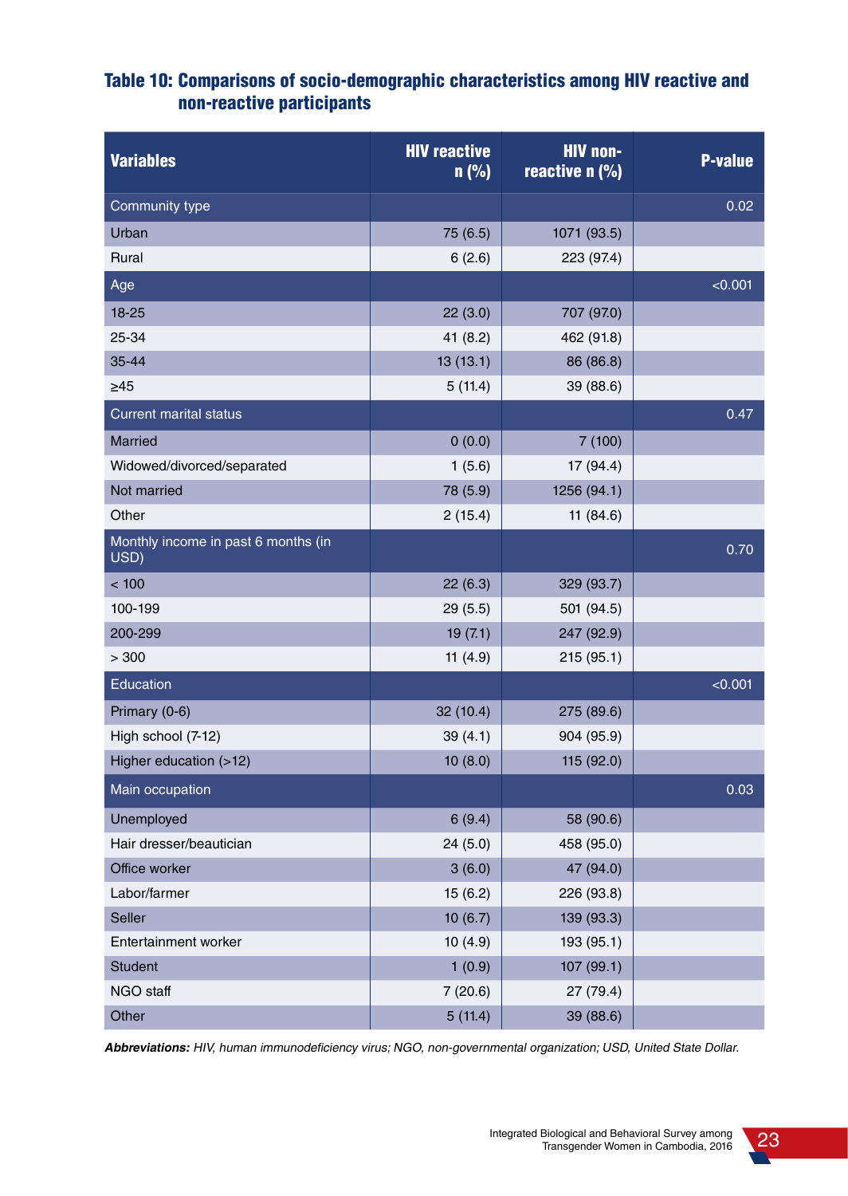### Table 10: Comparisons of socio-demographic characteristics among HIV reactive and non-reactive participants

| Variables | HIV reactive n (%) | HIV non-reactive n (%) | P-value |
|---|---|---|---|
| Community type | | | 0.02 |
| Urban | 75 (6.5) | 1071 (93.5) | |
| Rural | 6 (2.6) | 223 (97.4) | |
| Age | | | <0.001 |
| 18-25 | 22 (3.0) | 707 (97.0) | |
| 25-34 | 41 (8.2) | 462 (91.8) | |
| 35-44 | 13 (13.1) | 86 (86.8) | |
| ≥45 | 5 (11.4) | 39 (88.6) | |
| Current marital status | | | 0.47 |
| Married | 0 (0.0) | 7 (100) | |
| Widowed/divorced/separated | 1 (5.6) | 17 (94.4) | |
| Not married | 78 (5.9) | 1256 (94.1) | |
| Other | 2 (15.4) | 11 (84.6) | |
| Monthly income in past 6 months (in USD) | | | 0.70 |
| < 100 | 22 (6.3) | 329 (93.7) | |
| 100-199 | 29 (5.5) | 501 (94.5) | |
| 200-299 | 19 (7.1) | 247 (92.9) | |
| > 300 | 11 (4.9) | 215 (95.1) | |
| Education | | | <0.001 |
| Primary (0-6) | 32 (10.4) | 275 (89.6) | |
| High school (7-12) | 39 (4.1) | 904 (95.9) | |
| Higher education (>12) | 10 (8.0) | 115 (92.0) | |
| Main occupation | | | 0.03 |
| Unemployed | 6 (9.4) | 58 (90.6) | |
| Hair dresser/beautician | 24 (5.0) | 458 (95.0) | |
| Office worker | 3 (6.0) | 47 (94.0) | |
| Labor/farmer | 15 (6.2) | 226 (93.8) | |
| Seller | 10 (6.7) | 139 (93.3) | |
| Entertainment worker | 10 (4.9) | 193 (95.1) | |
| Student | 1 (0.9) | 107 (99.1) | |
| NGO staff | 7 (20.6) | 27 (79.4) | |
| Other | 5 (11.4) | 39 (88.6) | |

***Abbreviations:*** *HIV, human immunodeficiency virus; NGO, non-governmental organization; USD, United State Dollar.*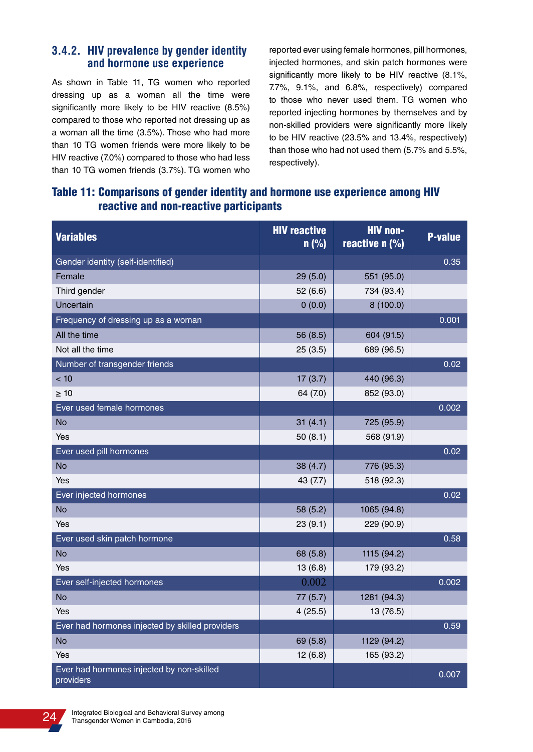### 3.4.2. HIV prevalence by gender identity and hormone use experience

As shown in Table 11, TG women who reported dressing up as a woman all the time were significantly more likely to be HIV reactive (8.5%) compared to those who reported not dressing up as a woman all the time (3.5%). Those who had more than 10 TG women friends were more likely to be HIV reactive (7.0%) compared to those who had less than 10 TG women friends (3.7%). TG women who reported ever using female hormones, pill hormones, injected hormones, and skin patch hormones were significantly more likely to be HIV reactive (8.1%, 7.7%, 9.1%, and 6.8%, respectively) compared to those who never used them. TG women who reported injecting hormones by themselves and by non-skilled providers were significantly more likely to be HIV reactive (23.5% and 13.4%, respectively) than those who had not used them (5.7% and 5.5%, respectively).

## Table 11: Comparisons of gender identity and hormone use experience among HIV reactive and non-reactive participants

| Variables | HIV reactive n (%) | HIV non-reactive n (%) | P-value |
|---|---|---|---|
| Gender identity (self-identified) | | | 0.35 |
| Female | 29 (5.0) | 551 (95.0) | |
| Third gender | 52 (6.6) | 734 (93.4) | |
| Uncertain | 0 (0.0) | 8 (100.0) | |
| Frequency of dressing up as a woman | | | 0.001 |
| All the time | 56 (8.5) | 604 (91.5) | |
| Not all the time | 25 (3.5) | 689 (96.5) | |
| Number of transgender friends | | | 0.02 |
| < 10 | 17 (3.7) | 440 (96.3) | |
| ≥ 10 | 64 (7.0) | 852 (93.0) | |
| Ever used female hormones | | | 0.002 |
| No | 31 (4.1) | 725 (95.9) | |
| Yes | 50 (8.1) | 568 (91.9) | |
| Ever used pill hormones | | | 0.02 |
| No | 38 (4.7) | 776 (95.3) | |
| Yes | 43 (7.7) | 518 (92.3) | |
| Ever injected hormones | | | 0.02 |
| No | 58 (5.2) | 1065 (94.8) | |
| Yes | 23 (9.1) | 229 (90.9) | |
| Ever used skin patch hormone | | | 0.58 |
| No | 68 (5.8) | 1115 (94.2) | |
| Yes | 13 (6.8) | 179 (93.2) | |
| Ever self-injected hormones | 0.002 | | 0.002 |
| No | 77 (5.7) | 1281 (94.3) | |
| Yes | 4 (25.5) | 13 (76.5) | |
| Ever had hormones injected by skilled providers | | | 0.59 |
| No | 69 (5.8) | 1129 (94.2) | |
| Yes | 12 (6.8) | 165 (93.2) | |
| Ever had hormones injected by non-skilled providers | | | 0.007 |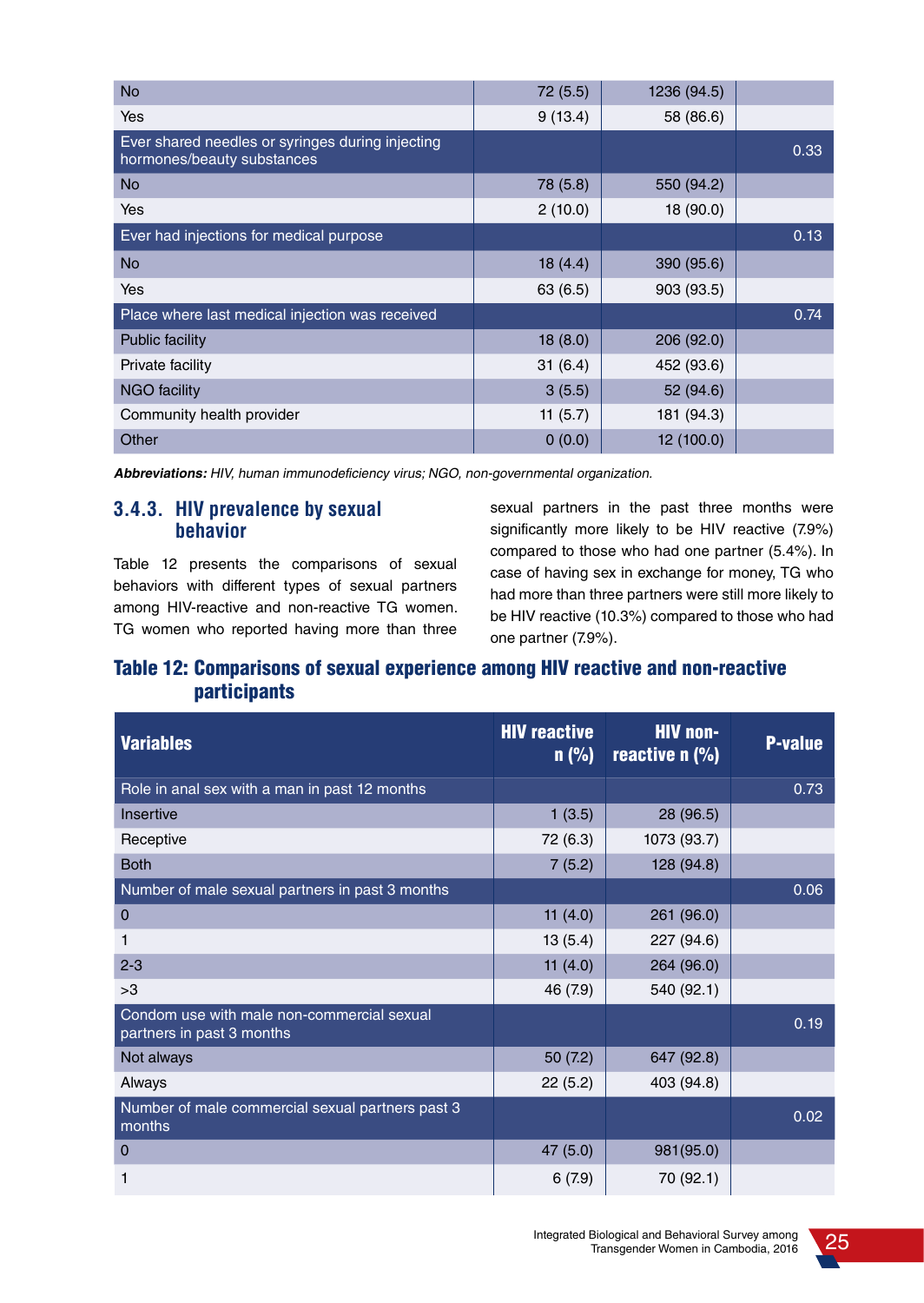| | | | |
|---|---|---|---|
| No | 72 (5.5) | 1236 (94.5) | |
| Yes | 9 (13.4) | 58 (86.6) | |
| Ever shared needles or syringes during injecting hormones/beauty substances | | | 0.33 |
| No | 78 (5.8) | 550 (94.2) | |
| Yes | 2 (10.0) | 18 (90.0) | |
| Ever had injections for medical purpose | | | 0.13 |
| No | 18 (4.4) | 390 (95.6) | |
| Yes | 63 (6.5) | 903 (93.5) | |
| Place where last medical injection was received | | | 0.74 |
| Public facility | 18 (8.0) | 206 (92.0) | |
| Private facility | 31 (6.4) | 452 (93.6) | |
| NGO facility | 3 (5.5) | 52 (94.6) | |
| Community health provider | 11 (5.7) | 181 (94.3) | |
| Other | 0 (0.0) | 12 (100.0) | |

***Abbreviations:*** *HIV, human immunodeficiency virus; NGO, non-governmental organization.*

### 3.4.3. HIV prevalence by sexual behavior

Table 12 presents the comparisons of sexual behaviors with different types of sexual partners among HIV-reactive and non-reactive TG women. TG women who reported having more than three sexual partners in the past three months were significantly more likely to be HIV reactive (7.9%) compared to those who had one partner (5.4%). In case of having sex in exchange for money, TG who had more than three partners were still more likely to be HIV reactive (10.3%) compared to those who had one partner (7.9%).

## Table 12: Comparisons of sexual experience among HIV reactive and non-reactive participants

| Variables | HIV reactive n (%) | HIV non-reactive n (%) | P-value |
|---|---|---|---|
| Role in anal sex with a man in past 12 months | | | 0.73 |
| Insertive | 1 (3.5) | 28 (96.5) | |
| Receptive | 72 (6.3) | 1073 (93.7) | |
| Both | 7 (5.2) | 128 (94.8) | |
| Number of male sexual partners in past 3 months | | | 0.06 |
| 0 | 11 (4.0) | 261 (96.0) | |
| 1 | 13 (5.4) | 227 (94.6) | |
| 2-3 | 11 (4.0) | 264 (96.0) | |
| >3 | 46 (7.9) | 540 (92.1) | |
| Condom use with male non-commercial sexual partners in past 3 months | | | 0.19 |
| Not always | 50 (7.2) | 647 (92.8) | |
| Always | 22 (5.2) | 403 (94.8) | |
| Number of male commercial sexual partners past 3 months | | | 0.02 |
| 0 | 47 (5.0) | 981(95.0) | |
| 1 | 6 (7.9) | 70 (92.1) | |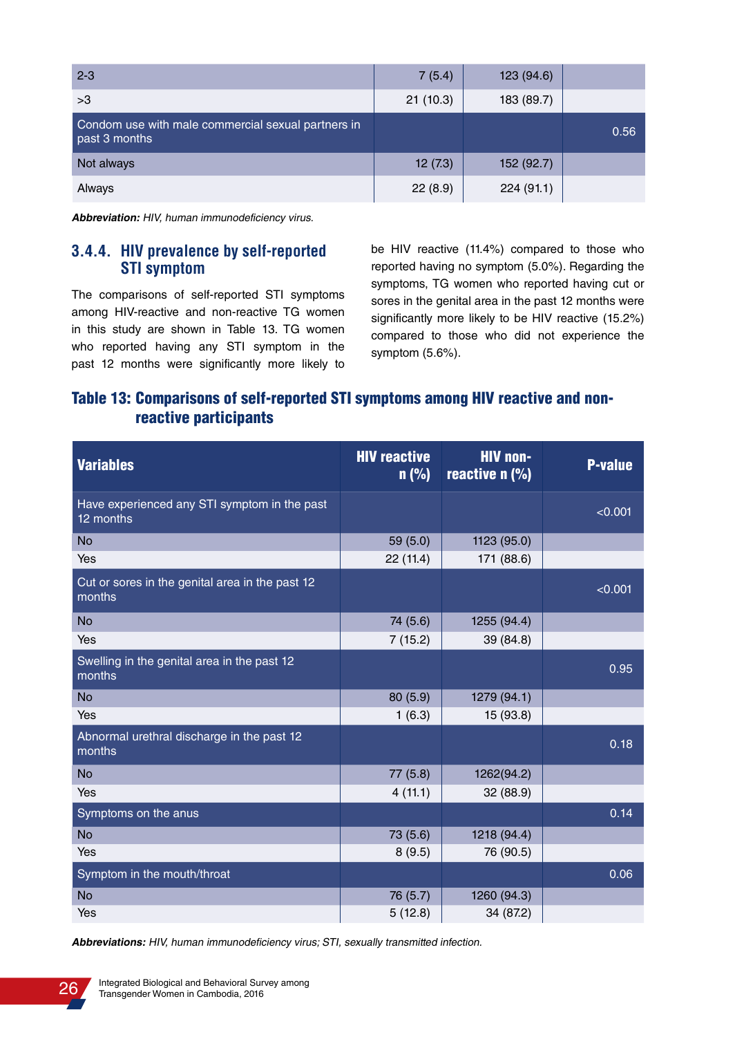| | | | |
|---|---|---|---|
| 2-3 | 7 (5.4) | 123 (94.6) | |
| >3 | 21 (10.3) | 183 (89.7) | |
| Condom use with male commercial sexual partners in past 3 months | | | 0.56 |
| Not always | 12 (7.3) | 152 (92.7) | |
| Always | 22 (8.9) | 224 (91.1) | |

***Abbreviation:** HIV, human immunodeficiency virus.*

### 3.4.4. HIV prevalence by self-reported STI symptom

The comparisons of self-reported STI symptoms among HIV-reactive and non-reactive TG women in this study are shown in Table 13. TG women who reported having any STI symptom in the past 12 months were significantly more likely to be HIV reactive (11.4%) compared to those who reported having no symptom (5.0%). Regarding the symptoms, TG women who reported having cut or sores in the genital area in the past 12 months were significantly more likely to be HIV reactive (15.2%) compared to those who did not experience the symptom (5.6%).

### Table 13: Comparisons of self-reported STI symptoms among HIV reactive and non-reactive participants

| Variables | HIV reactive n (%) | HIV non-reactive n (%) | P-value |
|---|---|---|---|
| Have experienced any STI symptom in the past 12 months | | | <0.001 |
| No | 59 (5.0) | 1123 (95.0) | |
| Yes | 22 (11.4) | 171 (88.6) | |
| Cut or sores in the genital area in the past 12 months | | | <0.001 |
| No | 74 (5.6) | 1255 (94.4) | |
| Yes | 7 (15.2) | 39 (84.8) | |
| Swelling in the genital area in the past 12 months | | | 0.95 |
| No | 80 (5.9) | 1279 (94.1) | |
| Yes | 1 (6.3) | 15 (93.8) | |
| Abnormal urethral discharge in the past 12 months | | | 0.18 |
| No | 77 (5.8) | 1262(94.2) | |
| Yes | 4 (11.1) | 32 (88.9) | |
| Symptoms on the anus | | | 0.14 |
| No | 73 (5.6) | 1218 (94.4) | |
| Yes | 8 (9.5) | 76 (90.5) | |
| Symptom in the mouth/throat | | | 0.06 |
| No | 76 (5.7) | 1260 (94.3) | |
| Yes | 5 (12.8) | 34 (87.2) | |

***Abbreviations:** HIV, human immunodeficiency virus; STI, sexually transmitted infection.*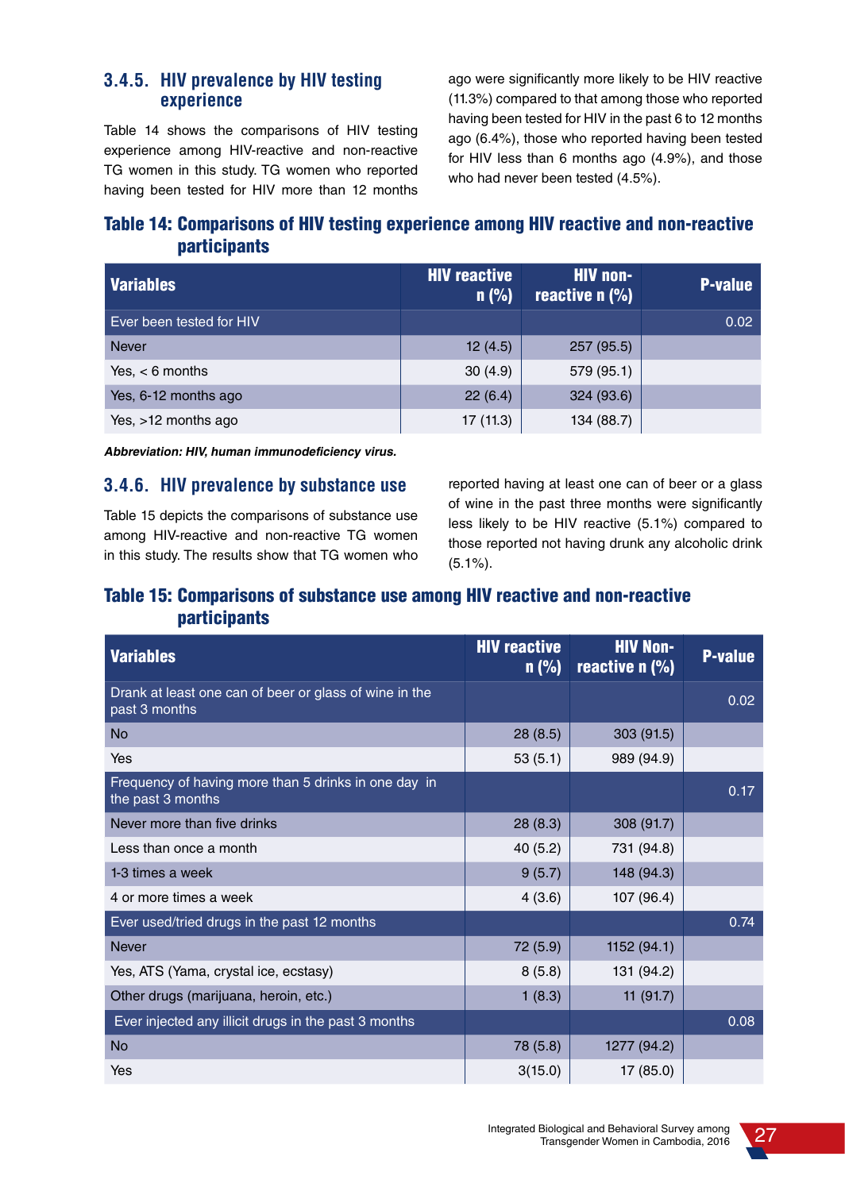### 3.4.5. HIV prevalence by HIV testing experience

Table 14 shows the comparisons of HIV testing experience among HIV-reactive and non-reactive TG women in this study. TG women who reported having been tested for HIV more than 12 months ago were significantly more likely to be HIV reactive (11.3%) compared to that among those who reported having been tested for HIV in the past 6 to 12 months ago (6.4%), those who reported having been tested for HIV less than 6 months ago (4.9%), and those who had never been tested (4.5%).

## Table 14: Comparisons of HIV testing experience among HIV reactive and non-reactive participants

| Variables | HIV reactive n (%) | HIV non-reactive n (%) | P-value |
|---|---|---|---|
| Ever been tested for HIV | | | 0.02 |
| Never | 12 (4.5) | 257 (95.5) | |
| Yes, < 6 months | 30 (4.9) | 579 (95.1) | |
| Yes, 6-12 months ago | 22 (6.4) | 324 (93.6) | |
| Yes, >12 months ago | 17 (11.3) | 134 (88.7) | |

***Abbreviation: HIV, human immunodeficiency virus.***

### 3.4.6. HIV prevalence by substance use

Table 15 depicts the comparisons of substance use among HIV-reactive and non-reactive TG women in this study. The results show that TG women who reported having at least one can of beer or a glass of wine in the past three months were significantly less likely to be HIV reactive (5.1%) compared to those reported not having drunk any alcoholic drink (5.1%).

## Table 15: Comparisons of substance use among HIV reactive and non-reactive participants

| Variables | HIV reactive n (%) | HIV Non-reactive n (%) | P-value |
|---|---|---|---|
| Drank at least one can of beer or glass of wine in the past 3 months | | | 0.02 |
| No | 28 (8.5) | 303 (91.5) | |
| Yes | 53 (5.1) | 989 (94.9) | |
| Frequency of having more than 5 drinks in one day in the past 3 months | | | 0.17 |
| Never more than five drinks | 28 (8.3) | 308 (91.7) | |
| Less than once a month | 40 (5.2) | 731 (94.8) | |
| 1-3 times a week | 9 (5.7) | 148 (94.3) | |
| 4 or more times a week | 4 (3.6) | 107 (96.4) | |
| Ever used/tried drugs in the past 12 months | | | 0.74 |
| Never | 72 (5.9) | 1152 (94.1) | |
| Yes, ATS (Yama, crystal ice, ecstasy) | 8 (5.8) | 131 (94.2) | |
| Other drugs (marijuana, heroin, etc.) | 1 (8.3) | 11 (91.7) | |
| Ever injected any illicit drugs in the past 3 months | | | 0.08 |
| No | 78 (5.8) | 1277 (94.2) | |
| Yes | 3(15.0) | 17 (85.0) | |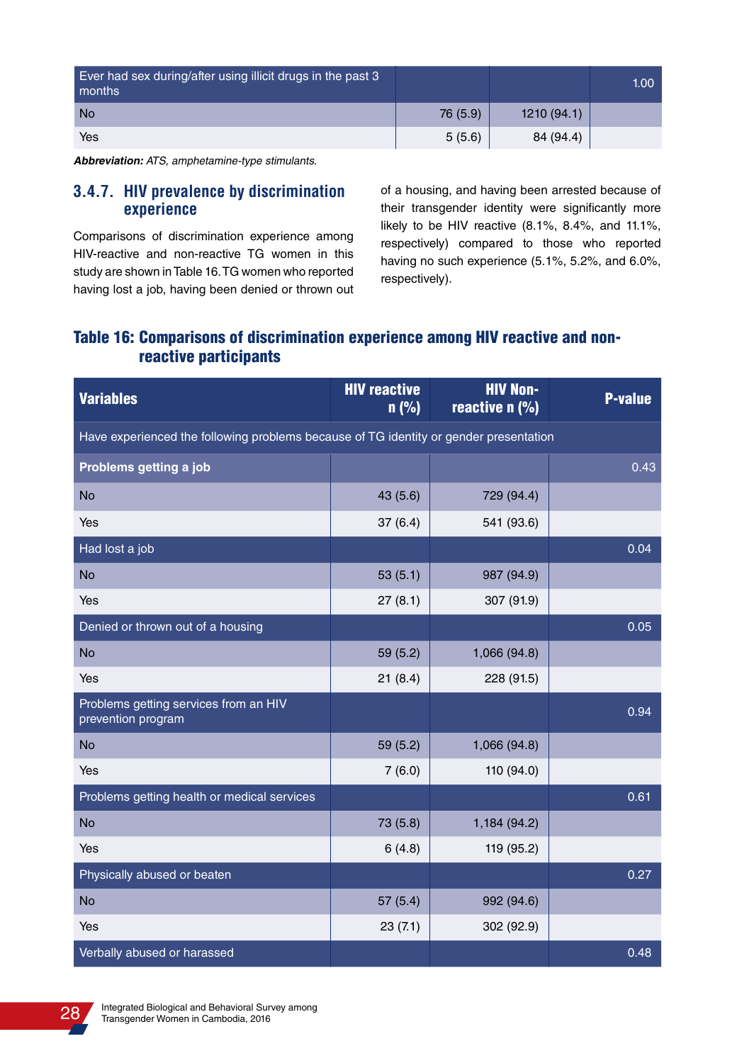| Ever had sex during/after using illicit drugs in the past 3 months | | | 1.00 |
|---|---|---|---|
| No | 76 (5.9) | 1210 (94.1) | |
| Yes | 5 (5.6) | 84 (94.4) | |

***Abbreviation:*** *ATS, amphetamine-type stimulants.*

### 3.4.7. HIV prevalence by discrimination experience

Comparisons of discrimination experience among HIV-reactive and non-reactive TG women in this study are shown in Table 16. TG women who reported having lost a job, having been denied or thrown out of a housing, and having been arrested because of their transgender identity were significantly more likely to be HIV reactive (8.1%, 8.4%, and 11.1%, respectively) compared to those who reported having no such experience (5.1%, 5.2%, and 6.0%, respectively).

**Table 16: Comparisons of discrimination experience among HIV reactive and non-reactive participants**

| Variables | HIV reactive n (%) | HIV Non-reactive n (%) | P-value |
|---|---|---|---|
| Have experienced the following problems because of TG identity or gender presentation | | | |
| **Problems getting a job** | | | 0.43 |
| No | 43 (5.6) | 729 (94.4) | |
| Yes | 37 (6.4) | 541 (93.6) | |
| Had lost a job | | | 0.04 |
| No | 53 (5.1) | 987 (94.9) | |
| Yes | 27 (8.1) | 307 (91.9) | |
| Denied or thrown out of a housing | | | 0.05 |
| No | 59 (5.2) | 1,066 (94.8) | |
| Yes | 21 (8.4) | 228 (91.5) | |
| Problems getting services from an HIV prevention program | | | 0.94 |
| No | 59 (5.2) | 1,066 (94.8) | |
| Yes | 7 (6.0) | 110 (94.0) | |
| Problems getting health or medical services | | | 0.61 |
| No | 73 (5.8) | 1,184 (94.2) | |
| Yes | 6 (4.8) | 119 (95.2) | |
| Physically abused or beaten | | | 0.27 |
| No | 57 (5.4) | 992 (94.6) | |
| Yes | 23 (7.1) | 302 (92.9) | |
| Verbally abused or harassed | | | 0.48 |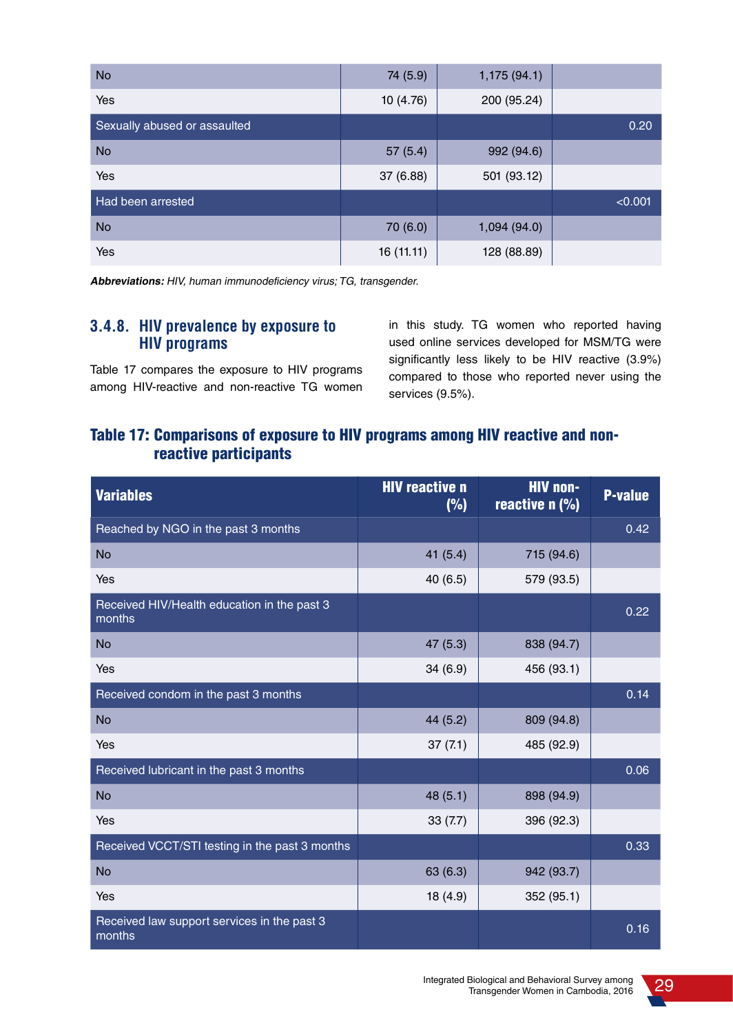| | | | |
|---|---|---|---|
| No | 74 (5.9) | 1,175 (94.1) | |
| Yes | 10 (4.76) | 200 (95.24) | |
| Sexually abused or assaulted | | | 0.20 |
| No | 57 (5.4) | 992 (94.6) | |
| Yes | 37 (6.88) | 501 (93.12) | |
| Had been arrested | | | <0.001 |
| No | 70 (6.0) | 1,094 (94.0) | |
| Yes | 16 (11.11) | 128 (88.89) | |

***Abbreviations:*** *HIV, human immunodeficiency virus; TG, transgender.*

### 3.4.8. HIV prevalence by exposure to HIV programs

Table 17 compares the exposure to HIV programs among HIV-reactive and non-reactive TG women in this study. TG women who reported having used online services developed for MSM/TG were significantly less likely to be HIV reactive (3.9%) compared to those who reported never using the services (9.5%).

#### Table 17: Comparisons of exposure to HIV programs among HIV reactive and non-reactive participants

| Variables | HIV reactive n (%) | HIV non-reactive n (%) | P-value |
|---|---|---|---|
| Reached by NGO in the past 3 months | | | 0.42 |
| No | 41 (5.4) | 715 (94.6) | |
| Yes | 40 (6.5) | 579 (93.5) | |
| Received HIV/Health education in the past 3 months | | | 0.22 |
| No | 47 (5.3) | 838 (94.7) | |
| Yes | 34 (6.9) | 456 (93.1) | |
| Received condom in the past 3 months | | | 0.14 |
| No | 44 (5.2) | 809 (94.8) | |
| Yes | 37 (7.1) | 485 (92.9) | |
| Received lubricant in the past 3 months | | | 0.06 |
| No | 48 (5.1) | 898 (94.9) | |
| Yes | 33 (7.7) | 396 (92.3) | |
| Received VCCT/STI testing in the past 3 months | | | 0.33 |
| No | 63 (6.3) | 942 (93.7) | |
| Yes | 18 (4.9) | 352 (95.1) | |
| Received law support services in the past 3 months | | | 0.16 |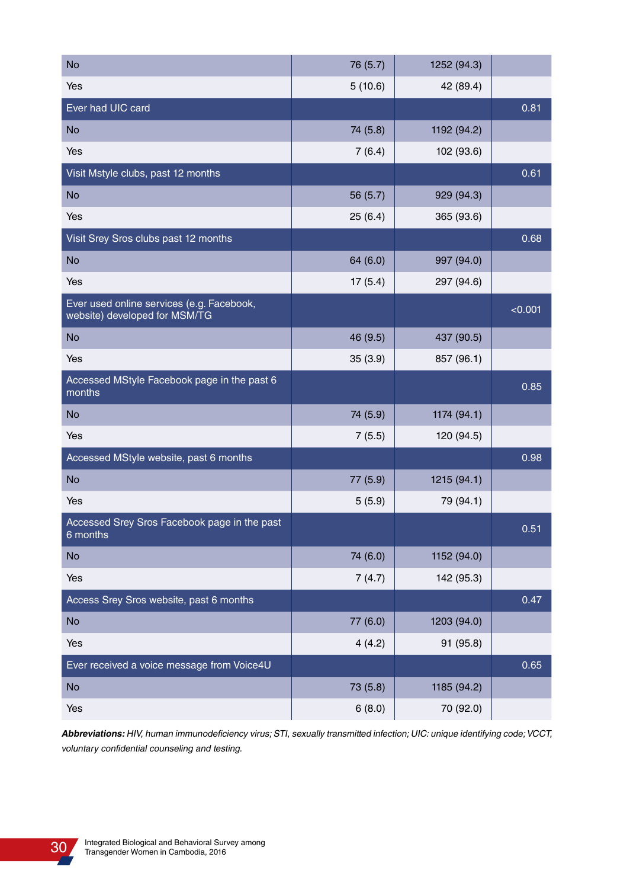| | | | |
|---|---|---|---|
| No | 76 (5.7) | 1252 (94.3) | |
| Yes | 5 (10.6) | 42 (89.4) | |
| Ever had UIC card | | | 0.81 |
| No | 74 (5.8) | 1192 (94.2) | |
| Yes | 7 (6.4) | 102 (93.6) | |
| Visit Mstyle clubs, past 12 months | | | 0.61 |
| No | 56 (5.7) | 929 (94.3) | |
| Yes | 25 (6.4) | 365 (93.6) | |
| Visit Srey Sros clubs past 12 months | | | 0.68 |
| No | 64 (6.0) | 997 (94.0) | |
| Yes | 17 (5.4) | 297 (94.6) | |
| Ever used online services (e.g. Facebook, website) developed for MSM/TG | | | <0.001 |
| No | 46 (9.5) | 437 (90.5) | |
| Yes | 35 (3.9) | 857 (96.1) | |
| Accessed MStyle Facebook page in the past 6 months | | | 0.85 |
| No | 74 (5.9) | 1174 (94.1) | |
| Yes | 7 (5.5) | 120 (94.5) | |
| Accessed MStyle website, past 6 months | | | 0.98 |
| No | 77 (5.9) | 1215 (94.1) | |
| Yes | 5 (5.9) | 79 (94.1) | |
| Accessed Srey Sros Facebook page in the past 6 months | | | 0.51 |
| No | 74 (6.0) | 1152 (94.0) | |
| Yes | 7 (4.7) | 142 (95.3) | |
| Access Srey Sros website, past 6 months | | | 0.47 |
| No | 77 (6.0) | 1203 (94.0) | |
| Yes | 4 (4.2) | 91 (95.8) | |
| Ever received a voice message from Voice4U | | | 0.65 |
| No | 73 (5.8) | 1185 (94.2) | |
| Yes | 6 (8.0) | 70 (92.0) | |

***Abbreviations:*** *HIV, human immunodeficiency virus; STI, sexually transmitted infection; UIC: unique identifying code; VCCT, voluntary confidential counseling and testing.*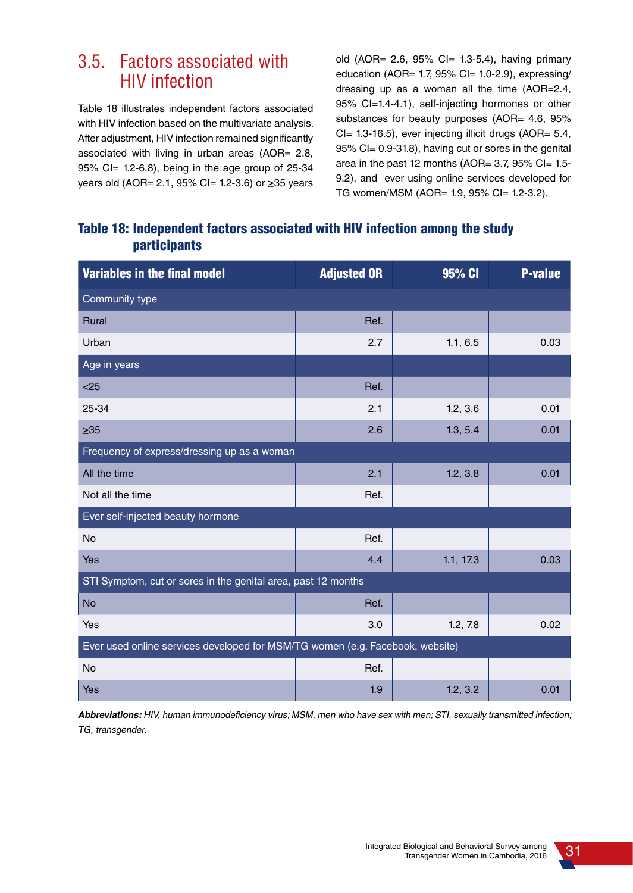## 3.5. Factors associated with HIV infection

Table 18 illustrates independent factors associated with HIV infection based on the multivariate analysis. After adjustment, HIV infection remained significantly associated with living in urban areas (AOR= 2.8, 95% CI= 1.2-6.8), being in the age group of 25-34 years old (AOR= 2.1, 95% CI= 1.2-3.6) or ≥35 years old (AOR= 2.6, 95% CI= 1.3-5.4), having primary education (AOR= 1.7, 95% CI= 1.0-2.9), expressing/dressing up as a woman all the time (AOR=2.4, 95% CI=1.4-4.1), self-injecting hormones or other substances for beauty purposes (AOR= 4.6, 95% CI= 1.3-16.5), ever injecting illicit drugs (AOR= 5.4, 95% CI= 0.9-31.8), having cut or sores in the genital area in the past 12 months (AOR= 3.7, 95% CI= 1.5-9.2), and ever using online services developed for TG women/MSM (AOR= 1.9, 95% CI= 1.2-3.2).

### Table 18: Independent factors associated with HIV infection among the study participants

| Variables in the final model | Adjusted OR | 95% CI | P-value |
|---|---|---|---|
| Community type | | | |
| Rural | Ref. | | |
| Urban | 2.7 | 1.1, 6.5 | 0.03 |
| Age in years | | | |
| <25 | Ref. | | |
| 25-34 | 2.1 | 1.2, 3.6 | 0.01 |
| ≥35 | 2.6 | 1.3, 5.4 | 0.01 |
| Frequency of express/dressing up as a woman | | | |
| All the time | 2.1 | 1.2, 3.8 | 0.01 |
| Not all the time | Ref. | | |
| Ever self-injected beauty hormone | | | |
| No | Ref. | | |
| Yes | 4.4 | 1.1, 17.3 | 0.03 |
| STI Symptom, cut or sores in the genital area, past 12 months | | | |
| No | Ref. | | |
| Yes | 3.0 | 1.2, 7.8 | 0.02 |
| Ever used online services developed for MSM/TG women (e.g. Facebook, website) | | | |
| No | Ref. | | |
| Yes | 1.9 | 1.2, 3.2 | 0.01 |

***Abbreviations:*** *HIV, human immunodeficiency virus; MSM, men who have sex with men; STI, sexually transmitted infection; TG, transgender.*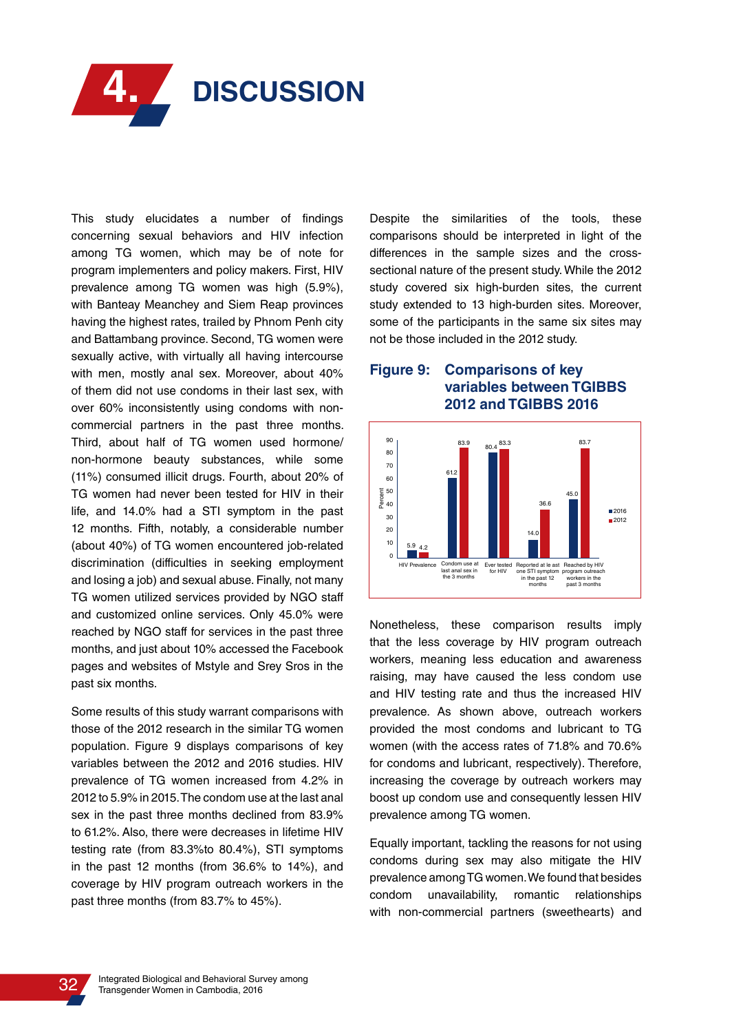# 4. DISCUSSION

This study elucidates a number of findings concerning sexual behaviors and HIV infection among TG women, which may be of note for program implementers and policy makers. First, HIV prevalence among TG women was high (5.9%), with Banteay Meanchey and Siem Reap provinces having the highest rates, trailed by Phnom Penh city and Battambang province. Second, TG women were sexually active, with virtually all having intercourse with men, mostly anal sex. Moreover, about 40% of them did not use condoms in their last sex, with over 60% inconsistently using condoms with non-commercial partners in the past three months. Third, about half of TG women used hormone/non-hormone beauty substances, while some (11%) consumed illicit drugs. Fourth, about 20% of TG women had never been tested for HIV in their life, and 14.0% had a STI symptom in the past 12 months. Fifth, notably, a considerable number (about 40%) of TG women encountered job-related discrimination (difficulties in seeking employment and losing a job) and sexual abuse. Finally, not many TG women utilized services provided by NGO staff and customized online services. Only 45.0% were reached by NGO staff for services in the past three months, and just about 10% accessed the Facebook pages and websites of Mstyle and Srey Sros in the past six months.

Some results of this study warrant comparisons with those of the 2012 research in the similar TG women population. Figure 9 displays comparisons of key variables between the 2012 and 2016 studies. HIV prevalence of TG women increased from 4.2% in 2012 to 5.9% in 2015. The condom use at the last anal sex in the past three months declined from 83.9% to 61.2%. Also, there were decreases in lifetime HIV testing rate (from 83.3%to 80.4%), STI symptoms in the past 12 months (from 36.6% to 14%), and coverage by HIV program outreach workers in the past three months (from 83.7% to 45%).

Despite the similarities of the tools, these comparisons should be interpreted in light of the differences in the sample sizes and the cross-sectional nature of the present study. While the 2012 study covered six high-burden sites, the current study extended to 13 high-burden sites. Moreover, some of the participants in the same six sites may not be those included in the 2012 study.

**Figure 9: Comparisons of key variables between TGIBBS 2012 and TGIBBS 2016**

| Variable (Percent) | 2016 | 2012 |
|---|---|---|
| HIV Prevalence | 5.9 | 4.2 |
| Condom use at last anal sex in the 3 months | 61.2 | 83.9 |
| Ever tested for HIV | 80.4 | 83.3 |
| Reported at least one STI symptom in the past 12 months | 14.0 | 36.6 |
| Reached by HIV program outreach workers in the past 3 months | 45.0 | 83.7 |

Nonetheless, these comparison results imply that the less coverage by HIV program outreach workers, meaning less education and awareness raising, may have caused the less condom use and HIV testing rate and thus the increased HIV prevalence. As shown above, outreach workers provided the most condoms and lubricant to TG women (with the access rates of 71.8% and 70.6% for condoms and lubricant, respectively). Therefore, increasing the coverage by outreach workers may boost up condom use and consequently lessen HIV prevalence among TG women.

Equally important, tackling the reasons for not using condoms during sex may also mitigate the HIV prevalence among TG women. We found that besides condom unavailability, romantic relationships with non-commercial partners (sweethearts) and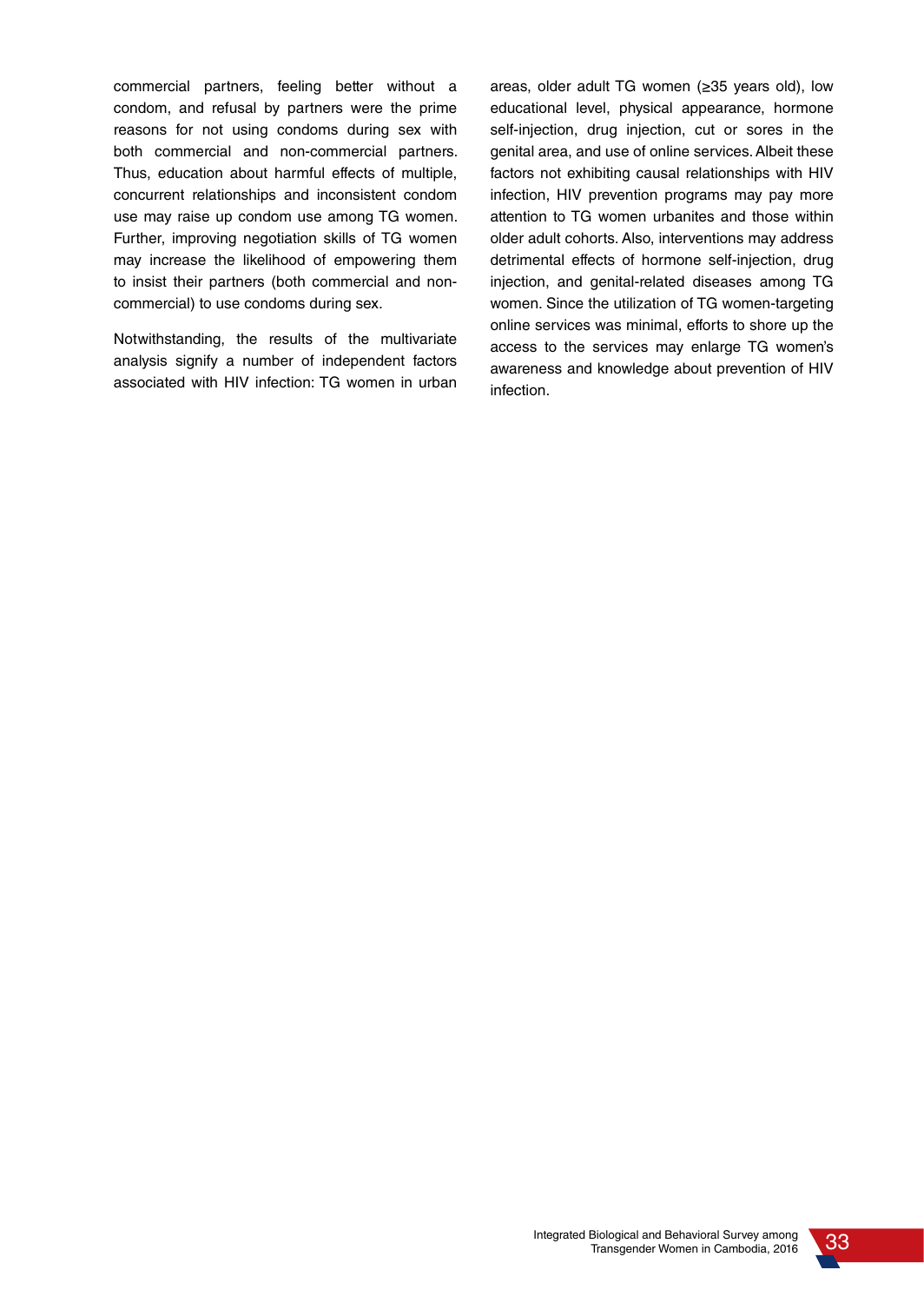commercial partners, feeling better without a condom, and refusal by partners were the prime reasons for not using condoms during sex with both commercial and non-commercial partners. Thus, education about harmful effects of multiple, concurrent relationships and inconsistent condom use may raise up condom use among TG women. Further, improving negotiation skills of TG women may increase the likelihood of empowering them to insist their partners (both commercial and non-commercial) to use condoms during sex.

Notwithstanding, the results of the multivariate analysis signify a number of independent factors associated with HIV infection: TG women in urban areas, older adult TG women (≥35 years old), low educational level, physical appearance, hormone self-injection, drug injection, cut or sores in the genital area, and use of online services. Albeit these factors not exhibiting causal relationships with HIV infection, HIV prevention programs may pay more attention to TG women urbanites and those within older adult cohorts. Also, interventions may address detrimental effects of hormone self-injection, drug injection, and genital-related diseases among TG women. Since the utilization of TG women-targeting online services was minimal, efforts to shore up the access to the services may enlarge TG women's awareness and knowledge about prevention of HIV infection.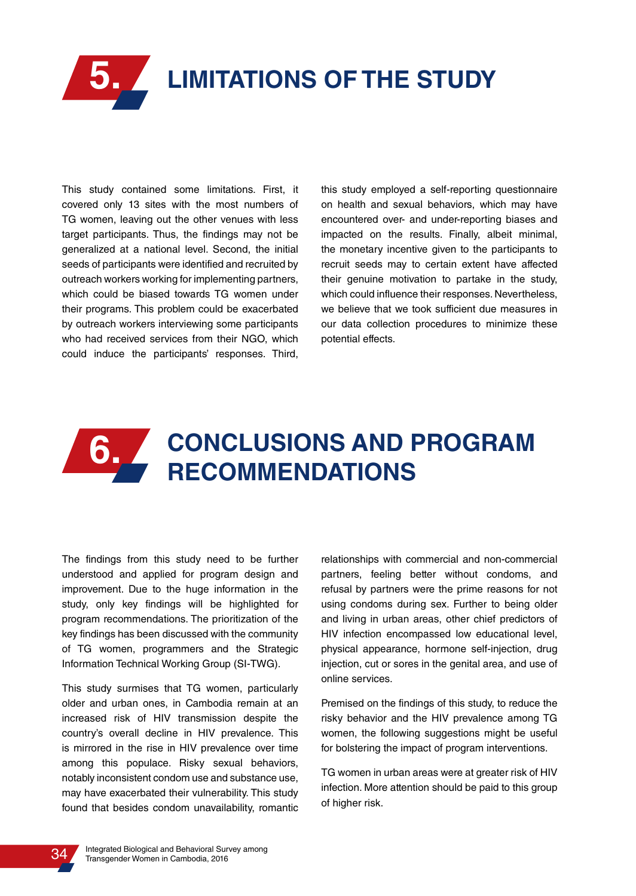# 5. LIMITATIONS OF THE STUDY

This study contained some limitations. First, it covered only 13 sites with the most numbers of TG women, leaving out the other venues with less target participants. Thus, the findings may not be generalized at a national level. Second, the initial seeds of participants were identified and recruited by outreach workers working for implementing partners, which could be biased towards TG women under their programs. This problem could be exacerbated by outreach workers interviewing some participants who had received services from their NGO, which could induce the participants' responses. Third, this study employed a self-reporting questionnaire on health and sexual behaviors, which may have encountered over- and under-reporting biases and impacted on the results. Finally, albeit minimal, the monetary incentive given to the participants to recruit seeds may to certain extent have affected their genuine motivation to partake in the study, which could influence their responses. Nevertheless, we believe that we took sufficient due measures in our data collection procedures to minimize these potential effects.

# 6. CONCLUSIONS AND PROGRAM RECOMMENDATIONS

The findings from this study need to be further understood and applied for program design and improvement. Due to the huge information in the study, only key findings will be highlighted for program recommendations. The prioritization of the key findings has been discussed with the community of TG women, programmers and the Strategic Information Technical Working Group (SI-TWG).

This study surmises that TG women, particularly older and urban ones, in Cambodia remain at an increased risk of HIV transmission despite the country's overall decline in HIV prevalence. This is mirrored in the rise in HIV prevalence over time among this populace. Risky sexual behaviors, notably inconsistent condom use and substance use, may have exacerbated their vulnerability. This study found that besides condom unavailability, romantic relationships with commercial and non-commercial partners, feeling better without condoms, and refusal by partners were the prime reasons for not using condoms during sex. Further to being older and living in urban areas, other chief predictors of HIV infection encompassed low educational level, physical appearance, hormone self-injection, drug injection, cut or sores in the genital area, and use of online services.

Premised on the findings of this study, to reduce the risky behavior and the HIV prevalence among TG women, the following suggestions might be useful for bolstering the impact of program interventions.

TG women in urban areas were at greater risk of HIV infection. More attention should be paid to this group of higher risk.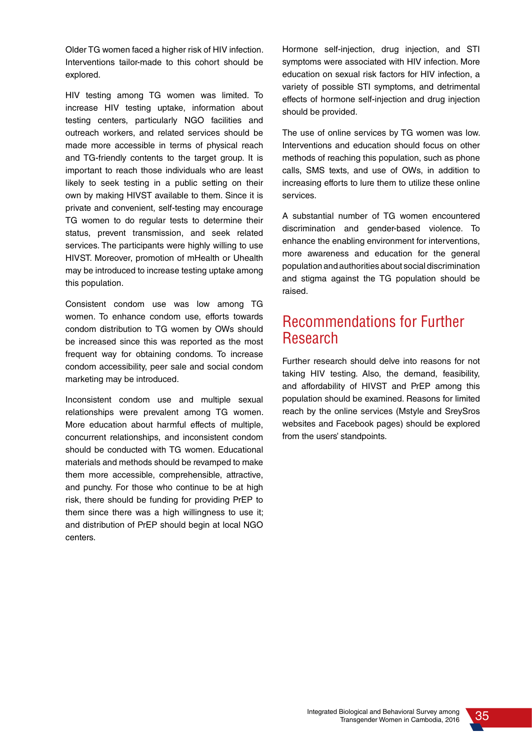Older TG women faced a higher risk of HIV infection. Interventions tailor-made to this cohort should be explored.

HIV testing among TG women was limited. To increase HIV testing uptake, information about testing centers, particularly NGO facilities and outreach workers, and related services should be made more accessible in terms of physical reach and TG-friendly contents to the target group. It is important to reach those individuals who are least likely to seek testing in a public setting on their own by making HIVST available to them. Since it is private and convenient, self-testing may encourage TG women to do regular tests to determine their status, prevent transmission, and seek related services. The participants were highly willing to use HIVST. Moreover, promotion of mHealth or Uhealth may be introduced to increase testing uptake among this population.

Consistent condom use was low among TG women. To enhance condom use, efforts towards condom distribution to TG women by OWs should be increased since this was reported as the most frequent way for obtaining condoms. To increase condom accessibility, peer sale and social condom marketing may be introduced.

Inconsistent condom use and multiple sexual relationships were prevalent among TG women. More education about harmful effects of multiple, concurrent relationships, and inconsistent condom should be conducted with TG women. Educational materials and methods should be revamped to make them more accessible, comprehensible, attractive, and punchy. For those who continue to be at high risk, there should be funding for providing PrEP to them since there was a high willingness to use it; and distribution of PrEP should begin at local NGO centers.

Hormone self-injection, drug injection, and STI symptoms were associated with HIV infection. More education on sexual risk factors for HIV infection, a variety of possible STI symptoms, and detrimental effects of hormone self-injection and drug injection should be provided.

The use of online services by TG women was low. Interventions and education should focus on other methods of reaching this population, such as phone calls, SMS texts, and use of OWs, in addition to increasing efforts to lure them to utilize these online services.

A substantial number of TG women encountered discrimination and gender-based violence. To enhance the enabling environment for interventions, more awareness and education for the general population and authorities about social discrimination and stigma against the TG population should be raised.

## Recommendations for Further Research

Further research should delve into reasons for not taking HIV testing. Also, the demand, feasibility, and affordability of HIVST and PrEP among this population should be examined. Reasons for limited reach by the online services (Mstyle and SreySros websites and Facebook pages) should be explored from the users' standpoints.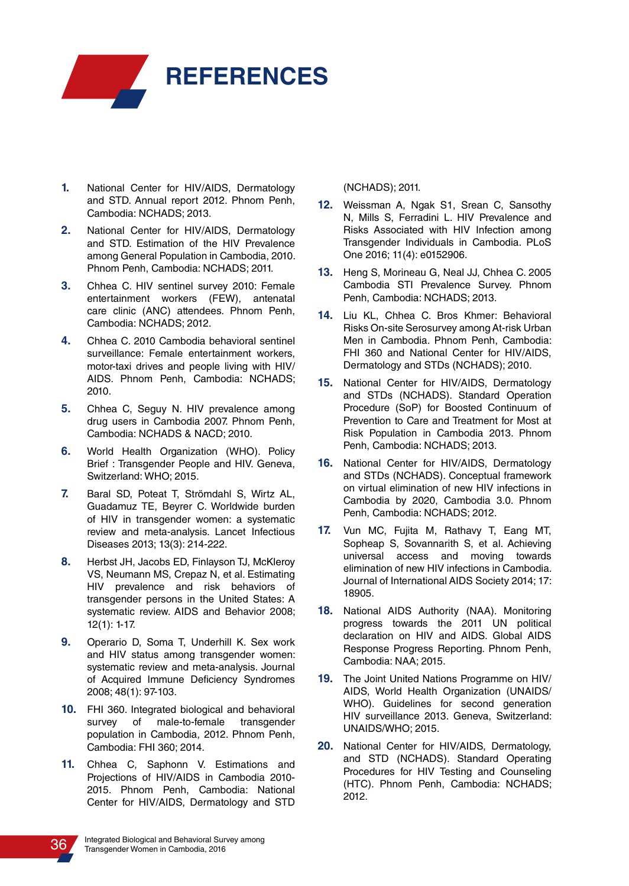# REFERENCES

1. National Center for HIV/AIDS, Dermatology and STD. Annual report 2012. Phnom Penh, Cambodia: NCHADS; 2013.
2. National Center for HIV/AIDS, Dermatology and STD. Estimation of the HIV Prevalence among General Population in Cambodia, 2010. Phnom Penh, Cambodia: NCHADS; 2011.
3. Chhea C. HIV sentinel survey 2010: Female entertainment workers (FEW), antenatal care clinic (ANC) attendees. Phnom Penh, Cambodia: NCHADS; 2012.
4. Chhea C. 2010 Cambodia behavioral sentinel surveillance: Female entertainment workers, motor-taxi drives and people living with HIV/ AIDS. Phnom Penh, Cambodia: NCHADS; 2010.
5. Chhea C, Seguy N. HIV prevalence among drug users in Cambodia 2007. Phnom Penh, Cambodia: NCHADS & NACD; 2010.
6. World Health Organization (WHO). Policy Brief : Transgender People and HIV. Geneva, Switzerland: WHO; 2015.
7. Baral SD, Poteat T, Strömdahl S, Wirtz AL, Guadamuz TE, Beyrer C. Worldwide burden of HIV in transgender women: a systematic review and meta-analysis. Lancet Infectious Diseases 2013; 13(3): 214-222.
8. Herbst JH, Jacobs ED, Finlayson TJ, McKleroy VS, Neumann MS, Crepaz N, et al. Estimating HIV prevalence and risk behaviors of transgender persons in the United States: A systematic review. AIDS and Behavior 2008; 12(1): 1-17.
9. Operario D, Soma T, Underhill K. Sex work and HIV status among transgender women: systematic review and meta-analysis. Journal of Acquired Immune Deficiency Syndromes 2008; 48(1): 97-103.
10. FHI 360. Integrated biological and behavioral survey of male-to-female transgender population in Cambodia, 2012. Phnom Penh, Cambodia: FHI 360; 2014.
11. Chhea C, Saphonn V. Estimations and Projections of HIV/AIDS in Cambodia 2010-2015. Phnom Penh, Cambodia: National Center for HIV/AIDS, Dermatology and STD (NCHADS); 2011.
12. Weissman A, Ngak S1, Srean C, Sansothy N, Mills S, Ferradini L. HIV Prevalence and Risks Associated with HIV Infection among Transgender Individuals in Cambodia. PLoS One 2016; 11(4): e0152906.
13. Heng S, Morineau G, Neal JJ, Chhea C. 2005 Cambodia STI Prevalence Survey. Phnom Penh, Cambodia: NCHADS; 2013.
14. Liu KL, Chhea C. Bros Khmer: Behavioral Risks On-site Serosurvey among At-risk Urban Men in Cambodia. Phnom Penh, Cambodia: FHI 360 and National Center for HIV/AIDS, Dermatology and STDs (NCHADS); 2010.
15. National Center for HIV/AIDS, Dermatology and STDs (NCHADS). Standard Operation Procedure (SoP) for Boosted Continuum of Prevention to Care and Treatment for Most at Risk Population in Cambodia 2013. Phnom Penh, Cambodia: NCHADS; 2013.
16. National Center for HIV/AIDS, Dermatology and STDs (NCHADS). Conceptual framework on virtual elimination of new HIV infections in Cambodia by 2020, Cambodia 3.0. Phnom Penh, Cambodia: NCHADS; 2012.
17. Vun MC, Fujita M, Rathavy T, Eang MT, Sopheap S, Sovannarith S, et al. Achieving universal access and moving towards elimination of new HIV infections in Cambodia. Journal of International AIDS Society 2014; 17: 18905.
18. National AIDS Authority (NAA). Monitoring progress towards the 2011 UN political declaration on HIV and AIDS. Global AIDS Response Progress Reporting. Phnom Penh, Cambodia: NAA; 2015.
19. The Joint United Nations Programme on HIV/ AIDS, World Health Organization (UNAIDS/ WHO). Guidelines for second generation HIV surveillance 2013. Geneva, Switzerland: UNAIDS/WHO; 2015.
20. National Center for HIV/AIDS, Dermatology, and STD (NCHADS). Standard Operating Procedures for HIV Testing and Counseling (HTC). Phnom Penh, Cambodia: NCHADS; 2012.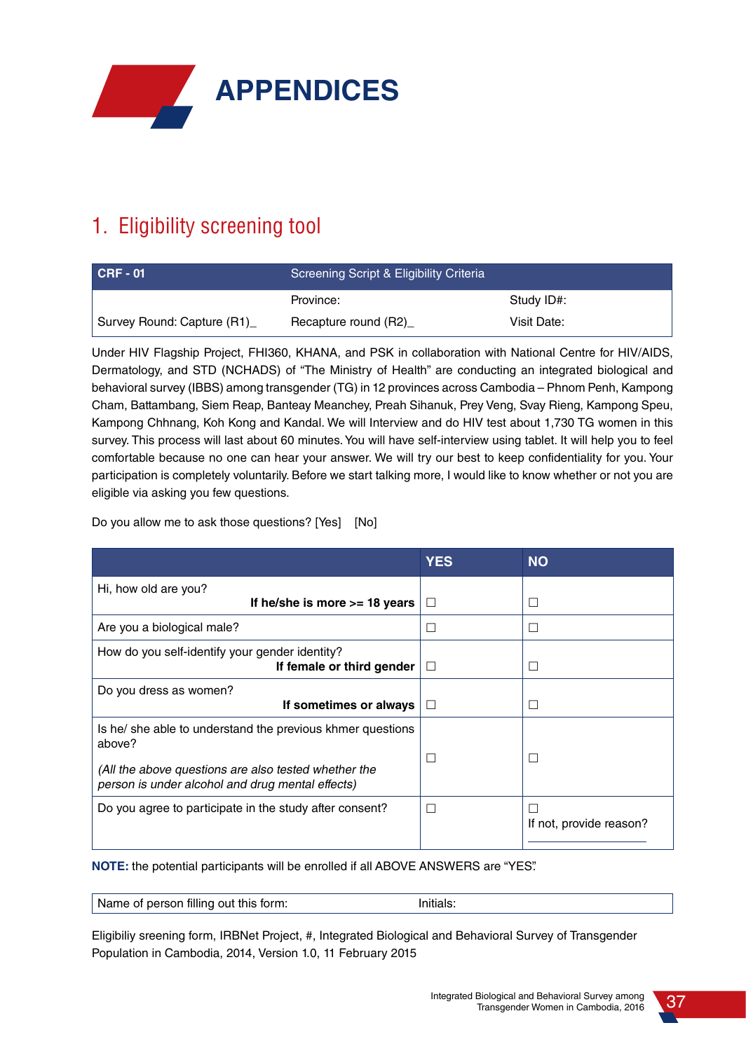# APPENDICES

## 1. Eligibility screening tool

| CRF - 01 | Screening Script & Eligibility Criteria | |
|---|---|---|
| | Province: | Study ID#: |
| Survey Round: Capture (R1)_ | Recapture round (R2)_ | Visit Date: |

Under HIV Flagship Project, FHI360, KHANA, and PSK in collaboration with National Centre for HIV/AIDS, Dermatology, and STD (NCHADS) of "The Ministry of Health" are conducting an integrated biological and behavioral survey (IBBS) among transgender (TG) in 12 provinces across Cambodia – Phnom Penh, Kampong Cham, Battambang, Siem Reap, Banteay Meanchey, Preah Sihanuk, Prey Veng, Svay Rieng, Kampong Speu, Kampong Chhnang, Koh Kong and Kandal. We will Interview and do HIV test about 1,730 TG women in this survey. This process will last about 60 minutes. You will have self-interview using tablet. It will help you to feel comfortable because no one can hear your answer. We will try our best to keep confidentiality for you. Your participation is completely voluntarily. Before we start talking more, I would like to know whether or not you are eligible via asking you few questions.

Do you allow me to ask those questions? [Yes] [No]

| | YES | NO |
|---|---|---|
| Hi, how old are you? **If he/she is more >= 18 years** | ☐ | ☐ |
| Are you a biological male? | ☐ | ☐ |
| How do you self-identify your gender identity? **If female or third gender** | ☐ | ☐ |
| Do you dress as women? **If sometimes or always** | ☐ | ☐ |
| Is he/ she able to understand the previous khmer questions above? *(All the above questions are also tested whether the person is under alcohol and drug mental effects)* | ☐ | ☐ |
| Do you agree to participate in the study after consent? | ☐ | ☐ If not, provide reason? ________ |

**NOTE:** the potential participants will be enrolled if all ABOVE ANSWERS are "YES".

| Name of person filling out this form: | Initials: |
|---|---|

Eligibiliy sreening form, IRBNet Project, #, Integrated Biological and Behavioral Survey of Transgender Population in Cambodia, 2014, Version 1.0, 11 February 2015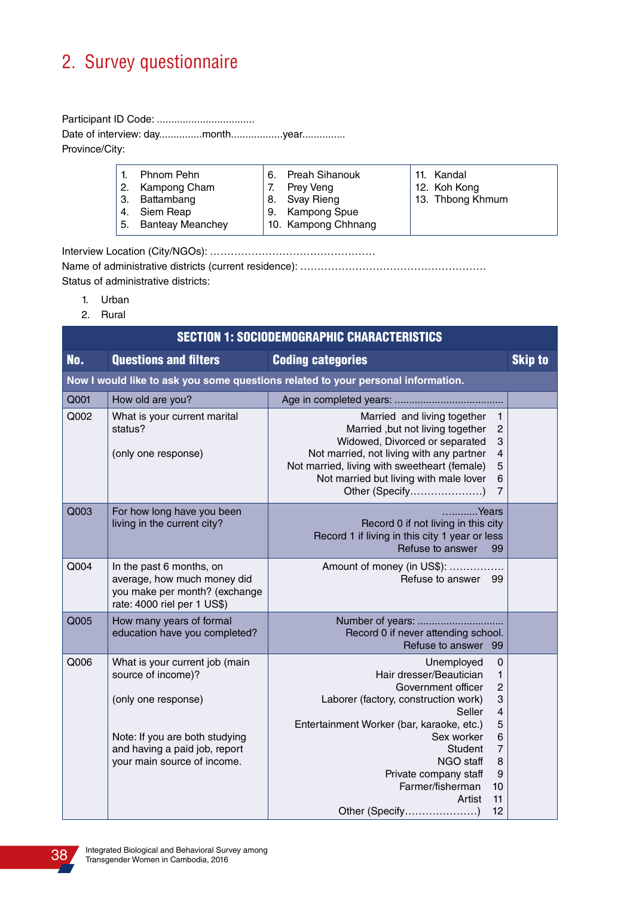## 2. Survey questionnaire

Participant ID Code: .................................

Date of interview: day...............month..................year...............

Province/City:

| | | |
|---|---|---|
| 1. Phnom Pehn | 6. Preah Sihanouk | 11. Kandal |
| 2. Kampong Cham | 7. Prey Veng | 12. Koh Kong |
| 3. Battambang | 8. Svay Rieng | 13. Thbong Khmum |
| 4. Siem Reap | 9. Kampong Spue | |
| 5. Banteay Meanchey | 10. Kampong Chhnang | |

Interview Location (City/NGOs): ……………………………………………

Name of administrative districts (current residence): ………………………………………………

Status of administrative districts:

1. Urban
2. Rural

| SECTION 1: SOCIODEMOGRAPHIC CHARACTERISTICS | | | |
|---|---|---|---|
| **No.** | **Questions and filters** | **Coding categories** | **Skip to** |
| **Now I would like to ask you some questions related to your personal information.** | | | |
| Q001 | How old are you? | Age in completed years: ...................................... | |
| Q002 | What is your current marital status?<br><br>(only one response) | Married and living together 1<br>Married ,but not living together 2<br>Widowed, Divorced or separated 3<br>Not married, not living with any partner 4<br>Not married, living with sweetheart (female) 5<br>Not married but living with male lover 6<br>Other (Specify…………………) 7 | |
| Q003 | For how long have you been living in the current city? | ………..Years<br>Record 0 if not living in this city<br>Record 1 if living in this city 1 year or less<br>Refuse to answer 99 | |
| Q004 | In the past 6 months, on average, how much money did you make per month? (exchange rate: 4000 riel per 1 US$) | Amount of money (in US$): …………….<br>Refuse to answer 99 | |
| Q005 | How many years of formal education have you completed? | Number of years: .............................<br>Record 0 if never attending school.<br>Refuse to answer 99 | |
| Q006 | What is your current job (main source of income)?<br><br>(only one response)<br><br>Note: If you are both studying and having a paid job, report your main source of income. | Unemployed 0<br>Hair dresser/Beautician 1<br>Government officer 2<br>Laborer (factory, construction work) 3<br>Seller 4<br>Entertainment Worker (bar, karaoke, etc.) 5<br>Sex worker 6<br>Student 7<br>NGO staff 8<br>Private company staff 9<br>Farmer/fisherman 10<br>Artist 11<br>Other (Specify…………………) 12 | |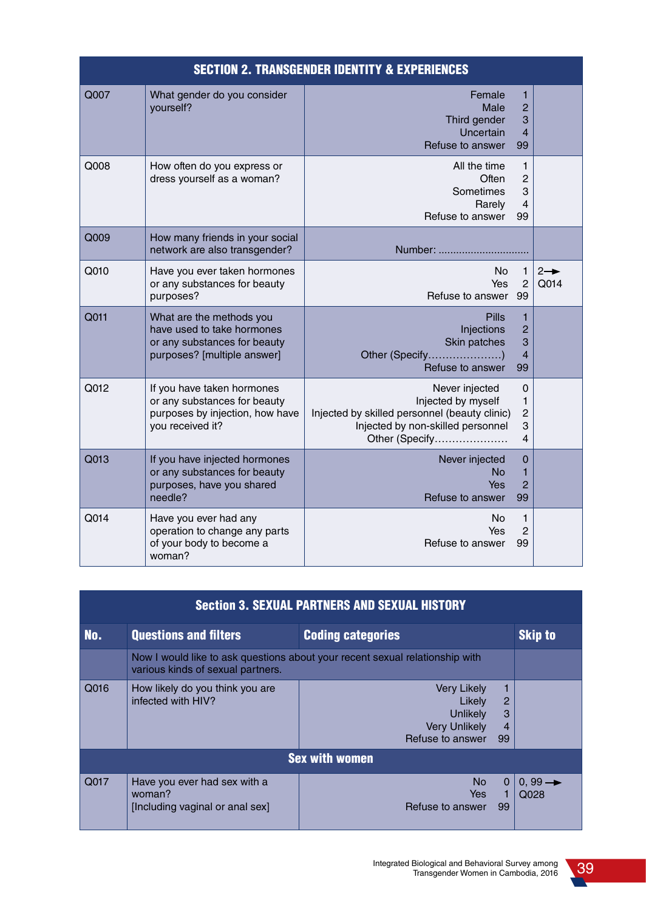| SECTION 2. TRANSGENDER IDENTITY & EXPERIENCES | | | |
|---|---|---|---|
| Q007 | What gender do you consider yourself? | Female 1<br>Male 2<br>Third gender 3<br>Uncertain 4<br>Refuse to answer 99 | |
| Q008 | How often do you express or dress yourself as a woman? | All the time 1<br>Often 2<br>Sometimes 3<br>Rarely 4<br>Refuse to answer 99 | |
| Q009 | How many friends in your social network are also transgender? | Number: ............................... | |
| Q010 | Have you ever taken hormones or any substances for beauty purposes? | No 1<br>Yes 2<br>Refuse to answer 99 | 2→ Q014 |
| Q011 | What are the methods you have used to take hormones or any substances for beauty purposes? [multiple answer] | Pills 1<br>Injections 2<br>Skin patches 3<br>Other (Specify.....................) 4<br>Refuse to answer 99 | |
| Q012 | If you have taken hormones or any substances for beauty purposes by injection, how have you received it? | Never injected 0<br>Injected by myself 1<br>Injected by skilled personnel (beauty clinic) 2<br>Injected by non-skilled personnel 3<br>Other (Specify..................... 4 | |
| Q013 | If you have injected hormones or any substances for beauty purposes, have you shared needle? | Never injected 0<br>No 1<br>Yes 2<br>Refuse to answer 99 | |
| Q014 | Have you ever had any operation to change any parts of your body to become a woman? | No 1<br>Yes 2<br>Refuse to answer 99 | |

| Section 3. SEXUAL PARTNERS AND SEXUAL HISTORY | | | |
|---|---|---|---|
| **No.** | **Questions and filters** | **Coding categories** | **Skip to** |
| | Now I would like to ask questions about your recent sexual relationship with various kinds of sexual partners. | | |
| Q016 | How likely do you think you are infected with HIV? | Very Likely 1<br>Likely 2<br>Unlikely 3<br>Very Unlikely 4<br>Refuse to answer 99 | |
| **Sex with women** | | | |
| Q017 | Have you ever had sex with a woman?<br>[Including vaginal or anal sex] | No 0<br>Yes 1<br>Refuse to answer 99 | 0, 99 → Q028 |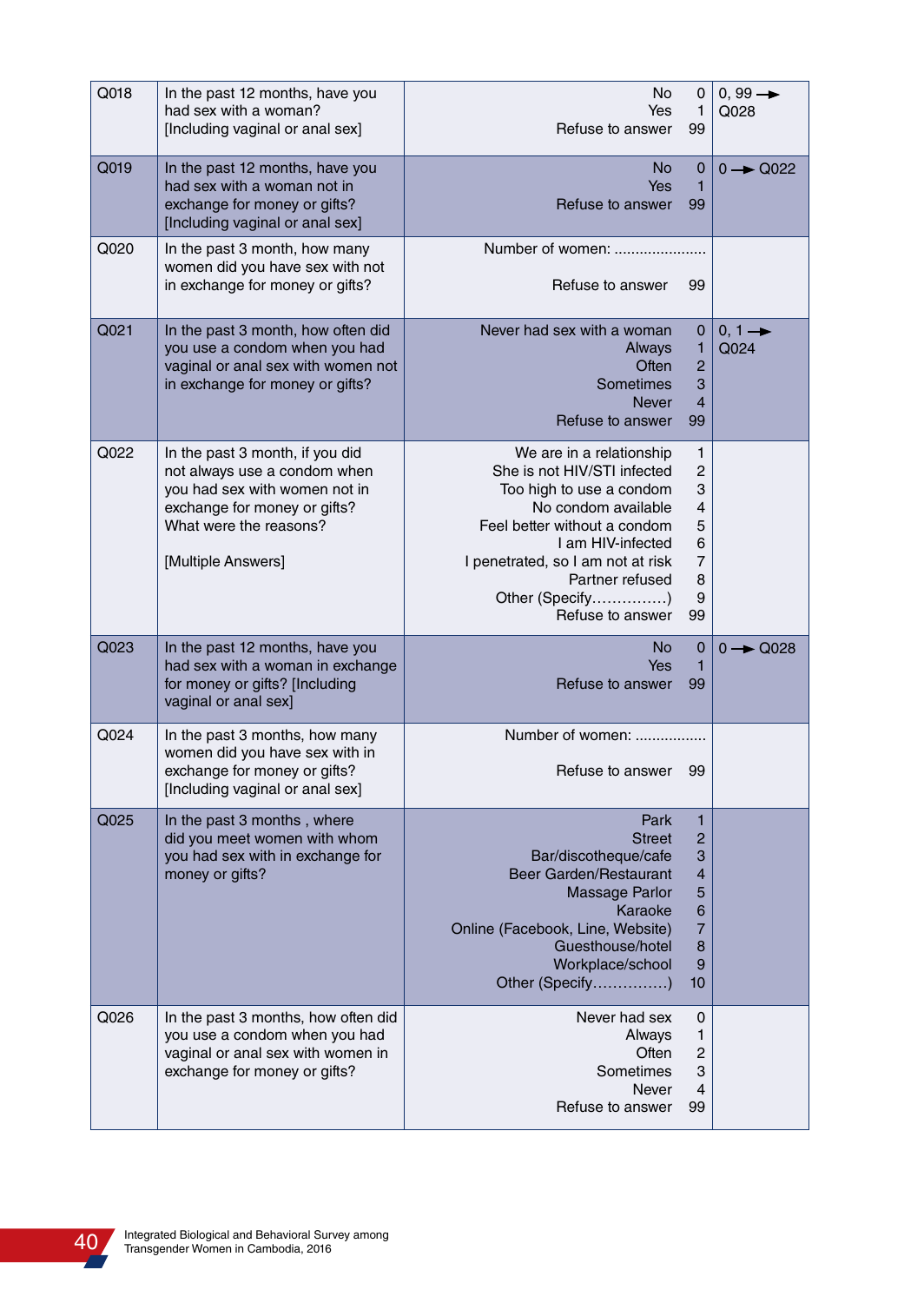| Q018 | In the past 12 months, have you had sex with a woman? [Including vaginal or anal sex] | No 0<br>Yes 1<br>Refuse to answer 99 | 0, 99 → Q028 |
|---|---|---|---|
| Q019 | In the past 12 months, have you had sex with a woman not in exchange for money or gifts? [Including vaginal or anal sex] | No 0<br>Yes 1<br>Refuse to answer 99 | 0 → Q022 |
| Q020 | In the past 3 month, how many women did you have sex with not in exchange for money or gifts? | Number of women: ......................<br>Refuse to answer 99 | |
| Q021 | In the past 3 month, how often did you use a condom when you had vaginal or anal sex with women not in exchange for money or gifts? | Never had sex with a woman 0<br>Always 1<br>Often 2<br>Sometimes 3<br>Never 4<br>Refuse to answer 99 | 0, 1 → Q024 |
| Q022 | In the past 3 month, if you did not always use a condom when you had sex with women not in exchange for money or gifts? What were the reasons?<br><br>[Multiple Answers] | We are in a relationship 1<br>She is not HIV/STI infected 2<br>Too high to use a condom 3<br>No condom available 4<br>Feel better without a condom 5<br>I am HIV-infected 6<br>I penetrated, so I am not at risk 7<br>Partner refused 8<br>Other (Specify……………) 9<br>Refuse to answer 99 | |
| Q023 | In the past 12 months, have you had sex with a woman in exchange for money or gifts? [Including vaginal or anal sex] | No 0<br>Yes 1<br>Refuse to answer 99 | 0 → Q028 |
| Q024 | In the past 3 months, how many women did you have sex with in exchange for money or gifts? [Including vaginal or anal sex] | Number of women: .................<br>Refuse to answer 99 | |
| Q025 | In the past 3 months , where did you meet women with whom you had sex with in exchange for money or gifts? | Park 1<br>Street 2<br>Bar/discotheque/cafe 3<br>Beer Garden/Restaurant 4<br>Massage Parlor 5<br>Karaoke 6<br>Online (Facebook, Line, Website) 7<br>Guesthouse/hotel 8<br>Workplace/school 9<br>Other (Specify……………) 10 | |
| Q026 | In the past 3 months, how often did you use a condom when you had vaginal or anal sex with women in exchange for money or gifts? | Never had sex 0<br>Always 1<br>Often 2<br>Sometimes 3<br>Never 4<br>Refuse to answer 99 | |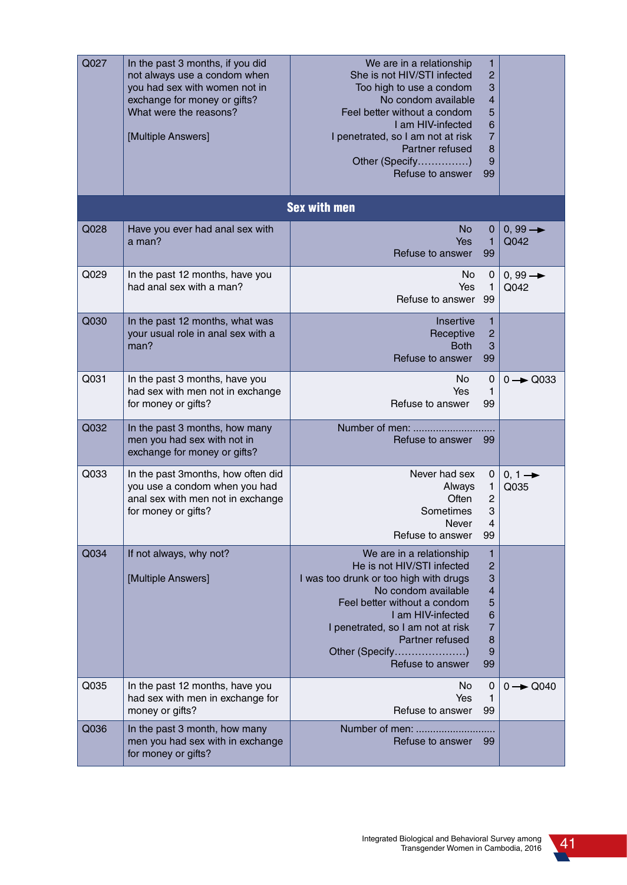| | | | |
|---|---|---|---|
| Q027 | In the past 3 months, if you did not always use a condom when you had sex with women not in exchange for money or gifts? What were the reasons?<br><br>[Multiple Answers] | We are in a relationship 1<br>She is not HIV/STI infected 2<br>Too high to use a condom 3<br>No condom available 4<br>Feel better without a condom 5<br>I am HIV-infected 6<br>I penetrated, so I am not at risk 7<br>Partner refused 8<br>Other (Specify……………) 9<br>Refuse to answer 99 | |
| **Sex with men** | | | |
| Q028 | Have you ever had anal sex with a man? | No 0<br>Yes 1<br>Refuse to answer 99 | 0, 99 → Q042 |
| Q029 | In the past 12 months, have you had anal sex with a man? | No 0<br>Yes 1<br>Refuse to answer 99 | 0, 99 → Q042 |
| Q030 | In the past 12 months, what was your usual role in anal sex with a man? | Insertive 1<br>Receptive 2<br>Both 3<br>Refuse to answer 99 | |
| Q031 | In the past 3 months, have you had sex with men not in exchange for money or gifts? | No 0<br>Yes 1<br>Refuse to answer 99 | 0 → Q033 |
| Q032 | In the past 3 months, how many men you had sex with not in exchange for money or gifts? | Number of men: ............................<br>Refuse to answer 99 | |
| Q033 | In the past 3months, how often did you use a condom when you had anal sex with men not in exchange for money or gifts? | Never had sex 0<br>Always 1<br>Often 2<br>Sometimes 3<br>Never 4<br>Refuse to answer 99 | 0, 1 → Q035 |
| Q034 | If not always, why not?<br><br>[Multiple Answers] | We are in a relationship 1<br>He is not HIV/STI infected 2<br>I was too drunk or too high with drugs 3<br>No condom available 4<br>Feel better without a condom 5<br>I am HIV-infected 6<br>I penetrated, so I am not at risk 7<br>Partner refused 8<br>Other (Specify…………………) 9<br>Refuse to answer 99 | |
| Q035 | In the past 12 months, have you had sex with men in exchange for money or gifts? | No 0<br>Yes 1<br>Refuse to answer 99 | 0 → Q040 |
| Q036 | In the past 3 month, how many men you had sex with in exchange for money or gifts? | Number of men: ...........................<br>Refuse to answer 99 | |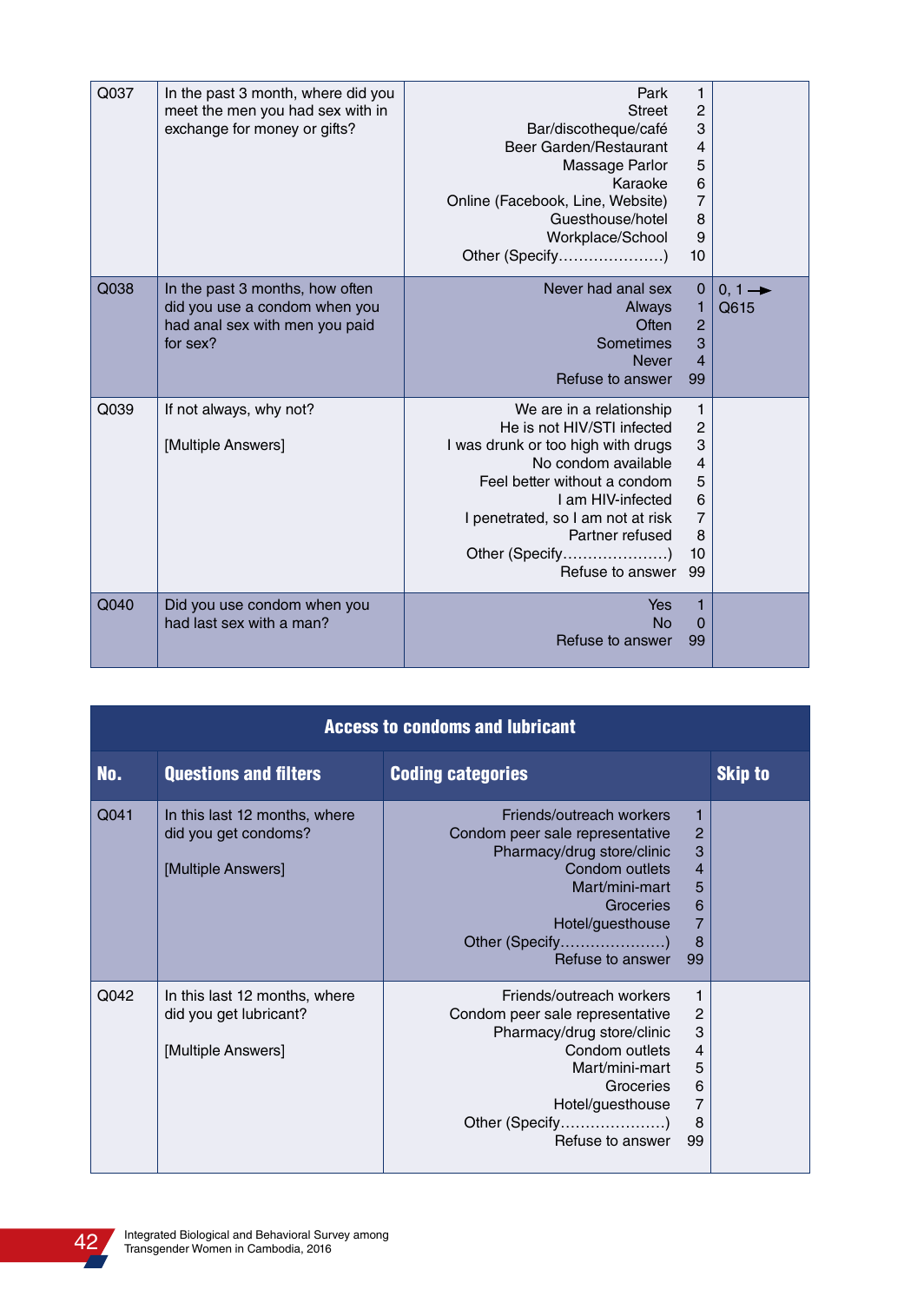| No. | Questions and filters | Coding categories | Skip to |
|---|---|---|---|
| Q037 | In the past 3 month, where did you meet the men you had sex with in exchange for money or gifts? | Park 1<br>Street 2<br>Bar/discotheque/café 3<br>Beer Garden/Restaurant 4<br>Massage Parlor 5<br>Karaoke 6<br>Online (Facebook, Line, Website) 7<br>Guesthouse/hotel 8<br>Workplace/School 9<br>Other (Specify…………………) 10 | |
| Q038 | In the past 3 months, how often did you use a condom when you had anal sex with men you paid for sex? | Never had anal sex 0<br>Always 1<br>Often 2<br>Sometimes 3<br>Never 4<br>Refuse to answer 99 | 0, 1 → Q615 |
| Q039 | If not always, why not?<br><br>[Multiple Answers] | We are in a relationship 1<br>He is not HIV/STI infected 2<br>I was drunk or too high with drugs 3<br>No condom available 4<br>Feel better without a condom 5<br>I am HIV-infected 6<br>I penetrated, so I am not at risk 7<br>Partner refused 8<br>Other (Specify…………………) 10<br>Refuse to answer 99 | |
| Q040 | Did you use condom when you had last sex with a man? | Yes 1<br>No 0<br>Refuse to answer 99 | |

## Access to condoms and lubricant

| No. | Questions and filters | Coding categories | Skip to |
|---|---|---|---|
| Q041 | In this last 12 months, where did you get condoms?<br><br>[Multiple Answers] | Friends/outreach workers 1<br>Condom peer sale representative 2<br>Pharmacy/drug store/clinic 3<br>Condom outlets 4<br>Mart/mini-mart 5<br>Groceries 6<br>Hotel/guesthouse 7<br>Other (Specify…………………) 8<br>Refuse to answer 99 | |
| Q042 | In this last 12 months, where did you get lubricant?<br><br>[Multiple Answers] | Friends/outreach workers 1<br>Condom peer sale representative 2<br>Pharmacy/drug store/clinic 3<br>Condom outlets 4<br>Mart/mini-mart 5<br>Groceries 6<br>Hotel/guesthouse 7<br>Other (Specify…………………) 8<br>Refuse to answer 99 | |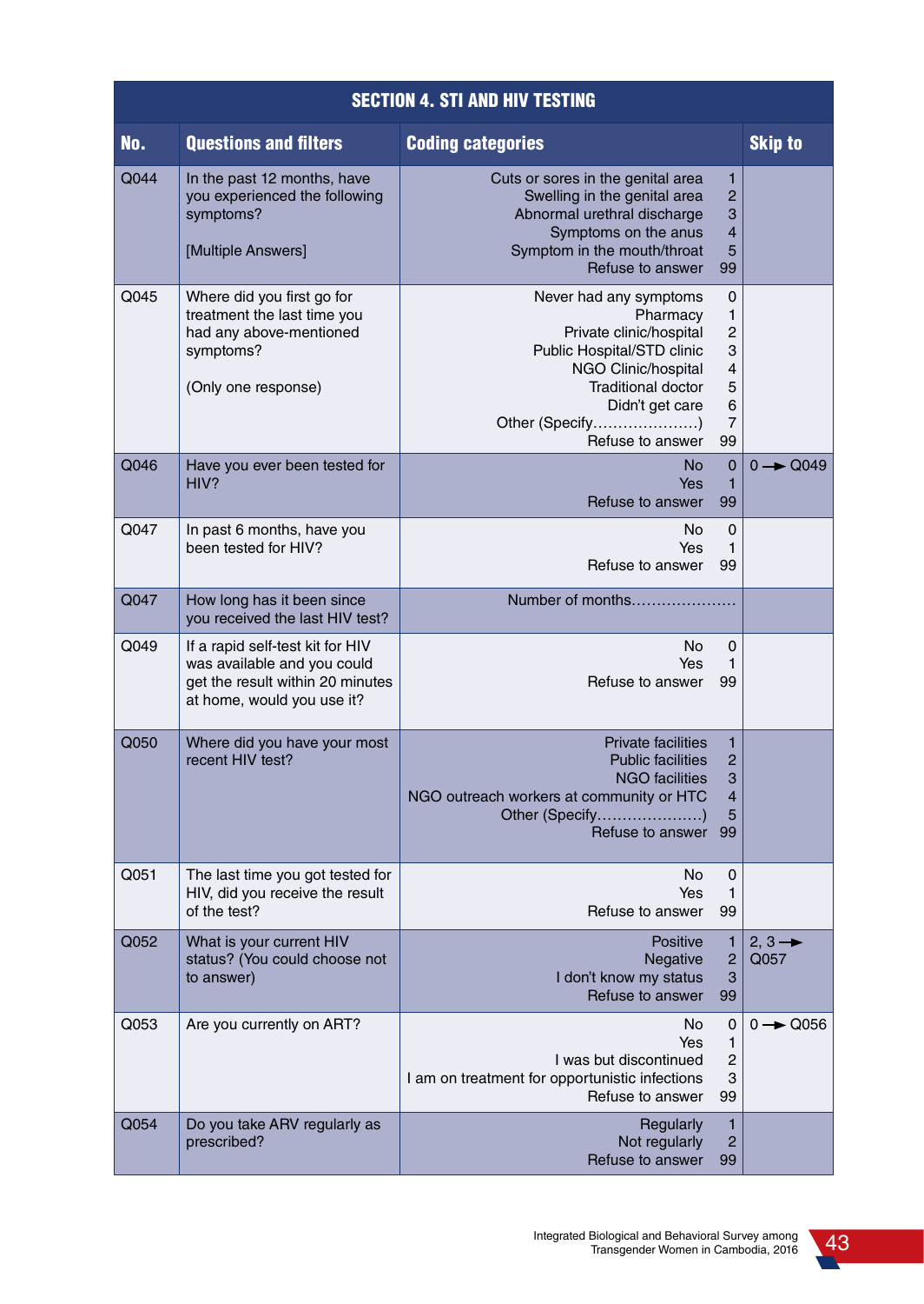| SECTION 4. STI AND HIV TESTING | | | |
|---|---|---|---|
| **No.** | **Questions and filters** | **Coding categories** | **Skip to** |
| Q044 | In the past 12 months, have you experienced the following symptoms?<br><br>[Multiple Answers] | Cuts or sores in the genital area 1<br>Swelling in the genital area 2<br>Abnormal urethral discharge 3<br>Symptoms on the anus 4<br>Symptom in the mouth/throat 5<br>Refuse to answer 99 | |
| Q045 | Where did you first go for treatment the last time you had any above-mentioned symptoms?<br><br>(Only one response) | Never had any symptoms 0<br>Pharmacy 1<br>Private clinic/hospital 2<br>Public Hospital/STD clinic 3<br>NGO Clinic/hospital 4<br>Traditional doctor 5<br>Didn't get care 6<br>Other (Specify…………………) 7<br>Refuse to answer 99 | |
| Q046 | Have you ever been tested for HIV? | No 0<br>Yes 1<br>Refuse to answer 99 | 0 → Q049 |
| Q047 | In past 6 months, have you been tested for HIV? | No 0<br>Yes 1<br>Refuse to answer 99 | |
| Q047 | How long has it been since you received the last HIV test? | Number of months………………… | |
| Q049 | If a rapid self-test kit for HIV was available and you could get the result within 20 minutes at home, would you use it? | No 0<br>Yes 1<br>Refuse to answer 99 | |
| Q050 | Where did you have your most recent HIV test? | Private facilities 1<br>Public facilities 2<br>NGO facilities 3<br>NGO outreach workers at community or HTC 4<br>Other (Specify…………………) 5<br>Refuse to answer 99 | |
| Q051 | The last time you got tested for HIV, did you receive the result of the test? | No 0<br>Yes 1<br>Refuse to answer 99 | |
| Q052 | What is your current HIV status? (You could choose not to answer) | Positive 1<br>Negative 2<br>I don't know my status 3<br>Refuse to answer 99 | 2, 3 → Q057 |
| Q053 | Are you currently on ART? | No 0<br>Yes 1<br>I was but discontinued 2<br>I am on treatment for opportunistic infections 3<br>Refuse to answer 99 | 0 → Q056 |
| Q054 | Do you take ARV regularly as prescribed? | Regularly 1<br>Not regularly 2<br>Refuse to answer 99 | |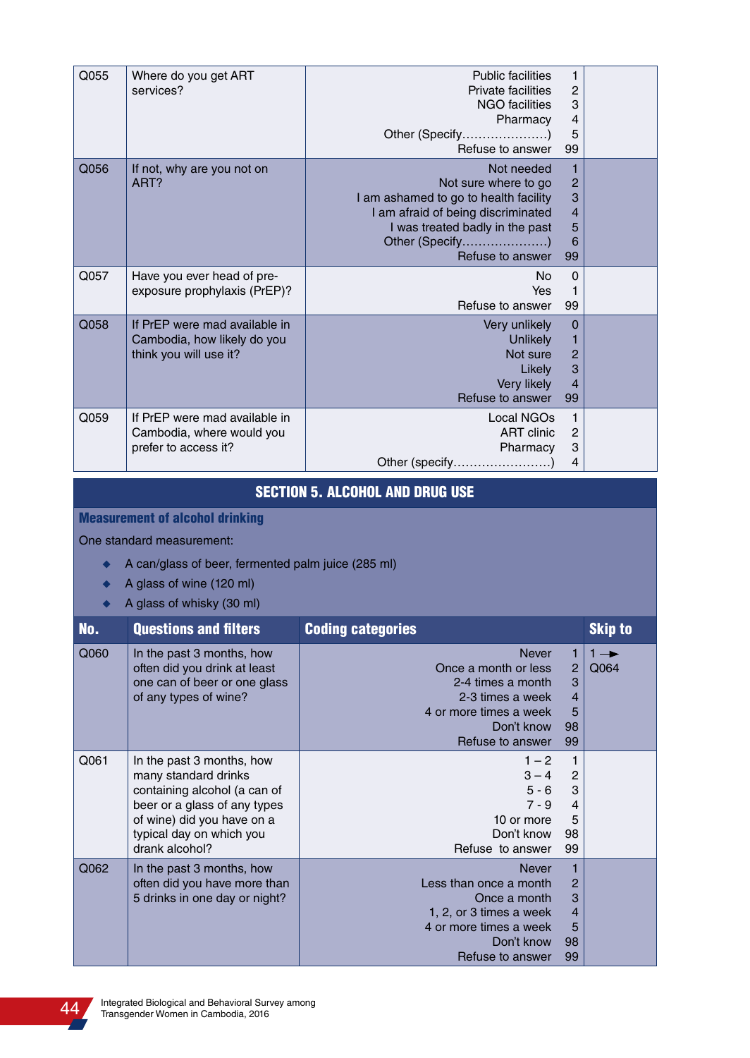| | | | | |
|---|---|---|---|---|
| Q055 | Where do you get ART services? | Public facilities<br>Private facilities<br>NGO facilities<br>Pharmacy<br>Other (Specify…………………)<br>Refuse to answer | 1<br>2<br>3<br>4<br>5<br>99 | |
| Q056 | If not, why are you not on ART? | Not needed<br>Not sure where to go<br>I am ashamed to go to health facility<br>I am afraid of being discriminated<br>I was treated badly in the past<br>Other (Specify…………………)<br>Refuse to answer | 1<br>2<br>3<br>4<br>5<br>6<br>99 | |
| Q057 | Have you ever head of pre-exposure prophylaxis (PrEP)? | No<br>Yes<br>Refuse to answer | 0<br>1<br>99 | |
| Q058 | If PrEP were mad available in Cambodia, how likely do you think you will use it? | Very unlikely<br>Unlikely<br>Not sure<br>Likely<br>Very likely<br>Refuse to answer | 0<br>1<br>2<br>3<br>4<br>99 | |
| Q059 | If PrEP were mad available in Cambodia, where would you prefer to access it? | Local NGOs<br>ART clinic<br>Pharmacy<br>Other (specify……………………) | 1<br>2<br>3<br>4 | |

## SECTION 5. ALCOHOL AND DRUG USE

### Measurement of alcohol drinking

One standard measurement:

- A can/glass of beer, fermented palm juice (285 ml)
- A glass of wine (120 ml)
- A glass of whisky (30 ml)

| No. | Questions and filters | Coding categories | | Skip to |
|---|---|---|---|---|
| Q060 | In the past 3 months, how often did you drink at least one can of beer or one glass of any types of wine? | Never<br>Once a month or less<br>2-4 times a month<br>2-3 times a week<br>4 or more times a week<br>Don't know<br>Refuse to answer | 1<br>2<br>3<br>4<br>5<br>98<br>99 | 1 → Q064 |
| Q061 | In the past 3 months, how many standard drinks containing alcohol (a can of beer or a glass of any types of wine) did you have on a typical day on which you drank alcohol? | 1 – 2<br>3 – 4<br>5 - 6<br>7 - 9<br>10 or more<br>Don't know<br>Refuse to answer | 1<br>2<br>3<br>4<br>5<br>98<br>99 | |
| Q062 | In the past 3 months, how often did you have more than 5 drinks in one day or night? | Never<br>Less than once a month<br>Once a month<br>1, 2, or 3 times a week<br>4 or more times a week<br>Don't know<br>Refuse to answer | 1<br>2<br>3<br>4<br>5<br>98<br>99 | |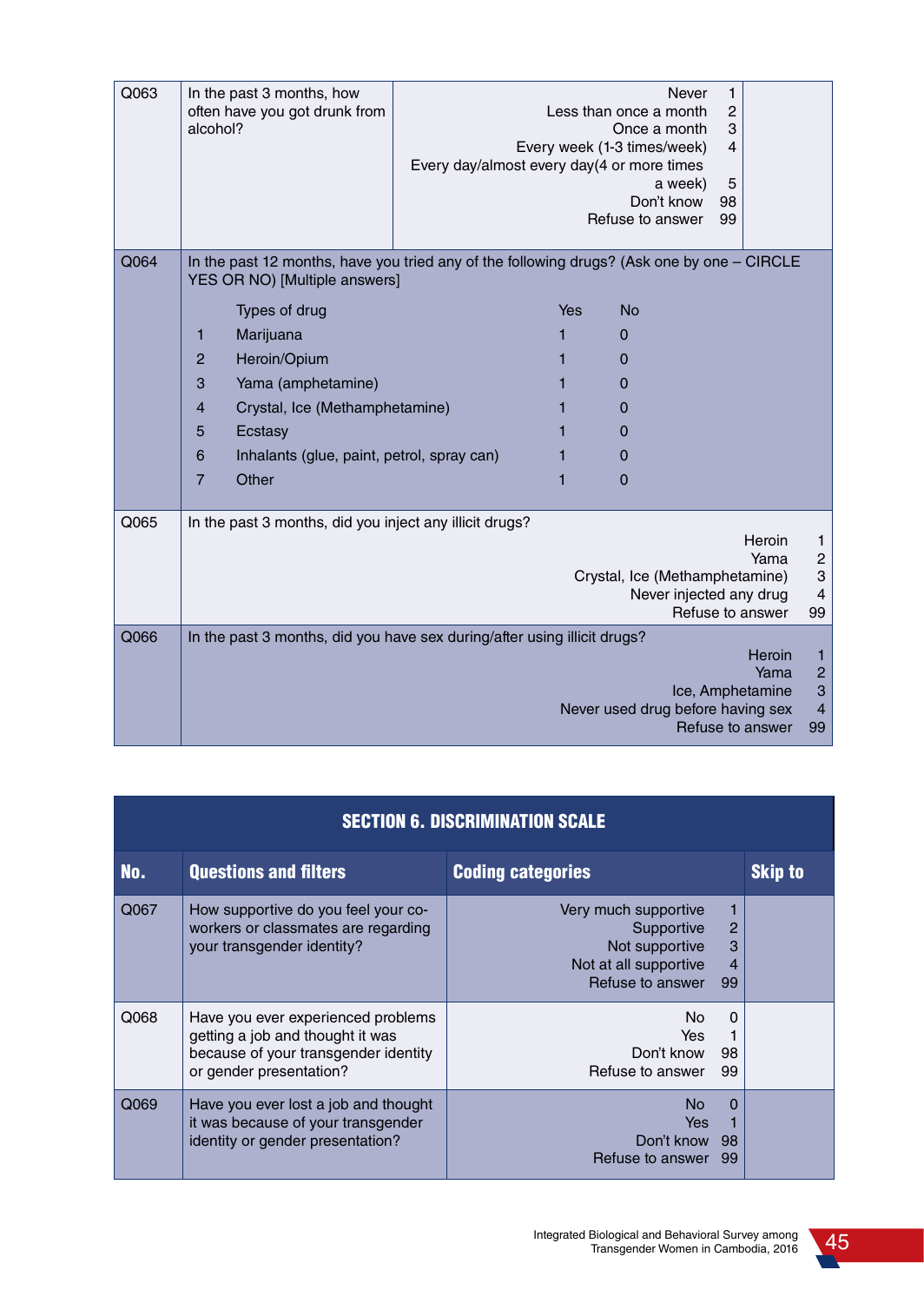| | | | |
|---|---|---|---|
| Q063 | In the past 3 months, how often have you got drunk from alcohol? | Never 1<br>Less than once a month 2<br>Once a month 3<br>Every week (1-3 times/week) 4<br>Every day/almost every day(4 or more times a week) 5<br>Don't know 98<br>Refuse to answer 99 | |

| | | | |
|---|---|---|---|
| Q064 | In the past 12 months, have you tried any of the following drugs? (Ask one by one – CIRCLE YES OR NO) [Multiple answers] | | |
| | Types of drug | Yes | No |
| | 1 Marijuana | 1 | 0 |
| | 2 Heroin/Opium | 1 | 0 |
| | 3 Yama (amphetamine) | 1 | 0 |
| | 4 Crystal, Ice (Methamphetamine) | 1 | 0 |
| | 5 Ecstasy | 1 | 0 |
| | 6 Inhalants (glue, paint, petrol, spray can) | 1 | 0 |
| | 7 Other | 1 | 0 |

| | | |
|---|---|---|
| Q065 | In the past 3 months, did you inject any illicit drugs? | Heroin 1<br>Yama 2<br>Crystal, Ice (Methamphetamine) 3<br>Never injected any drug 4<br>Refuse to answer 99 |
| Q066 | In the past 3 months, did you have sex during/after using illicit drugs? | Heroin 1<br>Yama 2<br>Ice, Amphetamine 3<br>Never used drug before having sex 4<br>Refuse to answer 99 |

## SECTION 6. DISCRIMINATION SCALE

| No. | Questions and filters | Coding categories | Skip to |
|---|---|---|---|
| Q067 | How supportive do you feel your co-workers or classmates are regarding your transgender identity? | Very much supportive 1<br>Supportive 2<br>Not supportive 3<br>Not at all supportive 4<br>Refuse to answer 99 | |
| Q068 | Have you ever experienced problems getting a job and thought it was because of your transgender identity or gender presentation? | No 0<br>Yes 1<br>Don't know 98<br>Refuse to answer 99 | |
| Q069 | Have you ever lost a job and thought it was because of your transgender identity or gender presentation? | No 0<br>Yes 1<br>Don't know 98<br>Refuse to answer 99 | |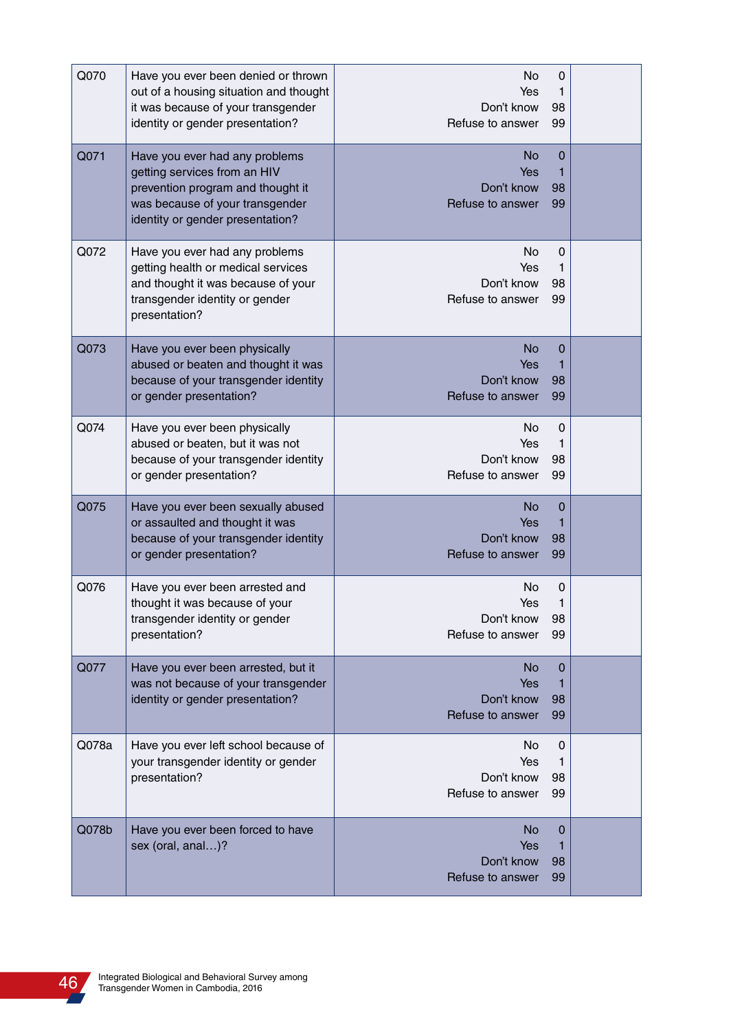| | | | |
|---|---|---|---|
| Q070 | Have you ever been denied or thrown out of a housing situation and thought it was because of your transgender identity or gender presentation? | No 0<br>Yes 1<br>Don't know 98<br>Refuse to answer 99 | |
| Q071 | Have you ever had any problems getting services from an HIV prevention program and thought it was because of your transgender identity or gender presentation? | No 0<br>Yes 1<br>Don't know 98<br>Refuse to answer 99 | |
| Q072 | Have you ever had any problems getting health or medical services and thought it was because of your transgender identity or gender presentation? | No 0<br>Yes 1<br>Don't know 98<br>Refuse to answer 99 | |
| Q073 | Have you ever been physically abused or beaten and thought it was because of your transgender identity or gender presentation? | No 0<br>Yes 1<br>Don't know 98<br>Refuse to answer 99 | |
| Q074 | Have you ever been physically abused or beaten, but it was not because of your transgender identity or gender presentation? | No 0<br>Yes 1<br>Don't know 98<br>Refuse to answer 99 | |
| Q075 | Have you ever been sexually abused or assaulted and thought it was because of your transgender identity or gender presentation? | No 0<br>Yes 1<br>Don't know 98<br>Refuse to answer 99 | |
| Q076 | Have you ever been arrested and thought it was because of your transgender identity or gender presentation? | No 0<br>Yes 1<br>Don't know 98<br>Refuse to answer 99 | |
| Q077 | Have you ever been arrested, but it was not because of your transgender identity or gender presentation? | No 0<br>Yes 1<br>Don't know 98<br>Refuse to answer 99 | |
| Q078a | Have you ever left school because of your transgender identity or gender presentation? | No 0<br>Yes 1<br>Don't know 98<br>Refuse to answer 99 | |
| Q078b | Have you ever been forced to have sex (oral, anal…)? | No 0<br>Yes 1<br>Don't know 98<br>Refuse to answer 99 | |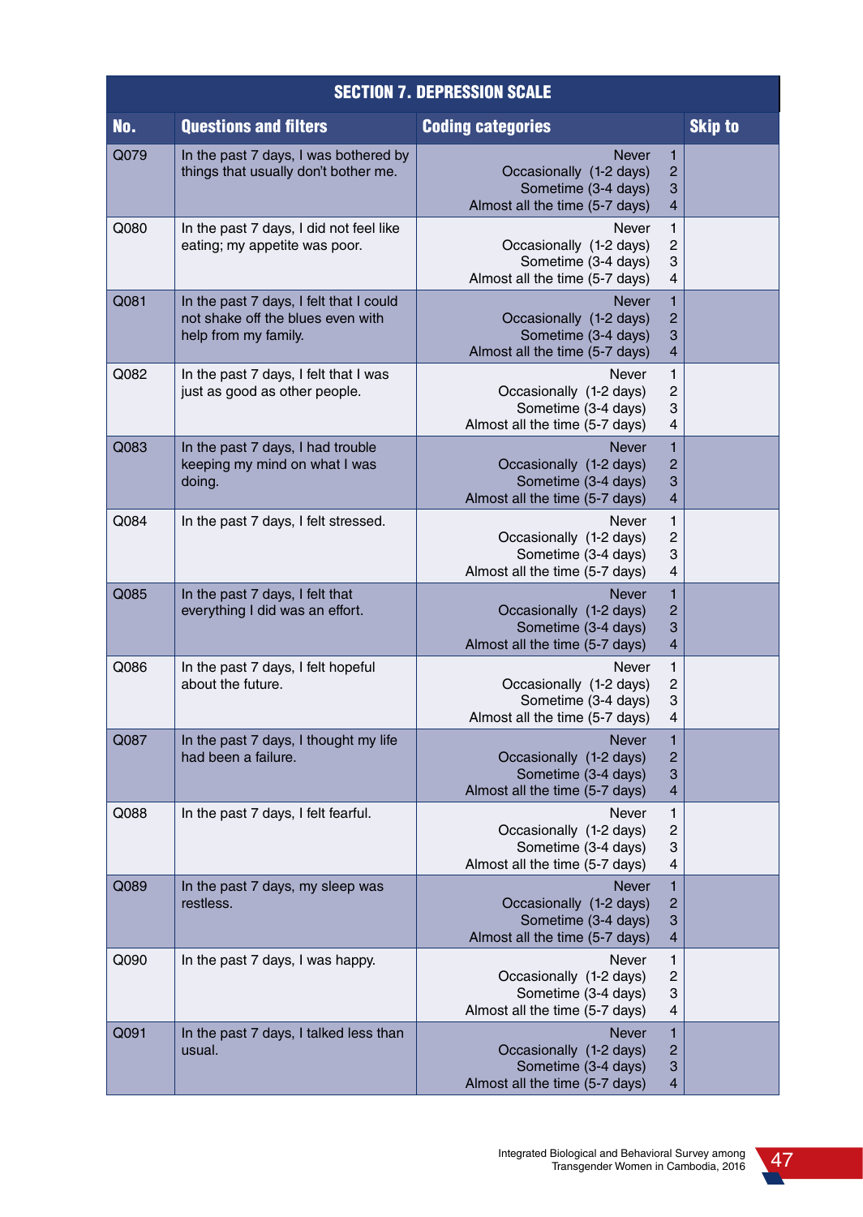| SECTION 7. DEPRESSION SCALE | | | |
|---|---|---|---|
| **No.** | **Questions and filters** | **Coding categories** | **Skip to** |
| Q079 | In the past 7 days, I was bothered by things that usually don't bother me. | Never 1<br>Occasionally (1-2 days) 2<br>Sometime (3-4 days) 3<br>Almost all the time (5-7 days) 4 | |
| Q080 | In the past 7 days, I did not feel like eating; my appetite was poor. | Never 1<br>Occasionally (1-2 days) 2<br>Sometime (3-4 days) 3<br>Almost all the time (5-7 days) 4 | |
| Q081 | In the past 7 days, I felt that I could not shake off the blues even with help from my family. | Never 1<br>Occasionally (1-2 days) 2<br>Sometime (3-4 days) 3<br>Almost all the time (5-7 days) 4 | |
| Q082 | In the past 7 days, I felt that I was just as good as other people. | Never 1<br>Occasionally (1-2 days) 2<br>Sometime (3-4 days) 3<br>Almost all the time (5-7 days) 4 | |
| Q083 | In the past 7 days, I had trouble keeping my mind on what I was doing. | Never 1<br>Occasionally (1-2 days) 2<br>Sometime (3-4 days) 3<br>Almost all the time (5-7 days) 4 | |
| Q084 | In the past 7 days, I felt stressed. | Never 1<br>Occasionally (1-2 days) 2<br>Sometime (3-4 days) 3<br>Almost all the time (5-7 days) 4 | |
| Q085 | In the past 7 days, I felt that everything I did was an effort. | Never 1<br>Occasionally (1-2 days) 2<br>Sometime (3-4 days) 3<br>Almost all the time (5-7 days) 4 | |
| Q086 | In the past 7 days, I felt hopeful about the future. | Never 1<br>Occasionally (1-2 days) 2<br>Sometime (3-4 days) 3<br>Almost all the time (5-7 days) 4 | |
| Q087 | In the past 7 days, I thought my life had been a failure. | Never 1<br>Occasionally (1-2 days) 2<br>Sometime (3-4 days) 3<br>Almost all the time (5-7 days) 4 | |
| Q088 | In the past 7 days, I felt fearful. | Never 1<br>Occasionally (1-2 days) 2<br>Sometime (3-4 days) 3<br>Almost all the time (5-7 days) 4 | |
| Q089 | In the past 7 days, my sleep was restless. | Never 1<br>Occasionally (1-2 days) 2<br>Sometime (3-4 days) 3<br>Almost all the time (5-7 days) 4 | |
| Q090 | In the past 7 days, I was happy. | Never 1<br>Occasionally (1-2 days) 2<br>Sometime (3-4 days) 3<br>Almost all the time (5-7 days) 4 | |
| Q091 | In the past 7 days, I talked less than usual. | Never 1<br>Occasionally (1-2 days) 2<br>Sometime (3-4 days) 3<br>Almost all the time (5-7 days) 4 | |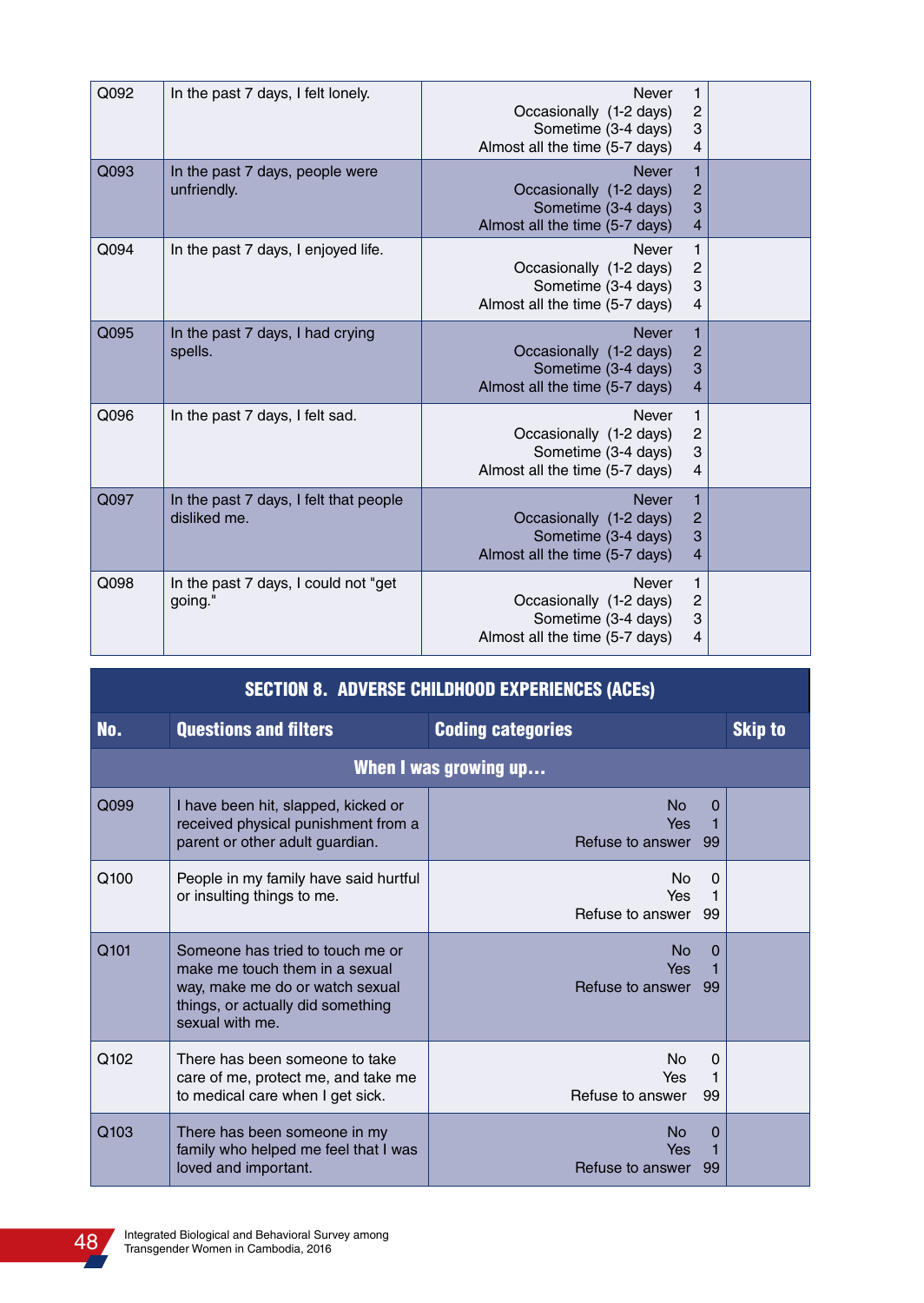| | | | |
|---|---|---|---|
| Q092 | In the past 7 days, I felt lonely. | Never 1<br>Occasionally (1-2 days) 2<br>Sometime (3-4 days) 3<br>Almost all the time (5-7 days) 4 | |
| Q093 | In the past 7 days, people were unfriendly. | Never 1<br>Occasionally (1-2 days) 2<br>Sometime (3-4 days) 3<br>Almost all the time (5-7 days) 4 | |
| Q094 | In the past 7 days, I enjoyed life. | Never 1<br>Occasionally (1-2 days) 2<br>Sometime (3-4 days) 3<br>Almost all the time (5-7 days) 4 | |
| Q095 | In the past 7 days, I had crying spells. | Never 1<br>Occasionally (1-2 days) 2<br>Sometime (3-4 days) 3<br>Almost all the time (5-7 days) 4 | |
| Q096 | In the past 7 days, I felt sad. | Never 1<br>Occasionally (1-2 days) 2<br>Sometime (3-4 days) 3<br>Almost all the time (5-7 days) 4 | |
| Q097 | In the past 7 days, I felt that people disliked me. | Never 1<br>Occasionally (1-2 days) 2<br>Sometime (3-4 days) 3<br>Almost all the time (5-7 days) 4 | |
| Q098 | In the past 7 days, I could not "get going." | Never 1<br>Occasionally (1-2 days) 2<br>Sometime (3-4 days) 3<br>Almost all the time (5-7 days) 4 | |

## SECTION 8. ADVERSE CHILDHOOD EXPERIENCES (ACEs)

| No. | Questions and filters | Coding categories | Skip to |
|---|---|---|---|
| | **When I was growing up…** | | |
| Q099 | I have been hit, slapped, kicked or received physical punishment from a parent or other adult guardian. | No 0<br>Yes 1<br>Refuse to answer 99 | |
| Q100 | People in my family have said hurtful or insulting things to me. | No 0<br>Yes 1<br>Refuse to answer 99 | |
| Q101 | Someone has tried to touch me or make me touch them in a sexual way, make me do or watch sexual things, or actually did something sexual with me. | No 0<br>Yes 1<br>Refuse to answer 99 | |
| Q102 | There has been someone to take care of me, protect me, and take me to medical care when I get sick. | No 0<br>Yes 1<br>Refuse to answer 99 | |
| Q103 | There has been someone in my family who helped me feel that I was loved and important. | No 0<br>Yes 1<br>Refuse to answer 99 | |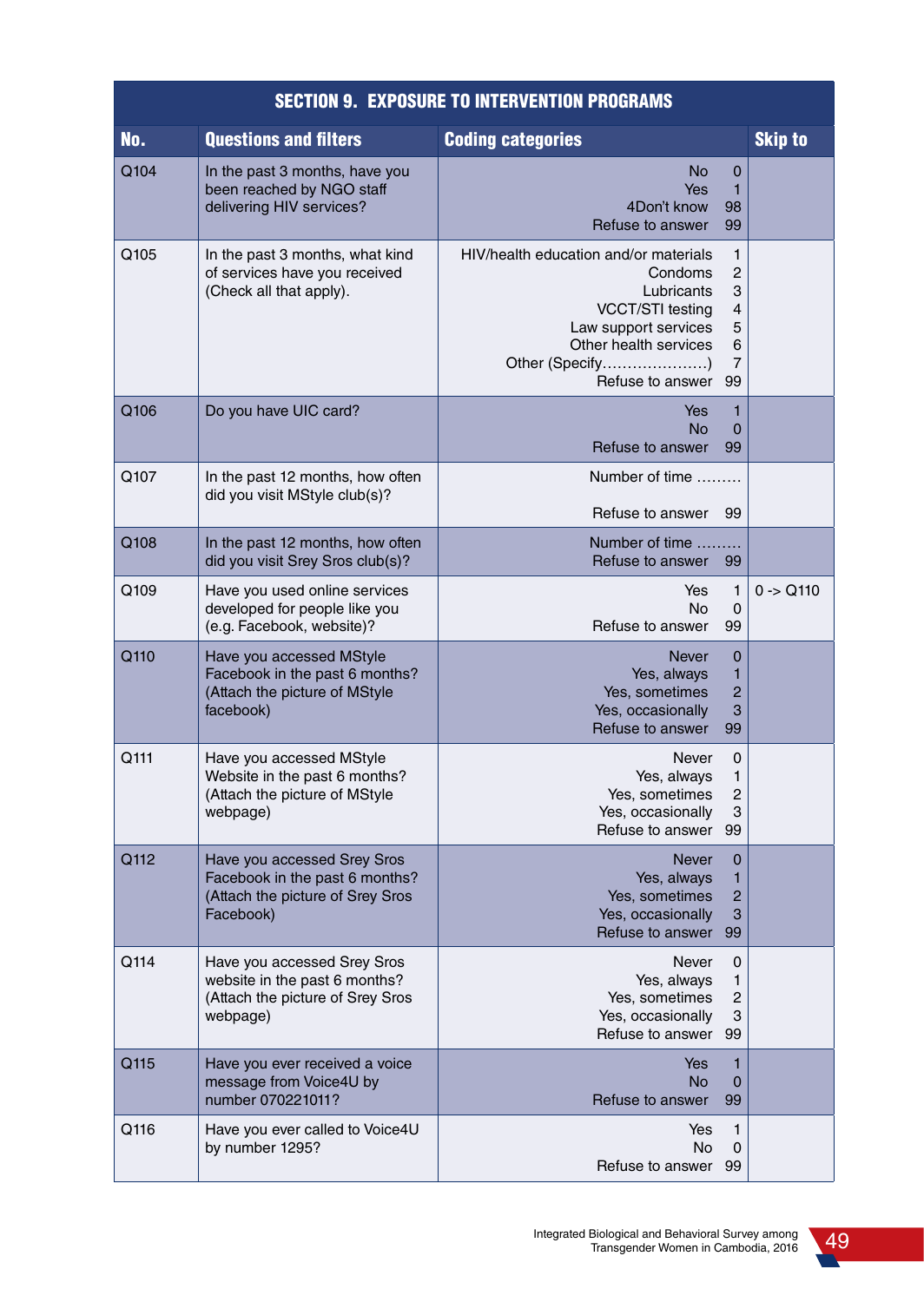| SECTION 9. EXPOSURE TO INTERVENTION PROGRAMS | | | |
|---|---|---|---|
| **No.** | **Questions and filters** | **Coding categories** | **Skip to** |
| Q104 | In the past 3 months, have you been reached by NGO staff delivering HIV services? | No 0<br>Yes 1<br>4Don't know 98<br>Refuse to answer 99 | |
| Q105 | In the past 3 months, what kind of services have you received (Check all that apply). | HIV/health education and/or materials 1<br>Condoms 2<br>Lubricants 3<br>VCCT/STI testing 4<br>Law support services 5<br>Other health services 6<br>Other (Specify…………………) 7<br>Refuse to answer 99 | |
| Q106 | Do you have UIC card? | Yes 1<br>No 0<br>Refuse to answer 99 | |
| Q107 | In the past 12 months, how often did you visit MStyle club(s)? | Number of time ………<br>Refuse to answer 99 | |
| Q108 | In the past 12 months, how often did you visit Srey Sros club(s)? | Number of time ………<br>Refuse to answer 99 | |
| Q109 | Have you used online services developed for people like you (e.g. Facebook, website)? | Yes 1<br>No 0<br>Refuse to answer 99 | 0 -> Q110 |
| Q110 | Have you accessed MStyle Facebook in the past 6 months? (Attach the picture of MStyle facebook) | Never 0<br>Yes, always 1<br>Yes, sometimes 2<br>Yes, occasionally 3<br>Refuse to answer 99 | |
| Q111 | Have you accessed MStyle Website in the past 6 months? (Attach the picture of MStyle webpage) | Never 0<br>Yes, always 1<br>Yes, sometimes 2<br>Yes, occasionally 3<br>Refuse to answer 99 | |
| Q112 | Have you accessed Srey Sros Facebook in the past 6 months? (Attach the picture of Srey Sros Facebook) | Never 0<br>Yes, always 1<br>Yes, sometimes 2<br>Yes, occasionally 3<br>Refuse to answer 99 | |
| Q114 | Have you accessed Srey Sros website in the past 6 months? (Attach the picture of Srey Sros webpage) | Never 0<br>Yes, always 1<br>Yes, sometimes 2<br>Yes, occasionally 3<br>Refuse to answer 99 | |
| Q115 | Have you ever received a voice message from Voice4U by number 070221011? | Yes 1<br>No 0<br>Refuse to answer 99 | |
| Q116 | Have you ever called to Voice4U by number 1295? | Yes 1<br>No 0<br>Refuse to answer 99 | |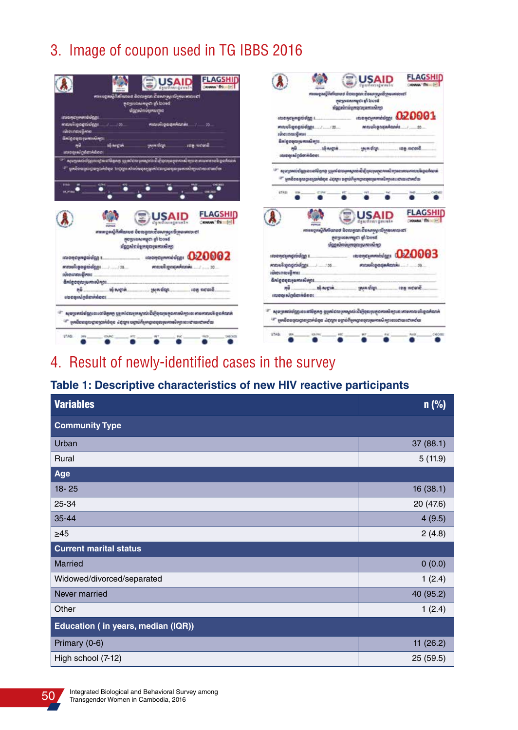## 3. Image of coupon used in TG IBBS 2016

## 4. Result of newly-identified cases in the survey

### Table 1: Descriptive characteristics of new HIV reactive participants

| Variables | n (%) |
|---|---|
| **Community Type** | |
| Urban | 37 (88.1) |
| Rural | 5 (11.9) |
| **Age** | |
| 18- 25 | 16 (38.1) |
| 25-34 | 20 (47.6) |
| 35-44 | 4 (9.5) |
| ≥45 | 2 (4.8) |
| **Current marital status** | |
| Married | 0 (0.0) |
| Widowed/divorced/separated | 1 (2.4) |
| Never married | 40 (95.2) |
| Other | 1 (2.4) |
| **Education ( in years, median (IQR))** | |
| Primary (0-6) | 11 (26.2) |
| High school (7-12) | 25 (59.5) |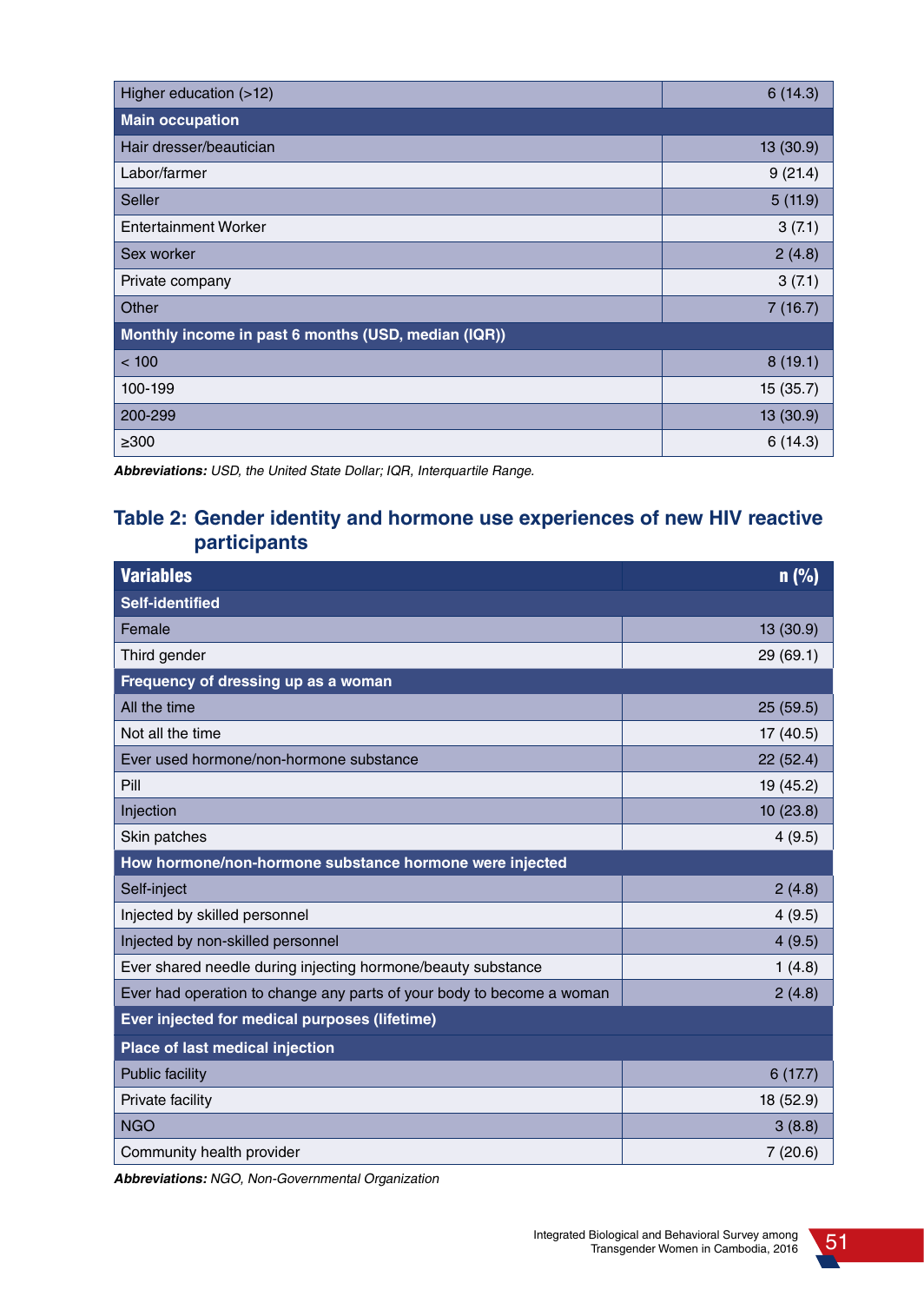| | |
|---|---|
| Higher education (>12) | 6 (14.3) |
| **Main occupation** | |
| Hair dresser/beautician | 13 (30.9) |
| Labor/farmer | 9 (21.4) |
| Seller | 5 (11.9) |
| Entertainment Worker | 3 (7.1) |
| Sex worker | 2 (4.8) |
| Private company | 3 (7.1) |
| Other | 7 (16.7) |
| **Monthly income in past 6 months (USD, median (IQR))** | |
| < 100 | 8 (19.1) |
| 100-199 | 15 (35.7) |
| 200-299 | 13 (30.9) |
| ≥300 | 6 (14.3) |

***Abbreviations:*** *USD, the United State Dollar; IQR, Interquartile Range.*

## Table 2: Gender identity and hormone use experiences of new HIV reactive participants

| Variables | n (%) |
|---|---|
| **Self-identified** | |
| Female | 13 (30.9) |
| Third gender | 29 (69.1) |
| **Frequency of dressing up as a woman** | |
| All the time | 25 (59.5) |
| Not all the time | 17 (40.5) |
| Ever used hormone/non-hormone substance | 22 (52.4) |
| Pill | 19 (45.2) |
| Injection | 10 (23.8) |
| Skin patches | 4 (9.5) |
| **How hormone/non-hormone substance hormone were injected** | |
| Self-inject | 2 (4.8) |
| Injected by skilled personnel | 4 (9.5) |
| Injected by non-skilled personnel | 4 (9.5) |
| Ever shared needle during injecting hormone/beauty substance | 1 (4.8) |
| Ever had operation to change any parts of your body to become a woman | 2 (4.8) |
| **Ever injected for medical purposes (lifetime)** | |
| **Place of last medical injection** | |
| Public facility | 6 (17.7) |
| Private facility | 18 (52.9) |
| NGO | 3 (8.8) |
| Community health provider | 7 (20.6) |

***Abbreviations:*** *NGO, Non-Governmental Organization*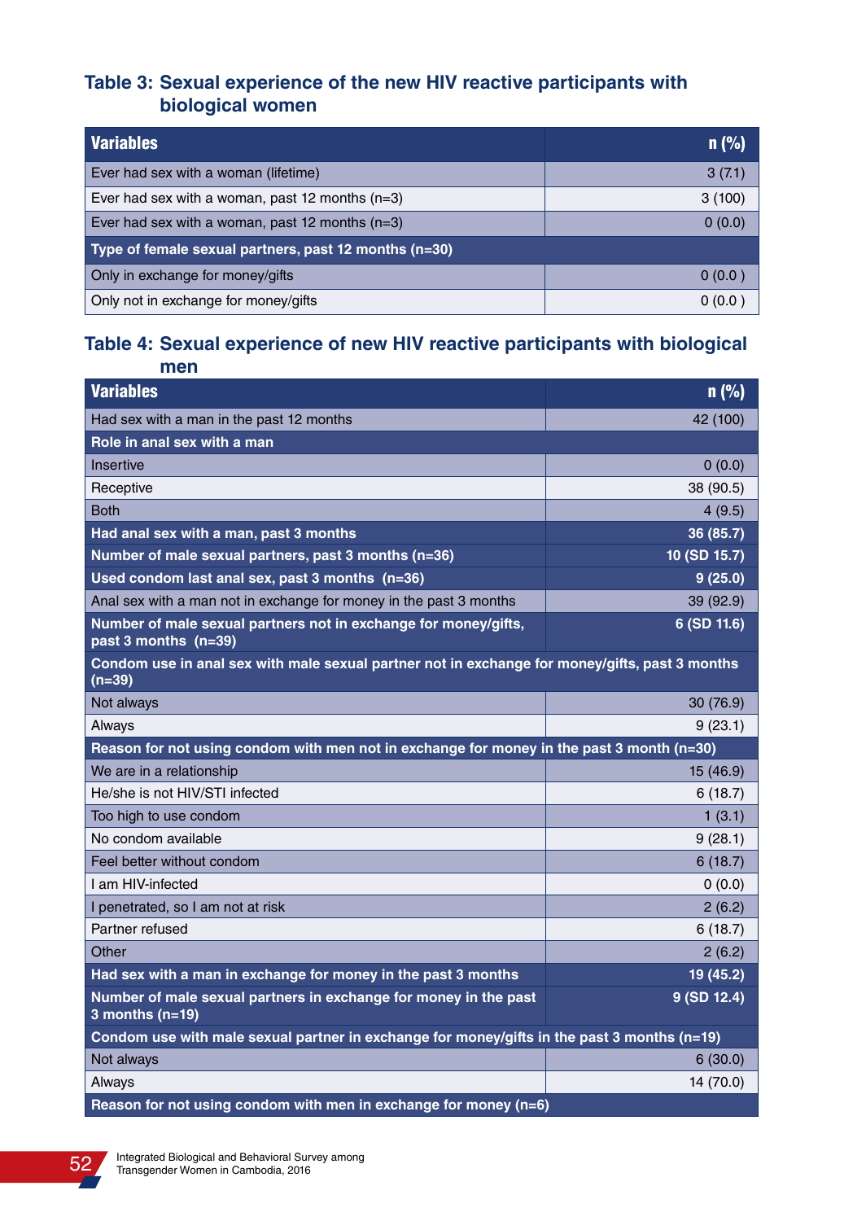## Table 3: Sexual experience of the new HIV reactive participants with biological women

| Variables | n (%) |
|---|---|
| Ever had sex with a woman (lifetime) | 3 (7.1) |
| Ever had sex with a woman, past 12 months (n=3) | 3 (100) |
| Ever had sex with a woman, past 12 months (n=3) | 0 (0.0) |
| **Type of female sexual partners, past 12 months (n=30)** | |
| Only in exchange for money/gifts | 0 (0.0 ) |
| Only not in exchange for money/gifts | 0 (0.0 ) |

## Table 4: Sexual experience of new HIV reactive participants with biological men

| Variables | n (%) |
|---|---|
| Had sex with a man in the past 12 months | 42 (100) |
| **Role in anal sex with a man** | |
| Insertive | 0 (0.0) |
| Receptive | 38 (90.5) |
| Both | 4 (9.5) |
| **Had anal sex with a man, past 3 months** | **36 (85.7)** |
| **Number of male sexual partners, past 3 months (n=36)** | **10 (SD 15.7)** |
| **Used condom last anal sex, past 3 months (n=36)** | **9 (25.0)** |
| Anal sex with a man not in exchange for money in the past 3 months | 39 (92.9) |
| **Number of male sexual partners not in exchange for money/gifts, past 3 months (n=39)** | **6 (SD 11.6)** |
| **Condom use in anal sex with male sexual partner not in exchange for money/gifts, past 3 months (n=39)** | |
| Not always | 30 (76.9) |
| Always | 9 (23.1) |
| **Reason for not using condom with men not in exchange for money in the past 3 month (n=30)** | |
| We are in a relationship | 15 (46.9) |
| He/she is not HIV/STI infected | 6 (18.7) |
| Too high to use condom | 1 (3.1) |
| No condom available | 9 (28.1) |
| Feel better without condom | 6 (18.7) |
| I am HIV-infected | 0 (0.0) |
| I penetrated, so I am not at risk | 2 (6.2) |
| Partner refused | 6 (18.7) |
| Other | 2 (6.2) |
| **Had sex with a man in exchange for money in the past 3 months** | **19 (45.2)** |
| **Number of male sexual partners in exchange for money in the past 3 months (n=19)** | **9 (SD 12.4)** |
| **Condom use with male sexual partner in exchange for money/gifts in the past 3 months (n=19)** | |
| Not always | 6 (30.0) |
| Always | 14 (70.0) |
| **Reason for not using condom with men in exchange for money (n=6)** | |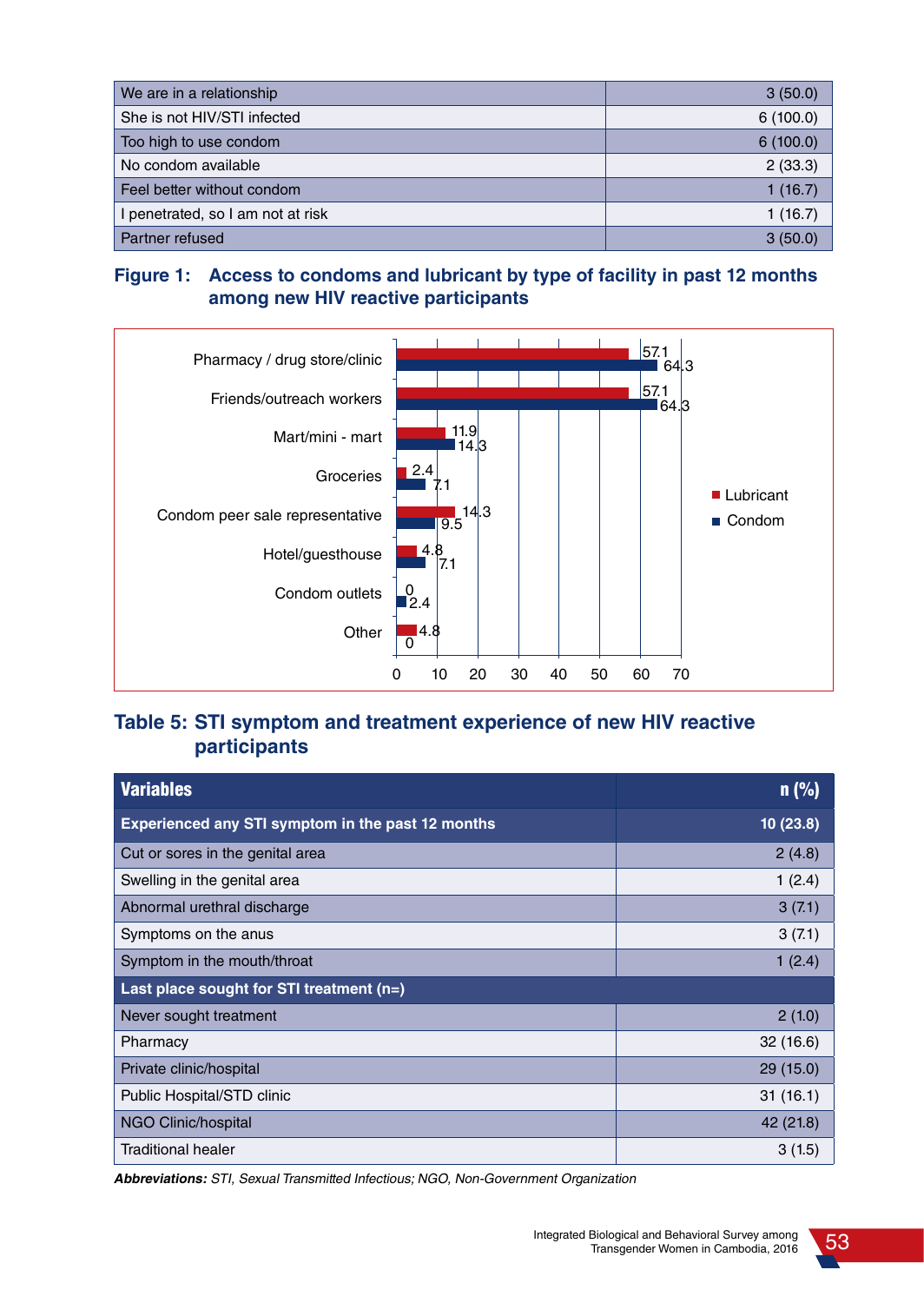| | |
|---|---|
| We are in a relationship | 3 (50.0) |
| She is not HIV/STI infected | 6 (100.0) |
| Too high to use condom | 6 (100.0) |
| No condom available | 2 (33.3) |
| Feel better without condom | 1 (16.7) |
| I penetrated, so I am not at risk | 1 (16.7) |
| Partner refused | 3 (50.0) |

**Figure 1: Access to condoms and lubricant by type of facility in past 12 months among new HIV reactive participants**

| Facility | Lubricant | Condom |
|---|---|---|
| Pharmacy / drug store/clinic | 57.1 | 64.3 |
| Friends/outreach workers | 57.1 | 64.3 |
| Mart/mini - mart | 11.9 | 14.3 |
| Groceries | 2.4 | 7.1 |
| Condom peer sale representative | 14.3 | 9.5 |
| Hotel/guesthouse | 4.8 | 7.1 |
| Condom outlets | 0 | 2.4 |
| Other | 4.8 | 0 |

## Table 5: STI symptom and treatment experience of new HIV reactive participants

| Variables | n (%) |
|---|---|
| **Experienced any STI symptom in the past 12 months** | **10 (23.8)** |
| Cut or sores in the genital area | 2 (4.8) |
| Swelling in the genital area | 1 (2.4) |
| Abnormal urethral discharge | 3 (7.1) |
| Symptoms on the anus | 3 (7.1) |
| Symptom in the mouth/throat | 1 (2.4) |
| **Last place sought for STI treatment (n=)** | |
| Never sought treatment | 2 (1.0) |
| Pharmacy | 32 (16.6) |
| Private clinic/hospital | 29 (15.0) |
| Public Hospital/STD clinic | 31 (16.1) |
| NGO Clinic/hospital | 42 (21.8) |
| Traditional healer | 3 (1.5) |

***Abbreviations:*** *STI, Sexual Transmitted Infectious; NGO, Non-Government Organization*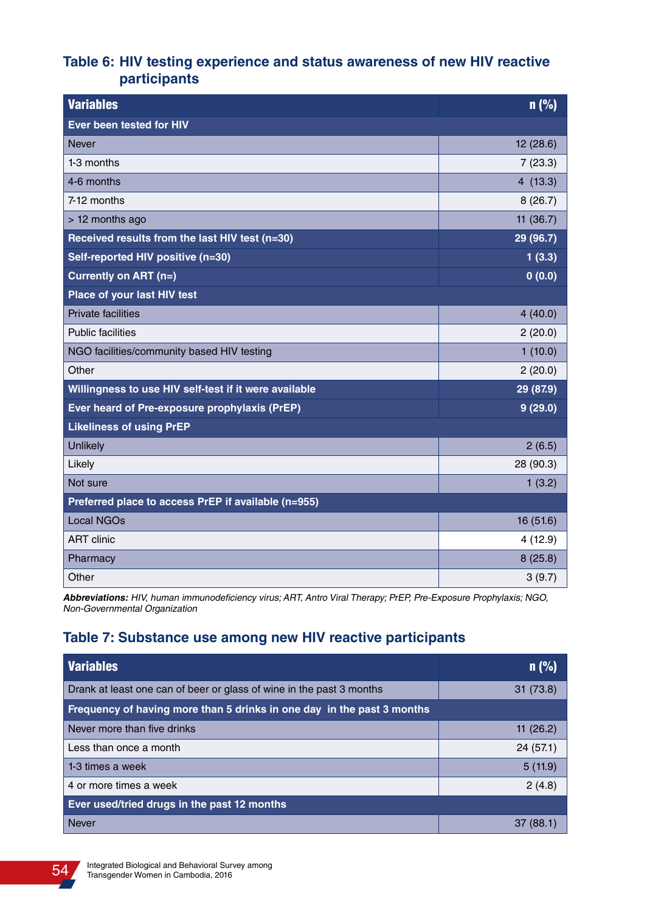### Table 6: HIV testing experience and status awareness of new HIV reactive participants

| Variables | n (%) |
|---|---|
| **Ever been tested for HIV** | |
| Never | 12 (28.6) |
| 1-3 months | 7 (23.3) |
| 4-6 months | 4 (13.3) |
| 7-12 months | 8 (26.7) |
| > 12 months ago | 11 (36.7) |
| **Received results from the last HIV test (n=30)** | **29 (96.7)** |
| **Self-reported HIV positive (n=30)** | **1 (3.3)** |
| **Currently on ART (n=)** | **0 (0.0)** |
| **Place of your last HIV test** | |
| Private facilities | 4 (40.0) |
| Public facilities | 2 (20.0) |
| NGO facilities/community based HIV testing | 1 (10.0) |
| Other | 2 (20.0) |
| **Willingness to use HIV self-test if it were available** | **29 (87.9)** |
| **Ever heard of Pre-exposure prophylaxis (PrEP)** | **9 (29.0)** |
| **Likeliness of using PrEP** | |
| Unlikely | 2 (6.5) |
| Likely | 28 (90.3) |
| Not sure | 1 (3.2) |
| **Preferred place to access PrEP if available (n=955)** | |
| Local NGOs | 16 (51.6) |
| ART clinic | 4 (12.9) |
| Pharmacy | 8 (25.8) |
| Other | 3 (9.7) |

***Abbreviations:*** *HIV, human immunodeficiency virus; ART, Antro Viral Therapy; PrEP, Pre-Exposure Prophylaxis; NGO, Non-Governmental Organization*

### Table 7: Substance use among new HIV reactive participants

| Variables | n (%) |
|---|---|
| Drank at least one can of beer or glass of wine in the past 3 months | 31 (73.8) |
| **Frequency of having more than 5 drinks in one day in the past 3 months** | |
| Never more than five drinks | 11 (26.2) |
| Less than once a month | 24 (57.1) |
| 1-3 times a week | 5 (11.9) |
| 4 or more times a week | 2 (4.8) |
| **Ever used/tried drugs in the past 12 months** | |
| Never | 37 (88.1) |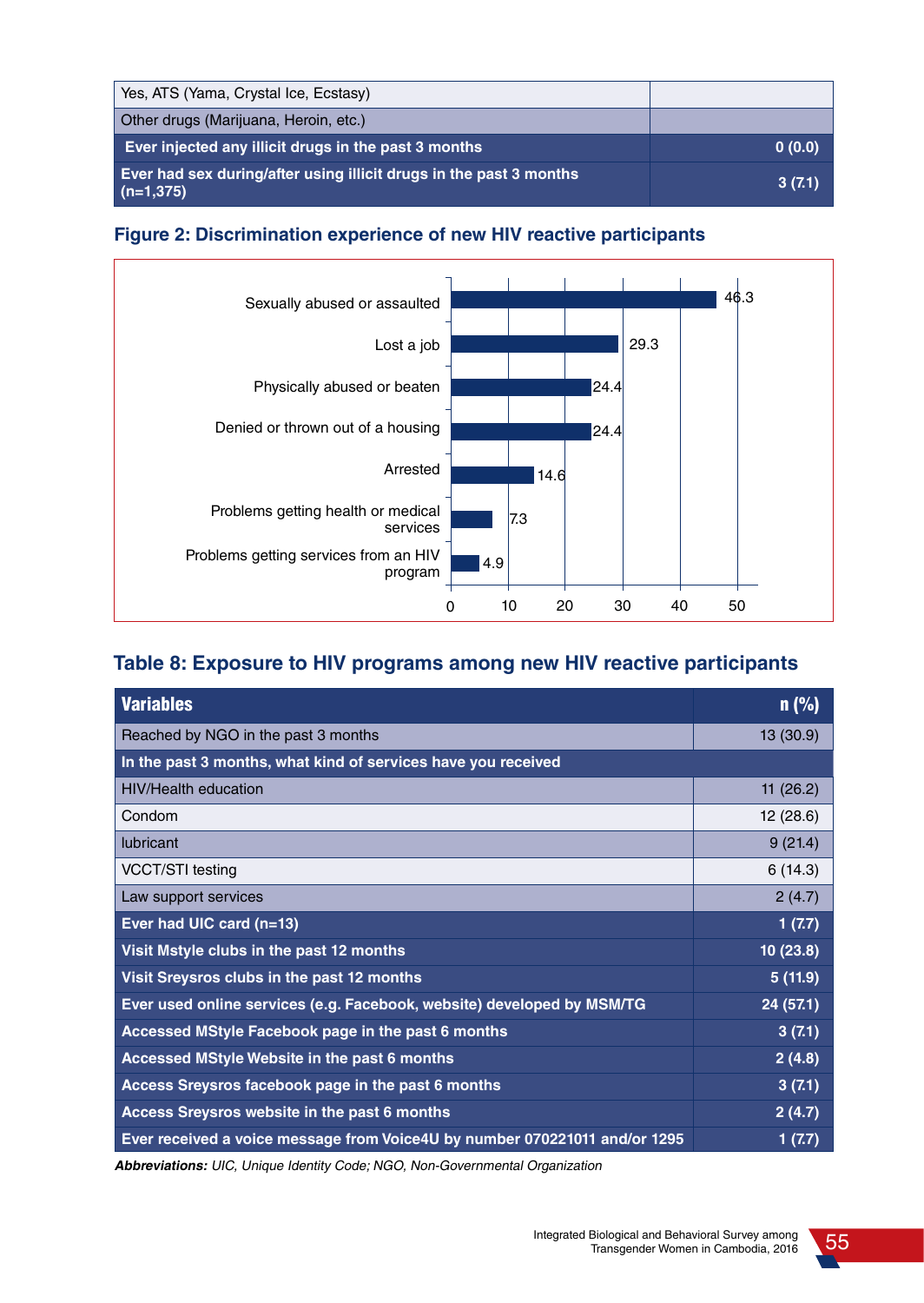| | |
|---|---|
| Yes, ATS (Yama, Crystal Ice, Ecstasy) | |
| Other drugs (Marijuana, Heroin, etc.) | |
| **Ever injected any illicit drugs in the past 3 months** | **0 (0.0)** |
| **Ever had sex during/after using illicit drugs in the past 3 months (n=1,375)** | **3 (7.1)** |

## Figure 2: Discrimination experience of new HIV reactive participants

| Discrimination experience | % |
|---|---|
| Sexually abused or assaulted | 46.3 |
| Lost a job | 29.3 |
| Physically abused or beaten | 24.4 |
| Denied or thrown out of a housing | 24.4 |
| Arrested | 14.6 |
| Problems getting health or medical services | 7.3 |
| Problems getting services from an HIV program | 4.9 |

## Table 8: Exposure to HIV programs among new HIV reactive participants

| Variables | n (%) |
|---|---|
| Reached by NGO in the past 3 months | 13 (30.9) |
| **In the past 3 months, what kind of services have you received** | |
| HIV/Health education | 11 (26.2) |
| Condom | 12 (28.6) |
| lubricant | 9 (21.4) |
| VCCT/STI testing | 6 (14.3) |
| Law support services | 2 (4.7) |
| **Ever had UIC card (n=13)** | **1 (7.7)** |
| **Visit Mstyle clubs in the past 12 months** | **10 (23.8)** |
| **Visit Sreysros clubs in the past 12 months** | **5 (11.9)** |
| **Ever used online services (e.g. Facebook, website) developed by MSM/TG** | **24 (57.1)** |
| **Accessed MStyle Facebook page in the past 6 months** | **3 (7.1)** |
| **Accessed MStyle Website in the past 6 months** | **2 (4.8)** |
| **Access Sreysros facebook page in the past 6 months** | **3 (7.1)** |
| **Access Sreysros website in the past 6 months** | **2 (4.7)** |
| **Ever received a voice message from Voice4U by number 070221011 and/or 1295** | **1 (7.7)** |

***Abbreviations:*** *UIC, Unique Identity Code; NGO, Non-Governmental Organization*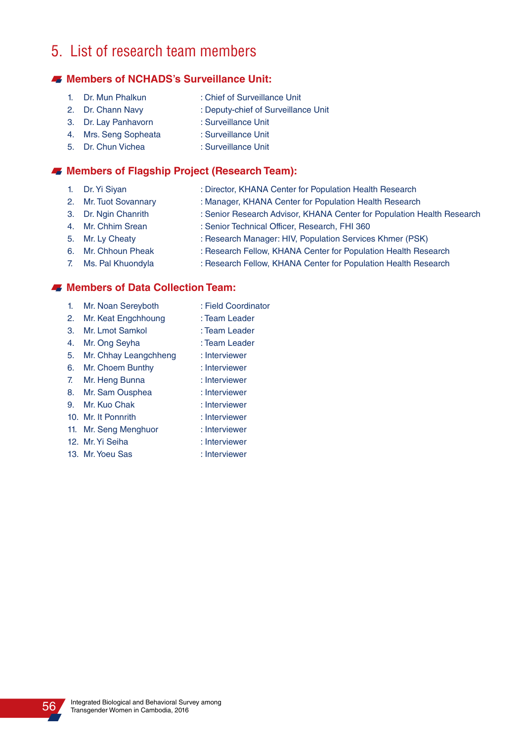# 5. List of research team members

## Members of NCHADS's Surveillance Unit:

1. Dr. Mun Phalkun : Chief of Surveillance Unit
2. Dr. Chann Navy : Deputy-chief of Surveillance Unit
3. Dr. Lay Panhavorn : Surveillance Unit
4. Mrs. Seng Sopheata : Surveillance Unit
5. Dr. Chun Vichea : Surveillance Unit

## Members of Flagship Project (Research Team):

1. Dr. Yi Siyan : Director, KHANA Center for Population Health Research
2. Mr. Tuot Sovannary : Manager, KHANA Center for Population Health Research
3. Dr. Ngin Chanrith : Senior Research Advisor, KHANA Center for Population Health Research
4. Mr. Chhim Srean : Senior Technical Officer, Research, FHI 360
5. Mr. Ly Cheaty : Research Manager: HIV, Population Services Khmer (PSK)
6. Mr. Chhoun Pheak : Research Fellow, KHANA Center for Population Health Research
7. Ms. Pal Khuondyla : Research Fellow, KHANA Center for Population Health Research

## Members of Data Collection Team:

1. Mr. Noan Sereyboth : Field Coordinator
2. Mr. Keat Engchhoung : Team Leader
3. Mr. Lmot Samkol : Team Leader
4. Mr. Ong Seyha : Team Leader
5. Mr. Chhay Leangchheng : Interviewer
6. Mr. Choem Bunthy : Interviewer
7. Mr. Heng Bunna : Interviewer
8. Mr. Sam Ousphea : Interviewer
9. Mr. Kuo Chak : Interviewer
10. Mr. It Ponnrith : Interviewer
11. Mr. Seng Menghuor : Interviewer
12. Mr. Yi Seiha : Interviewer
13. Mr. Yoeu Sas : Interviewer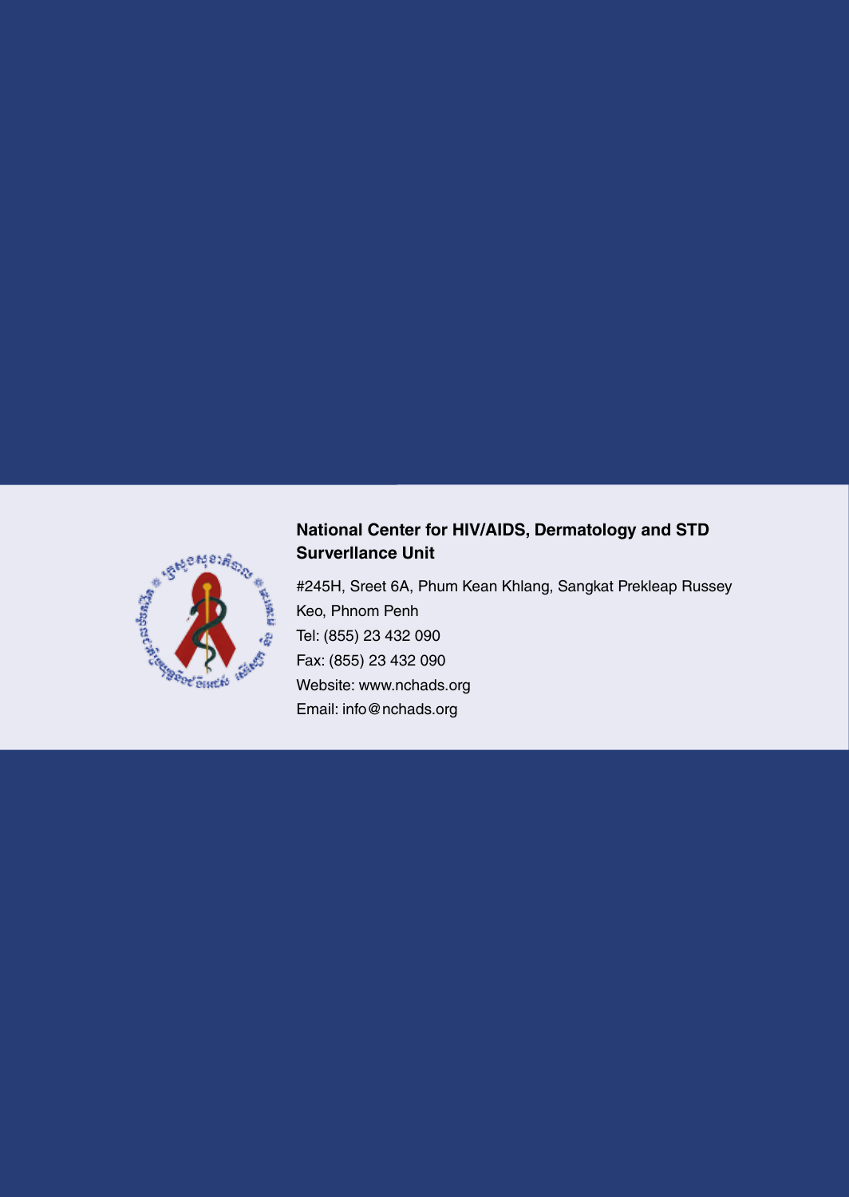**National Center for HIV/AIDS, Dermatology and STD Surverllance Unit**

#245H, Sreet 6A, Phum Kean Khlang, Sangkat Prekleap Russey Keo, Phnom Penh
Tel: (855) 23 432 090
Fax: (855) 23 432 090
Website: www.nchads.org
Email: info@nchads.org